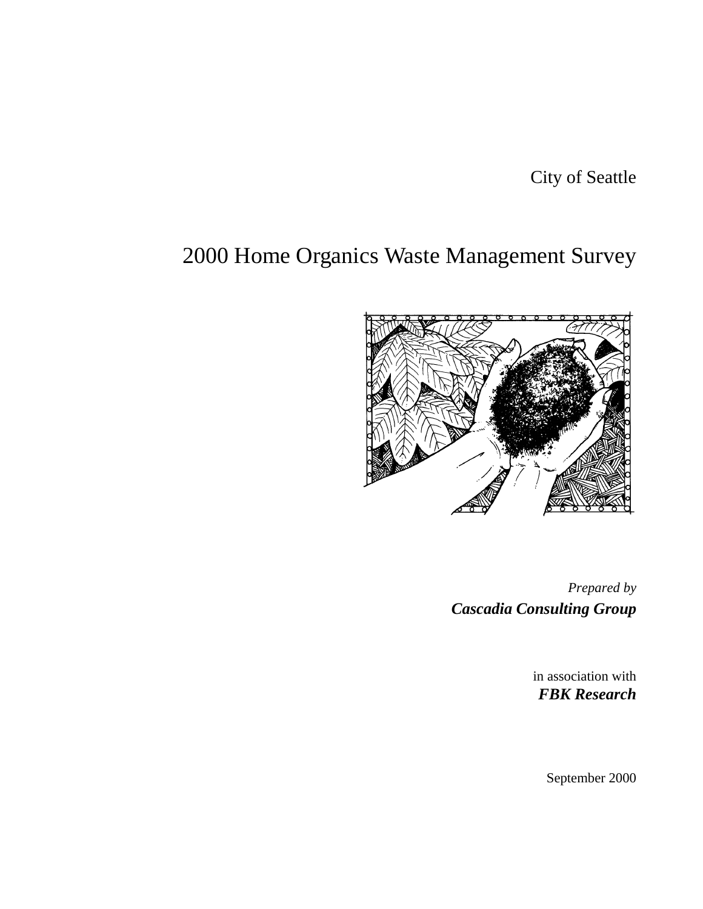City of Seattle

# 2000 Home Organics Waste Management Survey

*Prepared by*

***Cascadia Consulting Group***

in association with

***FBK Research***

September 2000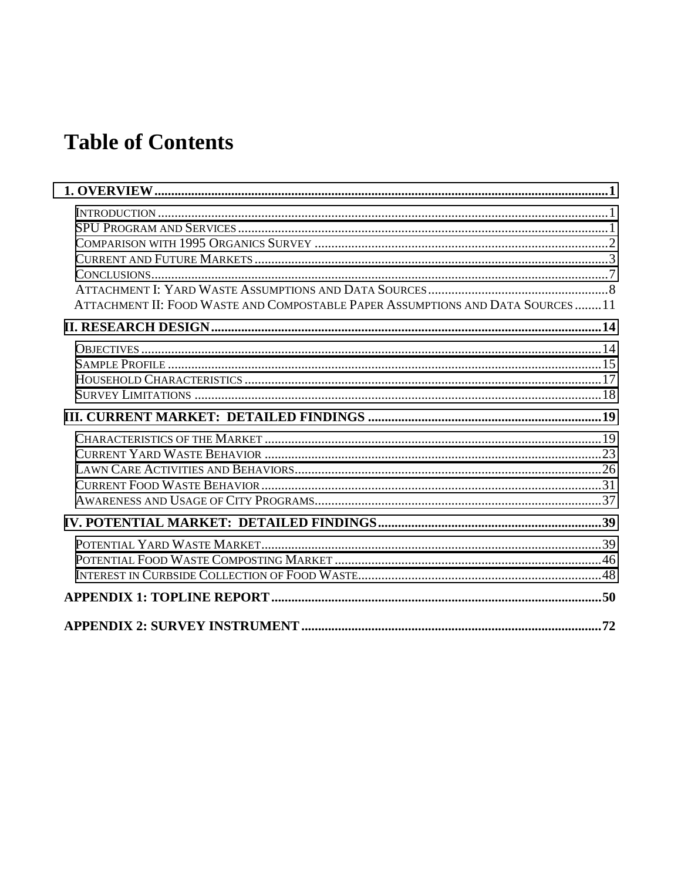# Table of Contents

**1. OVERVIEW....................................................................................................................................1**

- Introduction.....................................................................................................................1
- SPU Program and Services.............................................................................................1
- Comparison with 1995 Organics Survey ......................................................................2
- Current and Future Markets..........................................................................................3
- Conclusions.......................................................................................................................7
- Attachment I: Yard Waste Assumptions and Data Sources......................................8
- Attachment II: Food Waste and Compostable Paper Assumptions and Data Sources........11

**II. RESEARCH DESIGN.....................................................................................................................14**

- Objectives.........................................................................................................................14
- Sample Profile..................................................................................................................15
- Household Characteristics.............................................................................................17
- Survey Limitations..........................................................................................................18

**III. CURRENT MARKET: DETAILED FINDINGS.......................................................................19**

- Characteristics of the Market........................................................................................19
- Current Yard Waste Behavior.......................................................................................23
- Lawn Care Activities and Behaviors............................................................................26
- Current Food Waste Behavior.......................................................................................31
- Awareness and Usage of City Programs......................................................................37

**IV. POTENTIAL MARKET: DETAILED FINDINGS...................................................................39**

- Potential Yard Waste Market........................................................................................39
- Potential Food Waste Composting Market.................................................................46
- Interest in Curbside Collection of Food Waste...........................................................48

**APPENDIX 1: TOPLINE REPORT....................................................................................................50**

**APPENDIX 2: SURVEY INSTRUMENT...........................................................................................72**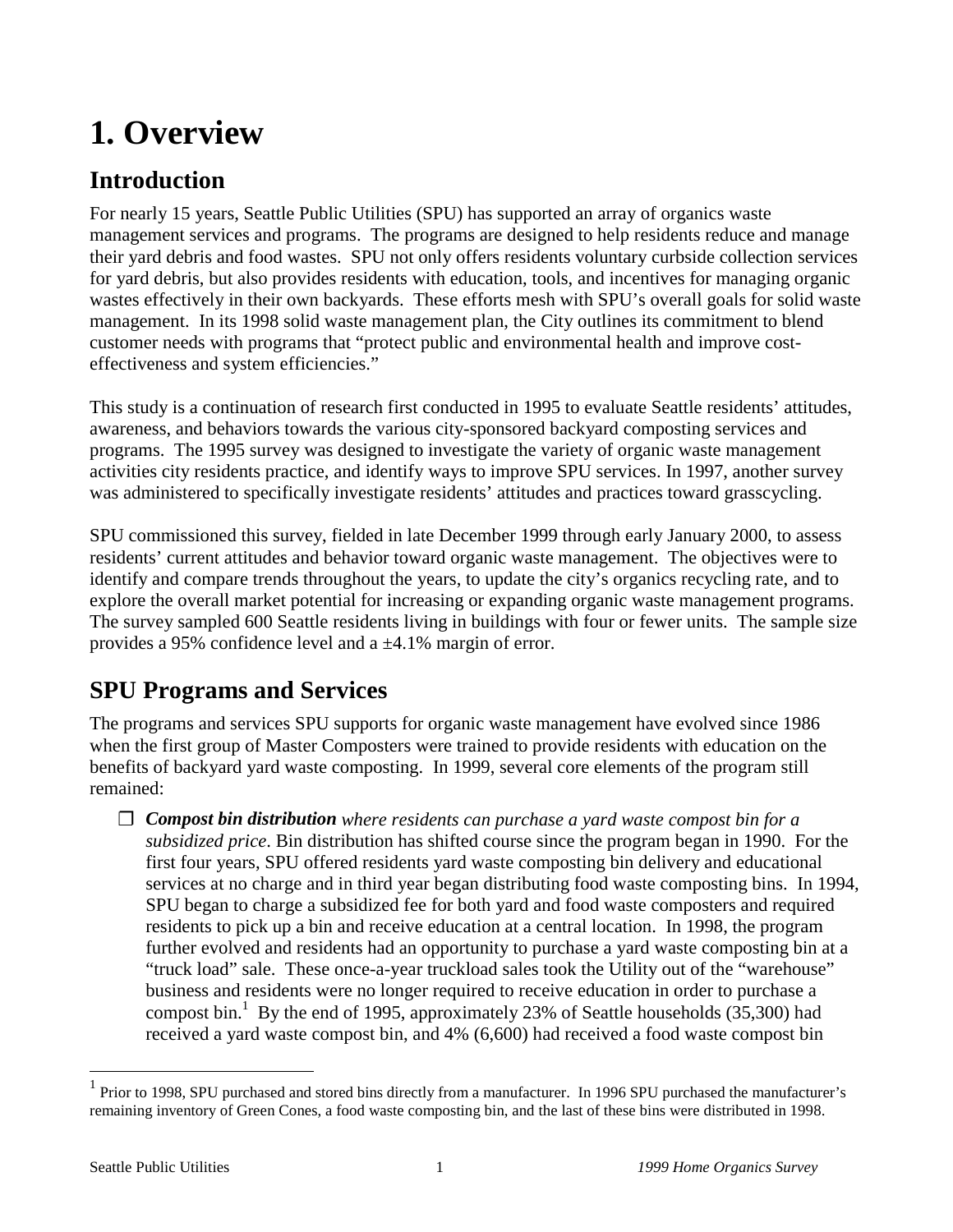# 1. Overview

## Introduction

For nearly 15 years, Seattle Public Utilities (SPU) has supported an array of organics waste management services and programs. The programs are designed to help residents reduce and manage their yard debris and food wastes. SPU not only offers residents voluntary curbside collection services for yard debris, but also provides residents with education, tools, and incentives for managing organic wastes effectively in their own backyards. These efforts mesh with SPU's overall goals for solid waste management. In its 1998 solid waste management plan, the City outlines its commitment to blend customer needs with programs that "protect public and environmental health and improve cost-effectiveness and system efficiencies."

This study is a continuation of research first conducted in 1995 to evaluate Seattle residents' attitudes, awareness, and behaviors towards the various city-sponsored backyard composting services and programs. The 1995 survey was designed to investigate the variety of organic waste management activities city residents practice, and identify ways to improve SPU services. In 1997, another survey was administered to specifically investigate residents' attitudes and practices toward grasscycling.

SPU commissioned this survey, fielded in late December 1999 through early January 2000, to assess residents' current attitudes and behavior toward organic waste management. The objectives were to identify and compare trends throughout the years, to update the city's organics recycling rate, and to explore the overall market potential for increasing or expanding organic waste management programs. The survey sampled 600 Seattle residents living in buildings with four or fewer units. The sample size provides a 95% confidence level and a ±4.1% margin of error.

## SPU Programs and Services

The programs and services SPU supports for organic waste management have evolved since 1986 when the first group of Master Composters were trained to provide residents with education on the benefits of backyard yard waste composting. In 1999, several core elements of the program still remained:

- ***Compost bin distribution** where residents can purchase a yard waste compost bin for a subsidized price*. Bin distribution has shifted course since the program began in 1990. For the first four years, SPU offered residents yard waste composting bin delivery and educational services at no charge and in third year began distributing food waste composting bins. In 1994, SPU began to charge a subsidized fee for both yard and food waste composters and required residents to pick up a bin and receive education at a central location. In 1998, the program further evolved and residents had an opportunity to purchase a yard waste composting bin at a "truck load" sale. These once-a-year truckload sales took the Utility out of the "warehouse" business and residents were no longer required to receive education in order to purchase a compost bin.[1] By the end of 1995, approximately 23% of Seattle households (35,300) had received a yard waste compost bin, and 4% (6,600) had received a food waste compost bin

[1] Prior to 1998, SPU purchased and stored bins directly from a manufacturer. In 1996 SPU purchased the manufacturer's remaining inventory of Green Cones, a food waste composting bin, and the last of these bins were distributed in 1998.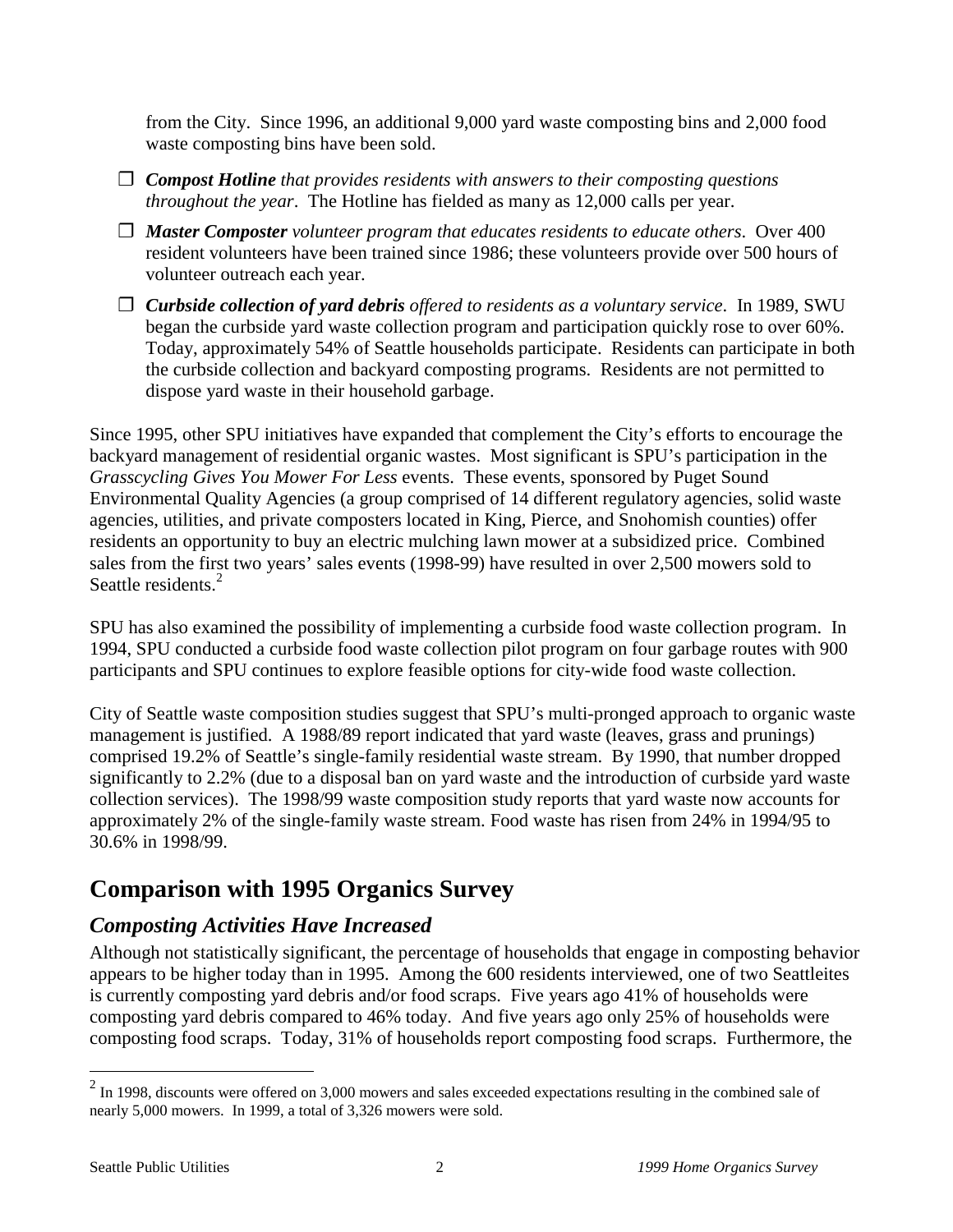from the City. Since 1996, an additional 9,000 yard waste composting bins and 2,000 food waste composting bins have been sold.

- ***Compost Hotline*** *that provides residents with answers to their composting questions throughout the year*. The Hotline has fielded as many as 12,000 calls per year.
- ***Master Composter*** *volunteer program that educates residents to educate others*. Over 400 resident volunteers have been trained since 1986; these volunteers provide over 500 hours of volunteer outreach each year.
- ***Curbside collection of yard debris*** *offered to residents as a voluntary service*. In 1989, SWU began the curbside yard waste collection program and participation quickly rose to over 60%. Today, approximately 54% of Seattle households participate. Residents can participate in both the curbside collection and backyard composting programs. Residents are not permitted to dispose yard waste in their household garbage.

Since 1995, other SPU initiatives have expanded that complement the City's efforts to encourage the backyard management of residential organic wastes. Most significant is SPU's participation in the *Grasscycling Gives You Mower For Less* events. These events, sponsored by Puget Sound Environmental Quality Agencies (a group comprised of 14 different regulatory agencies, solid waste agencies, utilities, and private composters located in King, Pierce, and Snohomish counties) offer residents an opportunity to buy an electric mulching lawn mower at a subsidized price. Combined sales from the first two years' sales events (1998-99) have resulted in over 2,500 mowers sold to Seattle residents.[2]

SPU has also examined the possibility of implementing a curbside food waste collection program. In 1994, SPU conducted a curbside food waste collection pilot program on four garbage routes with 900 participants and SPU continues to explore feasible options for city-wide food waste collection.

City of Seattle waste composition studies suggest that SPU's multi-pronged approach to organic waste management is justified. A 1988/89 report indicated that yard waste (leaves, grass and prunings) comprised 19.2% of Seattle's single-family residential waste stream. By 1990, that number dropped significantly to 2.2% (due to a disposal ban on yard waste and the introduction of curbside yard waste collection services). The 1998/99 waste composition study reports that yard waste now accounts for approximately 2% of the single-family waste stream. Food waste has risen from 24% in 1994/95 to 30.6% in 1998/99.

## Comparison with 1995 Organics Survey

### *Composting Activities Have Increased*

Although not statistically significant, the percentage of households that engage in composting behavior appears to be higher today than in 1995. Among the 600 residents interviewed, one of two Seattleites is currently composting yard debris and/or food scraps. Five years ago 41% of households were composting yard debris compared to 46% today. And five years ago only 25% of households were composting food scraps. Today, 31% of households report composting food scraps. Furthermore, the

[2] In 1998, discounts were offered on 3,000 mowers and sales exceeded expectations resulting in the combined sale of nearly 5,000 mowers. In 1999, a total of 3,326 mowers were sold.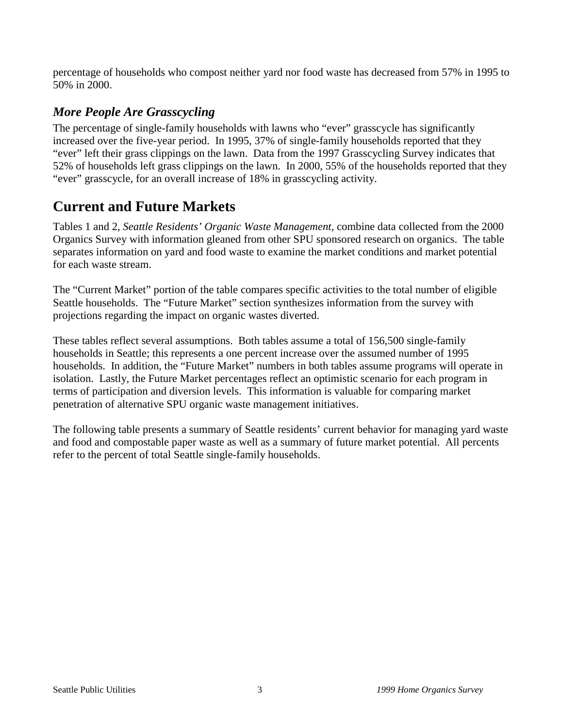percentage of households who compost neither yard nor food waste has decreased from 57% in 1995 to 50% in 2000.

### *More People Are Grasscycling*

The percentage of single-family households with lawns who "ever" grasscycle has significantly increased over the five-year period. In 1995, 37% of single-family households reported that they "ever" left their grass clippings on the lawn. Data from the 1997 Grasscycling Survey indicates that 52% of households left grass clippings on the lawn. In 2000, 55% of the households reported that they "ever" grasscycle, for an overall increase of 18% in grasscycling activity.

## Current and Future Markets

Tables 1 and 2, *Seattle Residents' Organic Waste Management*, combine data collected from the 2000 Organics Survey with information gleaned from other SPU sponsored research on organics. The table separates information on yard and food waste to examine the market conditions and market potential for each waste stream.

The "Current Market" portion of the table compares specific activities to the total number of eligible Seattle households. The "Future Market" section synthesizes information from the survey with projections regarding the impact on organic wastes diverted.

These tables reflect several assumptions. Both tables assume a total of 156,500 single-family households in Seattle; this represents a one percent increase over the assumed number of 1995 households. In addition, the "Future Market" numbers in both tables assume programs will operate in isolation. Lastly, the Future Market percentages reflect an optimistic scenario for each program in terms of participation and diversion levels. This information is valuable for comparing market penetration of alternative SPU organic waste management initiatives.

The following table presents a summary of Seattle residents' current behavior for managing yard waste and food and compostable paper waste as well as a summary of future market potential. All percents refer to the percent of total Seattle single-family households.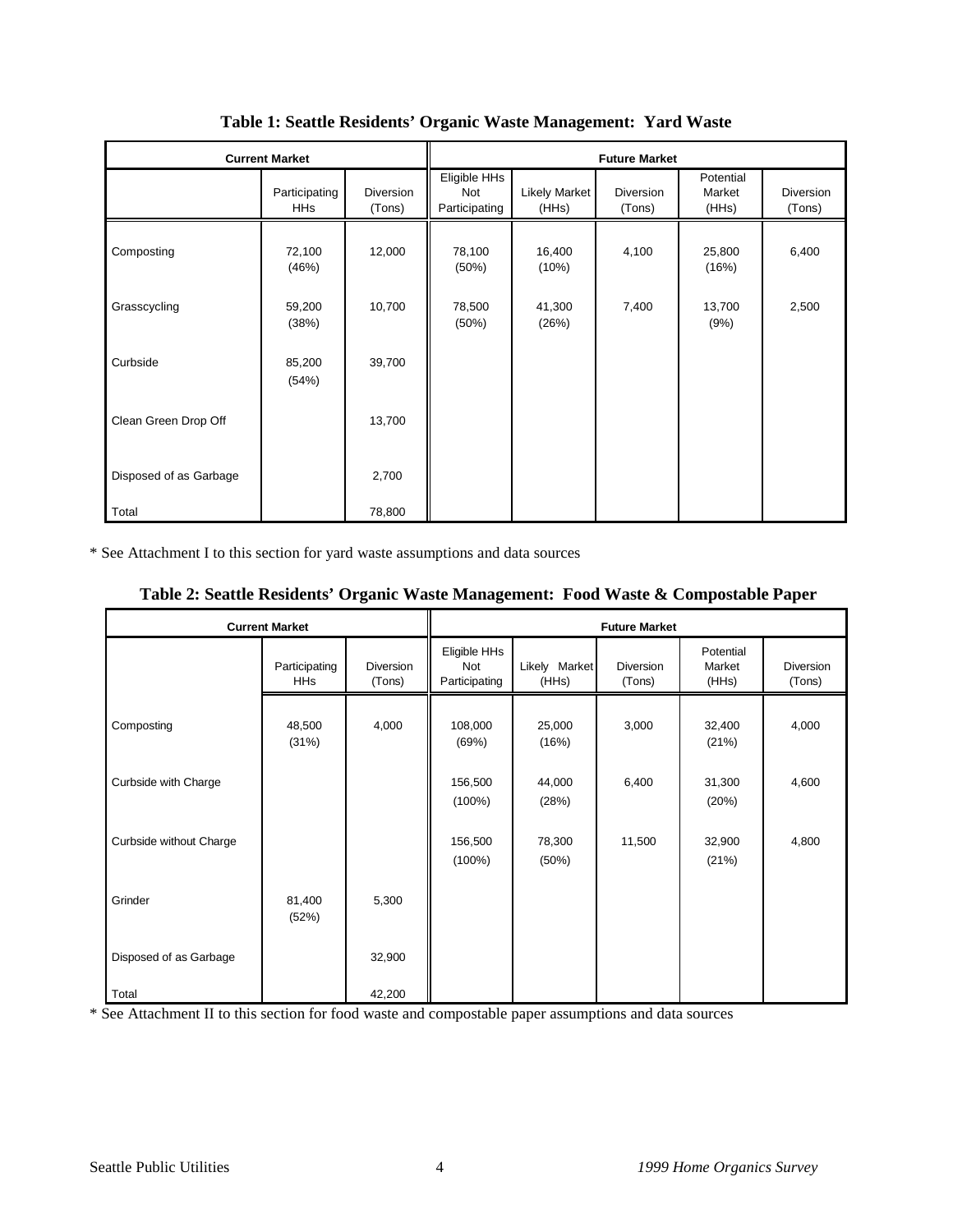**Table 1: Seattle Residents' Organic Waste Management: Yard Waste**

| Current Market | | | Future Market | | | | |
|---|---|---|---|---|---|---|---|
| | Participating HHs | Diversion (Tons) | Eligible HHs Not Participating | Likely Market (HHs) | Diversion (Tons) | Potential Market (HHs) | Diversion (Tons) |
| Composting | 72,100 (46%) | 12,000 | 78,100 (50%) | 16,400 (10%) | 4,100 | 25,800 (16%) | 6,400 |
| Grasscycling | 59,200 (38%) | 10,700 | 78,500 (50%) | 41,300 (26%) | 7,400 | 13,700 (9%) | 2,500 |
| Curbside | 85,200 (54%) | 39,700 | | | | | |
| Clean Green Drop Off | | 13,700 | | | | | |
| Disposed of as Garbage | | 2,700 | | | | | |
| Total | | 78,800 | | | | | |

* See Attachment I to this section for yard waste assumptions and data sources

**Table 2: Seattle Residents' Organic Waste Management: Food Waste & Compostable Paper**

| Current Market | | | Future Market | | | | |
|---|---|---|---|---|---|---|---|
| | Participating HHs | Diversion (Tons) | Eligible HHs Not Participating | Likely Market (HHs) | Diversion (Tons) | Potential Market (HHs) | Diversion (Tons) |
| Composting | 48,500 (31%) | 4,000 | 108,000 (69%) | 25,000 (16%) | 3,000 | 32,400 (21%) | 4,000 |
| Curbside with Charge | | | 156,500 (100%) | 44,000 (28%) | 6,400 | 31,300 (20%) | 4,600 |
| Curbside without Charge | | | 156,500 (100%) | 78,300 (50%) | 11,500 | 32,900 (21%) | 4,800 |
| Grinder | 81,400 (52%) | 5,300 | | | | | |
| Disposed of as Garbage | | 32,900 | | | | | |
| Total | | 42,200 | | | | | |

* See Attachment II to this section for food waste and compostable paper assumptions and data sources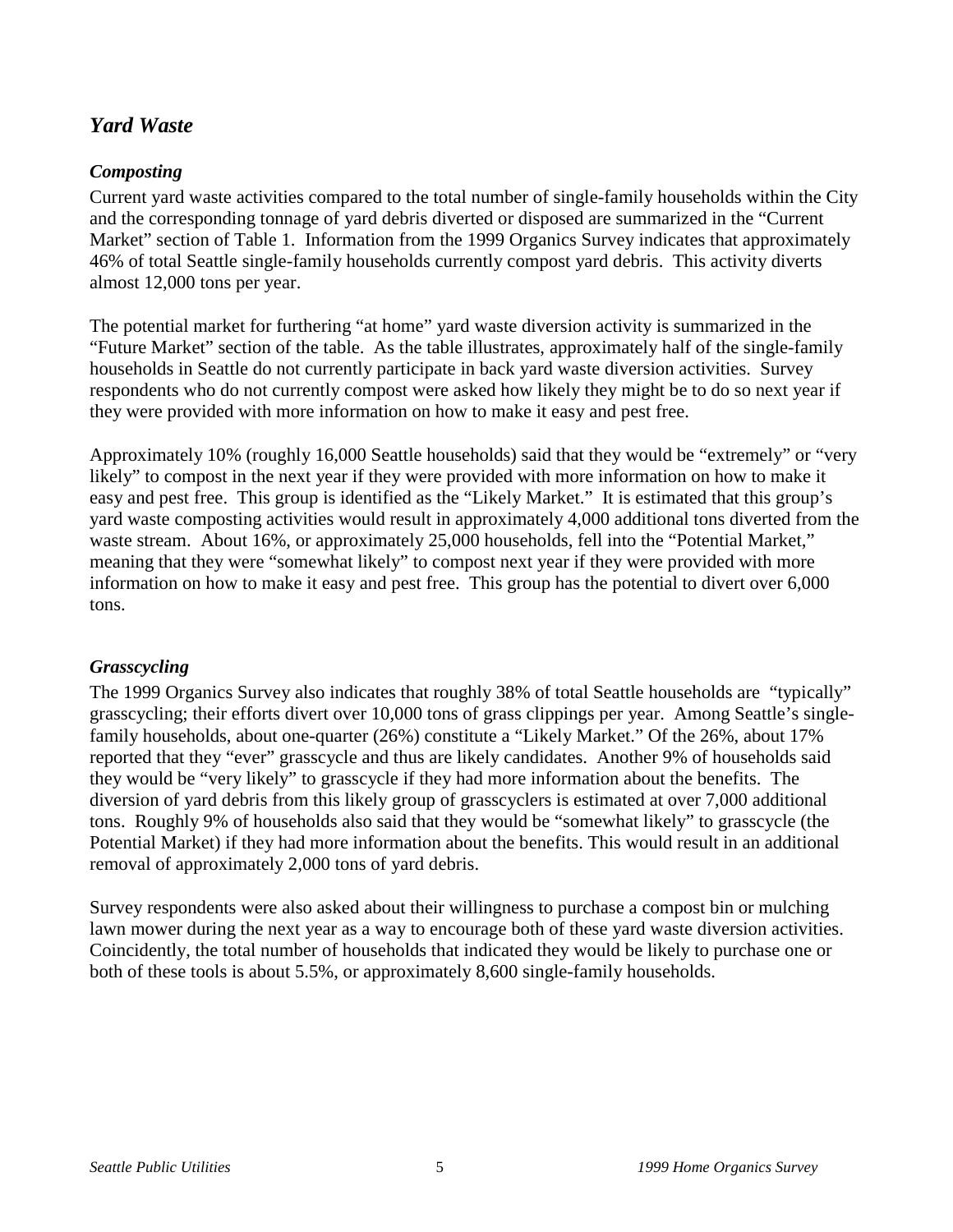## *Yard Waste*

### *Composting*

Current yard waste activities compared to the total number of single-family households within the City and the corresponding tonnage of yard debris diverted or disposed are summarized in the "Current Market" section of Table 1. Information from the 1999 Organics Survey indicates that approximately 46% of total Seattle single-family households currently compost yard debris. This activity diverts almost 12,000 tons per year.

The potential market for furthering "at home" yard waste diversion activity is summarized in the "Future Market" section of the table. As the table illustrates, approximately half of the single-family households in Seattle do not currently participate in back yard waste diversion activities. Survey respondents who do not currently compost were asked how likely they might be to do so next year if they were provided with more information on how to make it easy and pest free.

Approximately 10% (roughly 16,000 Seattle households) said that they would be "extremely" or "very likely" to compost in the next year if they were provided with more information on how to make it easy and pest free. This group is identified as the "Likely Market." It is estimated that this group's yard waste composting activities would result in approximately 4,000 additional tons diverted from the waste stream. About 16%, or approximately 25,000 households, fell into the "Potential Market," meaning that they were "somewhat likely" to compost next year if they were provided with more information on how to make it easy and pest free. This group has the potential to divert over 6,000 tons.

### *Grasscycling*

The 1999 Organics Survey also indicates that roughly 38% of total Seattle households are "typically" grasscycling; their efforts divert over 10,000 tons of grass clippings per year. Among Seattle's single-family households, about one-quarter (26%) constitute a "Likely Market." Of the 26%, about 17% reported that they "ever" grasscycle and thus are likely candidates. Another 9% of households said they would be "very likely" to grasscycle if they had more information about the benefits. The diversion of yard debris from this likely group of grasscyclers is estimated at over 7,000 additional tons. Roughly 9% of households also said that they would be "somewhat likely" to grasscycle (the Potential Market) if they had more information about the benefits. This would result in an additional removal of approximately 2,000 tons of yard debris.

Survey respondents were also asked about their willingness to purchase a compost bin or mulching lawn mower during the next year as a way to encourage both of these yard waste diversion activities. Coincidently, the total number of households that indicated they would be likely to purchase one or both of these tools is about 5.5%, or approximately 8,600 single-family households.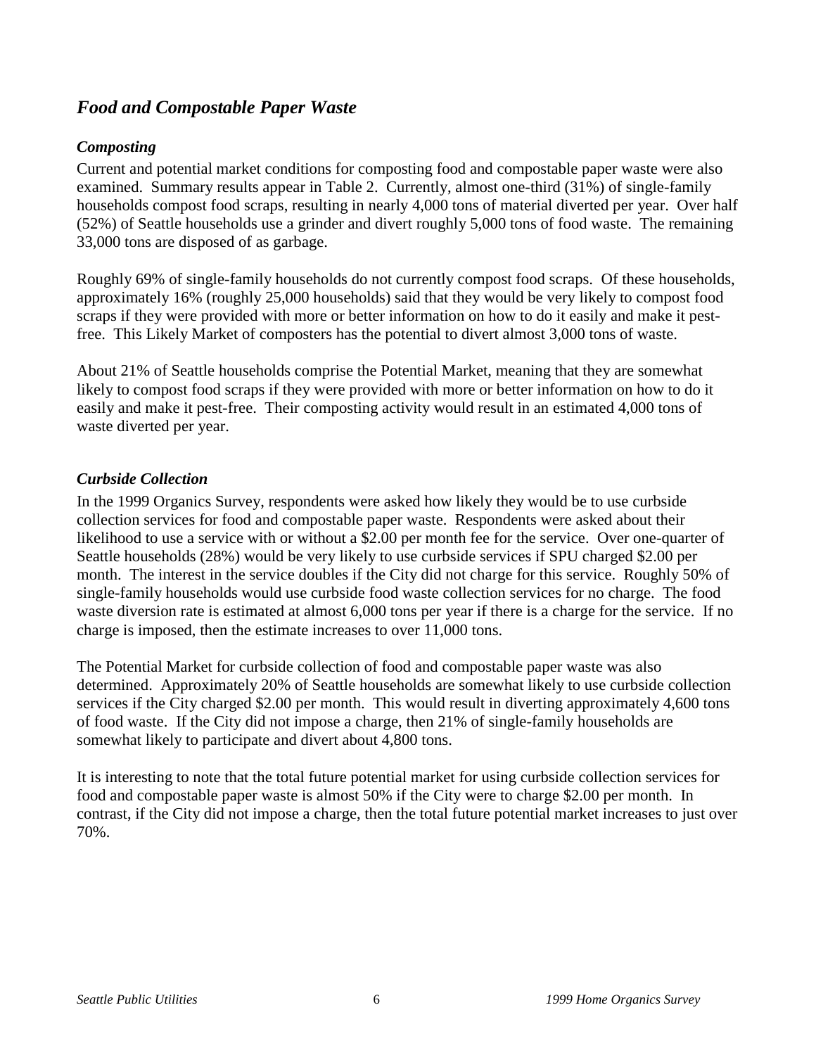## *Food and Compostable Paper Waste*

### *Composting*

Current and potential market conditions for composting food and compostable paper waste were also examined. Summary results appear in Table 2. Currently, almost one-third (31%) of single-family households compost food scraps, resulting in nearly 4,000 tons of material diverted per year. Over half (52%) of Seattle households use a grinder and divert roughly 5,000 tons of food waste. The remaining 33,000 tons are disposed of as garbage.

Roughly 69% of single-family households do not currently compost food scraps. Of these households, approximately 16% (roughly 25,000 households) said that they would be very likely to compost food scraps if they were provided with more or better information on how to do it easily and make it pest-free. This Likely Market of composters has the potential to divert almost 3,000 tons of waste.

About 21% of Seattle households comprise the Potential Market, meaning that they are somewhat likely to compost food scraps if they were provided with more or better information on how to do it easily and make it pest-free. Their composting activity would result in an estimated 4,000 tons of waste diverted per year.

### *Curbside Collection*

In the 1999 Organics Survey, respondents were asked how likely they would be to use curbside collection services for food and compostable paper waste. Respondents were asked about their likelihood to use a service with or without a $2.00 per month fee for the service. Over one-quarter of Seattle households (28%) would be very likely to use curbside services if SPU charged $2.00 per month. The interest in the service doubles if the City did not charge for this service. Roughly 50% of single-family households would use curbside food waste collection services for no charge. The food waste diversion rate is estimated at almost 6,000 tons per year if there is a charge for the service. If no charge is imposed, then the estimate increases to over 11,000 tons.

The Potential Market for curbside collection of food and compostable paper waste was also determined. Approximately 20% of Seattle households are somewhat likely to use curbside collection services if the City charged $2.00 per month. This would result in diverting approximately 4,600 tons of food waste. If the City did not impose a charge, then 21% of single-family households are somewhat likely to participate and divert about 4,800 tons.

It is interesting to note that the total future potential market for using curbside collection services for food and compostable paper waste is almost 50% if the City were to charge $2.00 per month. In contrast, if the City did not impose a charge, then the total future potential market increases to just over 70%.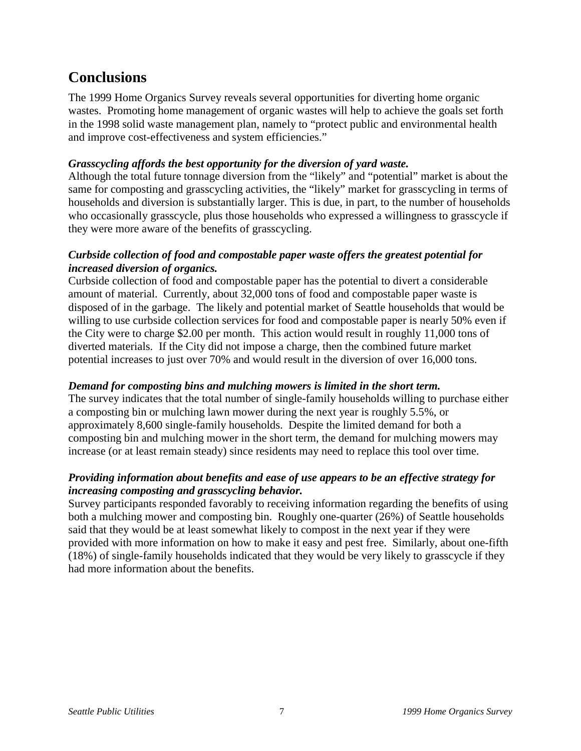## Conclusions

The 1999 Home Organics Survey reveals several opportunities for diverting home organic wastes. Promoting home management of organic wastes will help to achieve the goals set forth in the 1998 solid waste management plan, namely to "protect public and environmental health and improve cost-effectiveness and system efficiencies."

***Grasscycling affords the best opportunity for the diversion of yard waste.***

Although the total future tonnage diversion from the "likely" and "potential" market is about the same for composting and grasscycling activities, the "likely" market for grasscycling in terms of households and diversion is substantially larger. This is due, in part, to the number of households who occasionally grasscycle, plus those households who expressed a willingness to grasscycle if they were more aware of the benefits of grasscycling.

***Curbside collection of food and compostable paper waste offers the greatest potential for increased diversion of organics.***

Curbside collection of food and compostable paper has the potential to divert a considerable amount of material. Currently, about 32,000 tons of food and compostable paper waste is disposed of in the garbage. The likely and potential market of Seattle households that would be willing to use curbside collection services for food and compostable paper is nearly 50% even if the City were to charge $2.00 per month. This action would result in roughly 11,000 tons of diverted materials. If the City did not impose a charge, then the combined future market potential increases to just over 70% and would result in the diversion of over 16,000 tons.

***Demand for composting bins and mulching mowers is limited in the short term.***

The survey indicates that the total number of single-family households willing to purchase either a composting bin or mulching lawn mower during the next year is roughly 5.5%, or approximately 8,600 single-family households. Despite the limited demand for both a composting bin and mulching mower in the short term, the demand for mulching mowers may increase (or at least remain steady) since residents may need to replace this tool over time.

***Providing information about benefits and ease of use appears to be an effective strategy for increasing composting and grasscycling behavior.***

Survey participants responded favorably to receiving information regarding the benefits of using both a mulching mower and composting bin. Roughly one-quarter (26%) of Seattle households said that they would be at least somewhat likely to compost in the next year if they were provided with more information on how to make it easy and pest free. Similarly, about one-fifth (18%) of single-family households indicated that they would be very likely to grasscycle if they had more information about the benefits.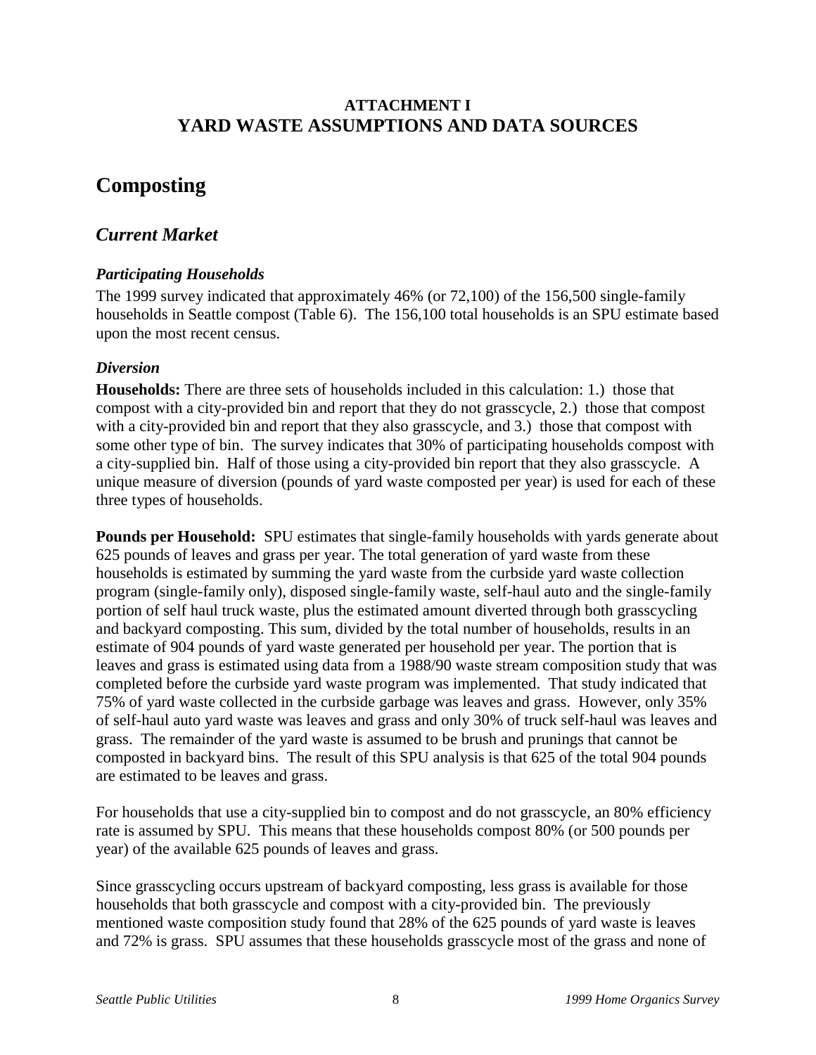## ATTACHMENT I
## YARD WASTE ASSUMPTIONS AND DATA SOURCES

# Composting

## *Current Market*

### *Participating Households*

The 1999 survey indicated that approximately 46% (or 72,100) of the 156,500 single-family households in Seattle compost (Table 6). The 156,100 total households is an SPU estimate based upon the most recent census.

### *Diversion*

**Households:** There are three sets of households included in this calculation: 1.) those that compost with a city-provided bin and report that they do not grasscycle, 2.) those that compost with a city-provided bin and report that they also grasscycle, and 3.) those that compost with some other type of bin. The survey indicates that 30% of participating households compost with a city-supplied bin. Half of those using a city-provided bin report that they also grasscycle. A unique measure of diversion (pounds of yard waste composted per year) is used for each of these three types of households.

**Pounds per Household:** SPU estimates that single-family households with yards generate about 625 pounds of leaves and grass per year. The total generation of yard waste from these households is estimated by summing the yard waste from the curbside yard waste collection program (single-family only), disposed single-family waste, self-haul auto and the single-family portion of self haul truck waste, plus the estimated amount diverted through both grasscycling and backyard composting. This sum, divided by the total number of households, results in an estimate of 904 pounds of yard waste generated per household per year. The portion that is leaves and grass is estimated using data from a 1988/90 waste stream composition study that was completed before the curbside yard waste program was implemented. That study indicated that 75% of yard waste collected in the curbside garbage was leaves and grass. However, only 35% of self-haul auto yard waste was leaves and grass and only 30% of truck self-haul was leaves and grass. The remainder of the yard waste is assumed to be brush and prunings that cannot be composted in backyard bins. The result of this SPU analysis is that 625 of the total 904 pounds are estimated to be leaves and grass.

For households that use a city-supplied bin to compost and do not grasscycle, an 80% efficiency rate is assumed by SPU. This means that these households compost 80% (or 500 pounds per year) of the available 625 pounds of leaves and grass.

Since grasscycling occurs upstream of backyard composting, less grass is available for those households that both grasscycle and compost with a city-provided bin. The previously mentioned waste composition study found that 28% of the 625 pounds of yard waste is leaves and 72% is grass. SPU assumes that these households grasscycle most of the grass and none of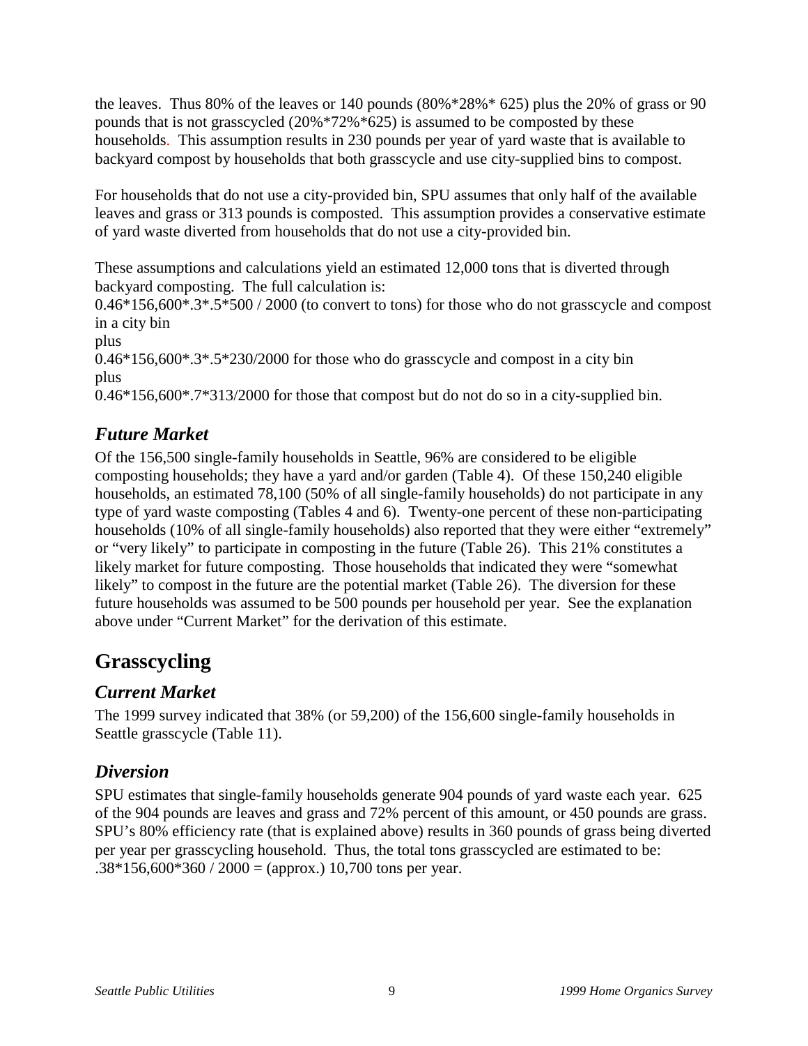the leaves. Thus 80% of the leaves or 140 pounds (80%*28%* 625) plus the 20% of grass or 90 pounds that is not grasscycled (20%*72%*625) is assumed to be composted by these households. This assumption results in 230 pounds per year of yard waste that is available to backyard compost by households that both grasscycle and use city-supplied bins to compost.

For households that do not use a city-provided bin, SPU assumes that only half of the available leaves and grass or 313 pounds is composted. This assumption provides a conservative estimate of yard waste diverted from households that do not use a city-provided bin.

These assumptions and calculations yield an estimated 12,000 tons that is diverted through backyard composting. The full calculation is:
0.46*156,600*.3*.5*500 / 2000 (to convert to tons) for those who do not grasscycle and compost in a city bin
plus
0.46*156,600*.3*.5*230/2000 for those who do grasscycle and compost in a city bin
plus
0.46*156,600*.7*313/2000 for those that compost but do not do so in a city-supplied bin.

### *Future Market*

Of the 156,500 single-family households in Seattle, 96% are considered to be eligible composting households; they have a yard and/or garden (Table 4). Of these 150,240 eligible households, an estimated 78,100 (50% of all single-family households) do not participate in any type of yard waste composting (Tables 4 and 6). Twenty-one percent of these non-participating households (10% of all single-family households) also reported that they were either "extremely" or "very likely" to participate in composting in the future (Table 26). This 21% constitutes a likely market for future composting. Those households that indicated they were "somewhat likely" to compost in the future are the potential market (Table 26). The diversion for these future households was assumed to be 500 pounds per household per year. See the explanation above under "Current Market" for the derivation of this estimate.

## Grasscycling

### *Current Market*

The 1999 survey indicated that 38% (or 59,200) of the 156,600 single-family households in Seattle grasscycle (Table 11).

### *Diversion*

SPU estimates that single-family households generate 904 pounds of yard waste each year. 625 of the 904 pounds are leaves and grass and 72% percent of this amount, or 450 pounds are grass. SPU's 80% efficiency rate (that is explained above) results in 360 pounds of grass being diverted per year per grasscycling household. Thus, the total tons grasscycled are estimated to be: .38*156,600*360 / 2000 = (approx.) 10,700 tons per year.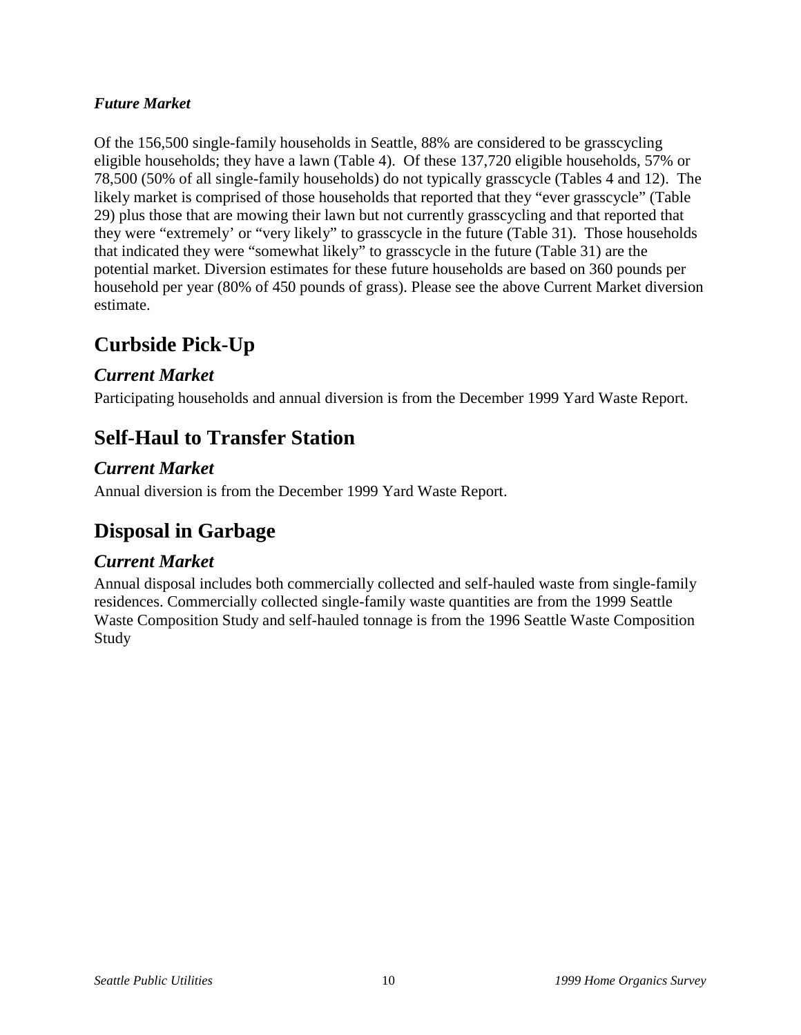*Future Market*

Of the 156,500 single-family households in Seattle, 88% are considered to be grasscycling eligible households; they have a lawn (Table 4). Of these 137,720 eligible households, 57% or 78,500 (50% of all single-family households) do not typically grasscycle (Tables 4 and 12). The likely market is comprised of those households that reported that they "ever grasscycle" (Table 29) plus those that are mowing their lawn but not currently grasscycling and that reported that they were "extremely' or "very likely" to grasscycle in the future (Table 31). Those households that indicated they were "somewhat likely" to grasscycle in the future (Table 31) are the potential market. Diversion estimates for these future households are based on 360 pounds per household per year (80% of 450 pounds of grass). Please see the above Current Market diversion estimate.

## Curbside Pick-Up

### *Current Market*

Participating households and annual diversion is from the December 1999 Yard Waste Report.

## Self-Haul to Transfer Station

### *Current Market*

Annual diversion is from the December 1999 Yard Waste Report.

## Disposal in Garbage

### *Current Market*

Annual disposal includes both commercially collected and self-hauled waste from single-family residences. Commercially collected single-family waste quantities are from the 1999 Seattle Waste Composition Study and self-hauled tonnage is from the 1996 Seattle Waste Composition Study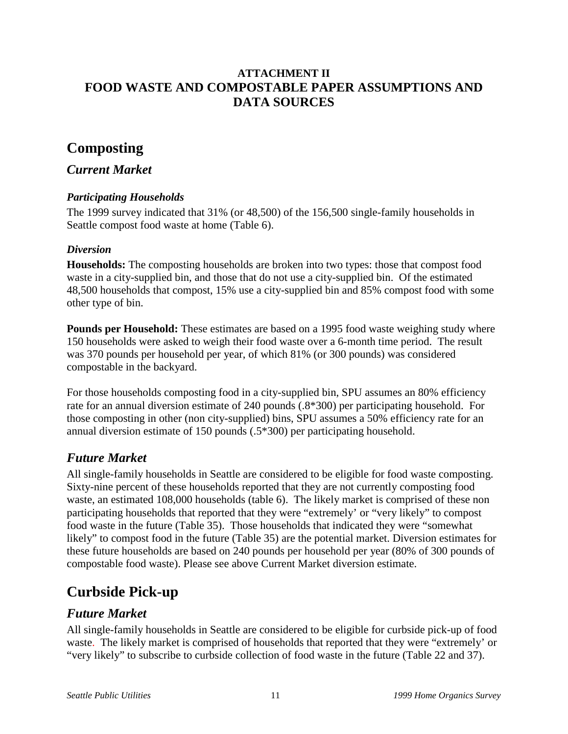## ATTACHMENT II
## FOOD WASTE AND COMPOSTABLE PAPER ASSUMPTIONS AND DATA SOURCES

# Composting

## *Current Market*

### *Participating Households*

The 1999 survey indicated that 31% (or 48,500) of the 156,500 single-family households in Seattle compost food waste at home (Table 6).

### *Diversion*

**Households:** The composting households are broken into two types: those that compost food waste in a city-supplied bin, and those that do not use a city-supplied bin. Of the estimated 48,500 households that compost, 15% use a city-supplied bin and 85% compost food with some other type of bin.

**Pounds per Household:** These estimates are based on a 1995 food waste weighing study where 150 households were asked to weigh their food waste over a 6-month time period. The result was 370 pounds per household per year, of which 81% (or 300 pounds) was considered compostable in the backyard.

For those households composting food in a city-supplied bin, SPU assumes an 80% efficiency rate for an annual diversion estimate of 240 pounds (.8*300) per participating household. For those composting in other (non city-supplied) bins, SPU assumes a 50% efficiency rate for an annual diversion estimate of 150 pounds (.5*300) per participating household.

## *Future Market*

All single-family households in Seattle are considered to be eligible for food waste composting. Sixty-nine percent of these households reported that they are not currently composting food waste, an estimated 108,000 households (table 6). The likely market is comprised of these non participating households that reported that they were "extremely' or "very likely" to compost food waste in the future (Table 35). Those households that indicated they were "somewhat likely" to compost food in the future (Table 35) are the potential market. Diversion estimates for these future households are based on 240 pounds per household per year (80% of 300 pounds of compostable food waste). Please see above Current Market diversion estimate.

# Curbside Pick-up

## *Future Market*

All single-family households in Seattle are considered to be eligible for curbside pick-up of food waste. The likely market is comprised of households that reported that they were "extremely' or "very likely" to subscribe to curbside collection of food waste in the future (Table 22 and 37).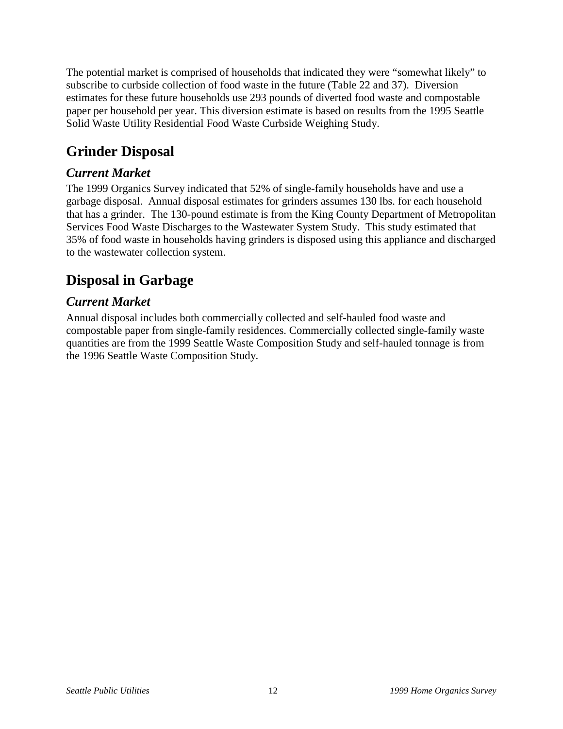The potential market is comprised of households that indicated they were "somewhat likely" to subscribe to curbside collection of food waste in the future (Table 22 and 37). Diversion estimates for these future households use 293 pounds of diverted food waste and compostable paper per household per year. This diversion estimate is based on results from the 1995 Seattle Solid Waste Utility Residential Food Waste Curbside Weighing Study.

## Grinder Disposal

### *Current Market*

The 1999 Organics Survey indicated that 52% of single-family households have and use a garbage disposal. Annual disposal estimates for grinders assumes 130 lbs. for each household that has a grinder. The 130-pound estimate is from the King County Department of Metropolitan Services Food Waste Discharges to the Wastewater System Study. This study estimated that 35% of food waste in households having grinders is disposed using this appliance and discharged to the wastewater collection system.

## Disposal in Garbage

### *Current Market*

Annual disposal includes both commercially collected and self-hauled food waste and compostable paper from single-family residences. Commercially collected single-family waste quantities are from the 1999 Seattle Waste Composition Study and self-hauled tonnage is from the 1996 Seattle Waste Composition Study.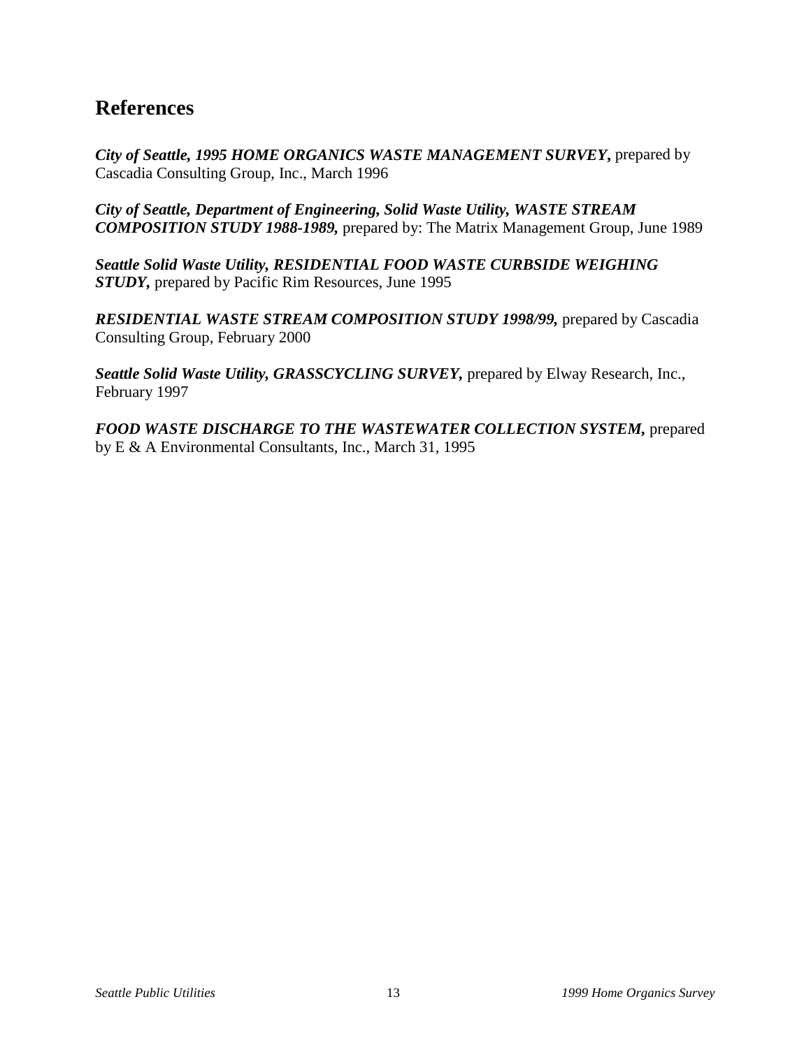## References

***City of Seattle, 1995 HOME ORGANICS WASTE MANAGEMENT SURVEY*,** prepared by Cascadia Consulting Group, Inc., March 1996

***City of Seattle, Department of Engineering, Solid Waste Utility, WASTE STREAM COMPOSITION STUDY 1988-1989,*** prepared by: The Matrix Management Group, June 1989

***Seattle Solid Waste Utility, RESIDENTIAL FOOD WASTE CURBSIDE WEIGHING STUDY,*** prepared by Pacific Rim Resources, June 1995

***RESIDENTIAL WASTE STREAM COMPOSITION STUDY 1998/99,*** prepared by Cascadia Consulting Group, February 2000

***Seattle Solid Waste Utility, GRASSCYCLING SURVEY,*** prepared by Elway Research, Inc., February 1997

***FOOD WASTE DISCHARGE TO THE WASTEWATER COLLECTION SYSTEM,*** prepared by E & A Environmental Consultants, Inc., March 31, 1995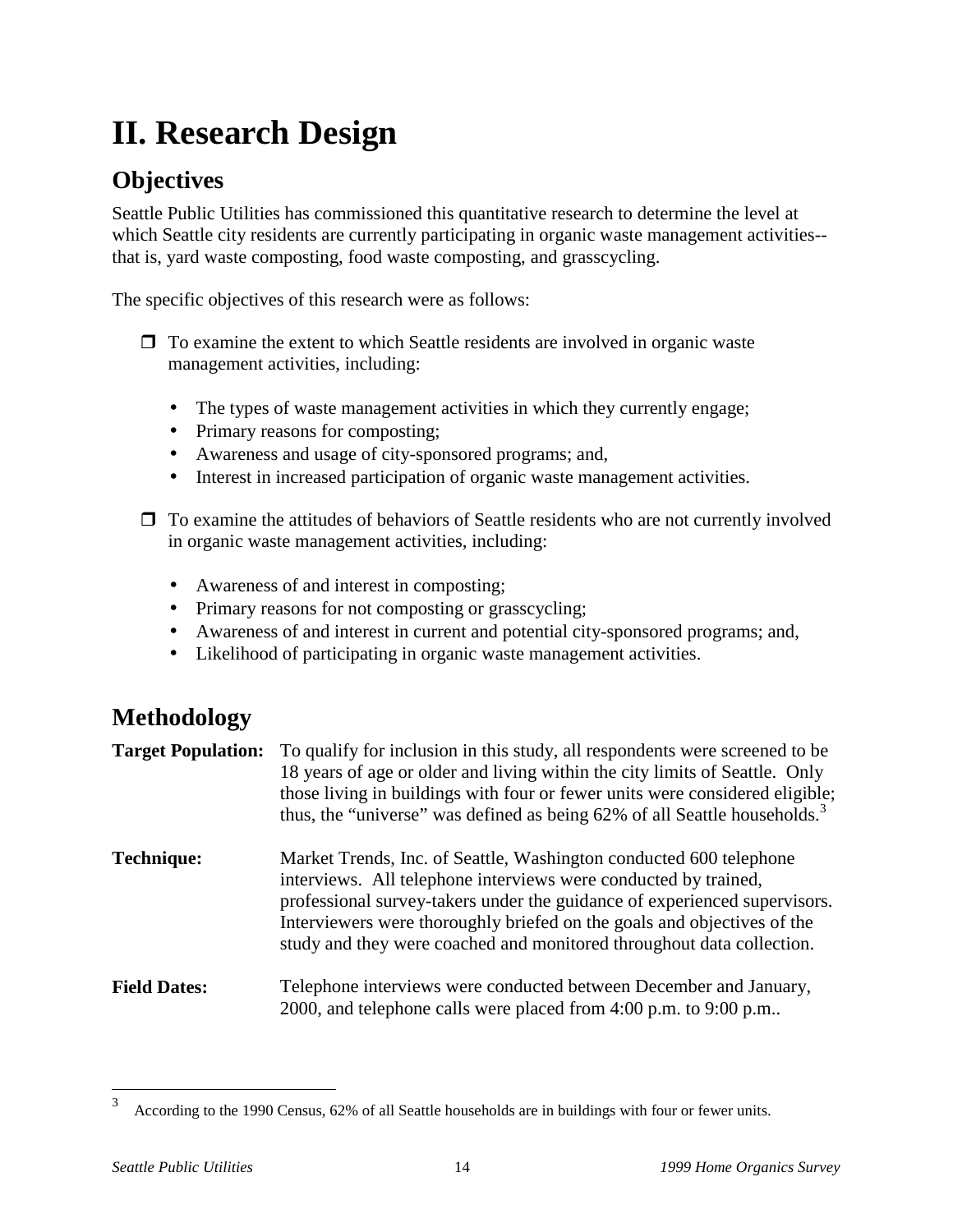# II. Research Design

## Objectives

Seattle Public Utilities has commissioned this quantitative research to determine the level at which Seattle city residents are currently participating in organic waste management activities--that is, yard waste composting, food waste composting, and grasscycling.

The specific objectives of this research were as follows:

- To examine the extent to which Seattle residents are involved in organic waste management activities, including:
  - The types of waste management activities in which they currently engage;
  - Primary reasons for composting;
  - Awareness and usage of city-sponsored programs; and,
  - Interest in increased participation of organic waste management activities.
- To examine the attitudes of behaviors of Seattle residents who are not currently involved in organic waste management activities, including:
  - Awareness of and interest in composting;
  - Primary reasons for not composting or grasscycling;
  - Awareness of and interest in current and potential city-sponsored programs; and,
  - Likelihood of participating in organic waste management activities.

## Methodology

**Target Population:** To qualify for inclusion in this study, all respondents were screened to be 18 years of age or older and living within the city limits of Seattle. Only those living in buildings with four or fewer units were considered eligible; thus, the "universe" was defined as being 62% of all Seattle households.[3]

**Technique:** Market Trends, Inc. of Seattle, Washington conducted 600 telephone interviews. All telephone interviews were conducted by trained, professional survey-takers under the guidance of experienced supervisors. Interviewers were thoroughly briefed on the goals and objectives of the study and they were coached and monitored throughout data collection.

**Field Dates:** Telephone interviews were conducted between December and January, 2000, and telephone calls were placed from 4:00 p.m. to 9:00 p.m..

---

[3] According to the 1990 Census, 62% of all Seattle households are in buildings with four or fewer units.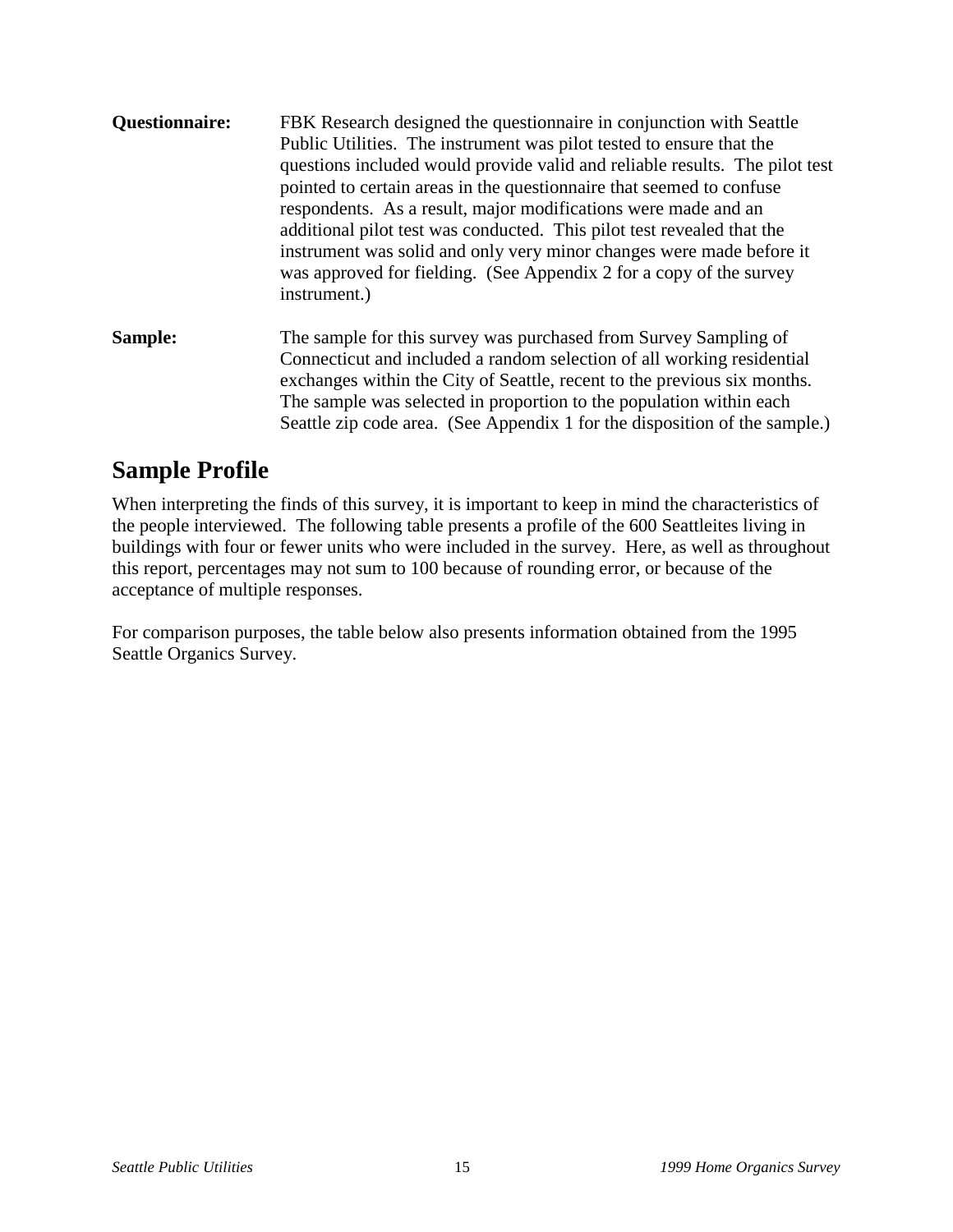**Questionnaire:** FBK Research designed the questionnaire in conjunction with Seattle Public Utilities. The instrument was pilot tested to ensure that the questions included would provide valid and reliable results. The pilot test pointed to certain areas in the questionnaire that seemed to confuse respondents. As a result, major modifications were made and an additional pilot test was conducted. This pilot test revealed that the instrument was solid and only very minor changes were made before it was approved for fielding. (See Appendix 2 for a copy of the survey instrument.)

**Sample:** The sample for this survey was purchased from Survey Sampling of Connecticut and included a random selection of all working residential exchanges within the City of Seattle, recent to the previous six months. The sample was selected in proportion to the population within each Seattle zip code area. (See Appendix 1 for the disposition of the sample.)

## Sample Profile

When interpreting the finds of this survey, it is important to keep in mind the characteristics of the people interviewed. The following table presents a profile of the 600 Seattleites living in buildings with four or fewer units who were included in the survey. Here, as well as throughout this report, percentages may not sum to 100 because of rounding error, or because of the acceptance of multiple responses.

For comparison purposes, the table below also presents information obtained from the 1995 Seattle Organics Survey.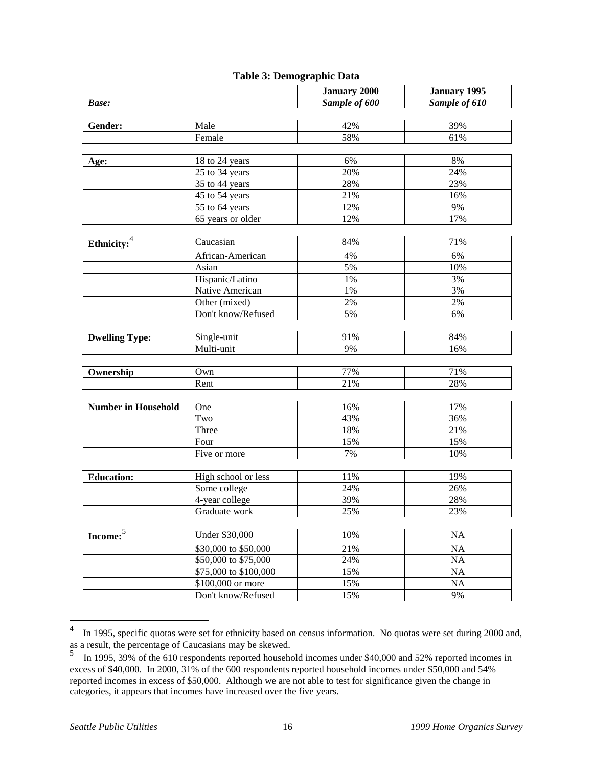**Table 3: Demographic Data**

| | | January 2000 | January 1995 |
|---|---|---|---|
| *Base:* | | *Sample of 600* | *Sample of 610* |
| **Gender:** | Male | 42% | 39% |
| | Female | 58% | 61% |
| **Age:** | 18 to 24 years | 6% | 8% |
| | 25 to 34 years | 20% | 24% |
| | 35 to 44 years | 28% | 23% |
| | 45 to 54 years | 21% | 16% |
| | 55 to 64 years | 12% | 9% |
| | 65 years or older | 12% | 17% |
| **Ethnicity:**[4] | Caucasian | 84% | 71% |
| | African-American | 4% | 6% |
| | Asian | 5% | 10% |
| | Hispanic/Latino | 1% | 3% |
| | Native American | 1% | 3% |
| | Other (mixed) | 2% | 2% |
| | Don't know/Refused | 5% | 6% |
| **Dwelling Type:** | Single-unit | 91% | 84% |
| | Multi-unit | 9% | 16% |
| **Ownership** | Own | 77% | 71% |
| | Rent | 21% | 28% |
| **Number in Household** | One | 16% | 17% |
| | Two | 43% | 36% |
| | Three | 18% | 21% |
| | Four | 15% | 15% |
| | Five or more | 7% | 10% |
| **Education:** | High school or less | 11% | 19% |
| | Some college | 24% | 26% |
| | 4-year college | 39% | 28% |
| | Graduate work | 25% | 23% |
| **Income:**[5] | Under $30,000 | 10% | NA |
| | $30,000 to $50,000 | 21% | NA |
| | $50,000 to $75,000 | 24% | NA |
| | $75,000 to $100,000 | 15% | NA |
| | $100,000 or more | 15% | NA |
| | Don't know/Refused | 15% | 9% |

[4] In 1995, specific quotas were set for ethnicity based on census information. No quotas were set during 2000 and, as a result, the percentage of Caucasians may be skewed.

[5] In 1995, 39% of the 610 respondents reported household incomes under $40,000 and 52% reported incomes in excess of $40,000. In 2000, 31% of the 600 respondents reported household incomes under $50,000 and 54% reported incomes in excess of $50,000. Although we are not able to test for significance given the change in categories, it appears that incomes have increased over the five years.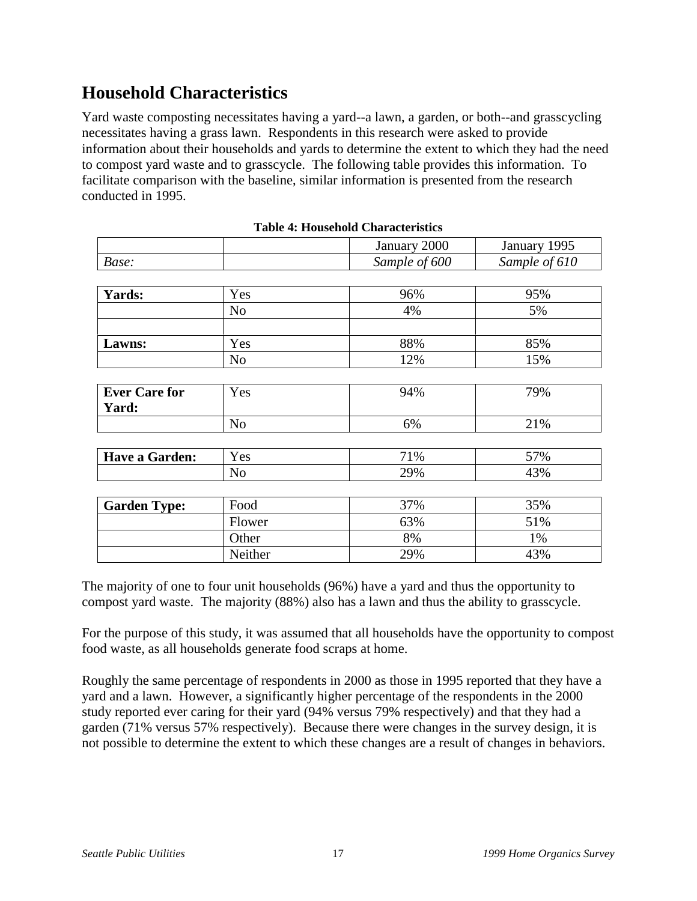# Household Characteristics

Yard waste composting necessitates having a yard--a lawn, a garden, or both--and grasscycling necessitates having a grass lawn. Respondents in this research were asked to provide information about their households and yards to determine the extent to which they had the need to compost yard waste and to grasscycle. The following table provides this information. To facilitate comparison with the baseline, similar information is presented from the research conducted in 1995.

**Table 4: Household Characteristics**

| | | January 2000 | January 1995 |
|---|---|---|---|
| *Base:* | | *Sample of 600* | *Sample of 610* |
| **Yards:** | Yes | 96% | 95% |
| | No | 4% | 5% |
| | | | |
| **Lawns:** | Yes | 88% | 85% |
| | No | 12% | 15% |
| **Ever Care for Yard:** | Yes | 94% | 79% |
| | No | 6% | 21% |
| **Have a Garden:** | Yes | 71% | 57% |
| | No | 29% | 43% |
| **Garden Type:** | Food | 37% | 35% |
| | Flower | 63% | 51% |
| | Other | 8% | 1% |
| | Neither | 29% | 43% |

The majority of one to four unit households (96%) have a yard and thus the opportunity to compost yard waste. The majority (88%) also has a lawn and thus the ability to grasscycle.

For the purpose of this study, it was assumed that all households have the opportunity to compost food waste, as all households generate food scraps at home.

Roughly the same percentage of respondents in 2000 as those in 1995 reported that they have a yard and a lawn. However, a significantly higher percentage of the respondents in the 2000 study reported ever caring for their yard (94% versus 79% respectively) and that they had a garden (71% versus 57% respectively). Because there were changes in the survey design, it is not possible to determine the extent to which these changes are a result of changes in behaviors.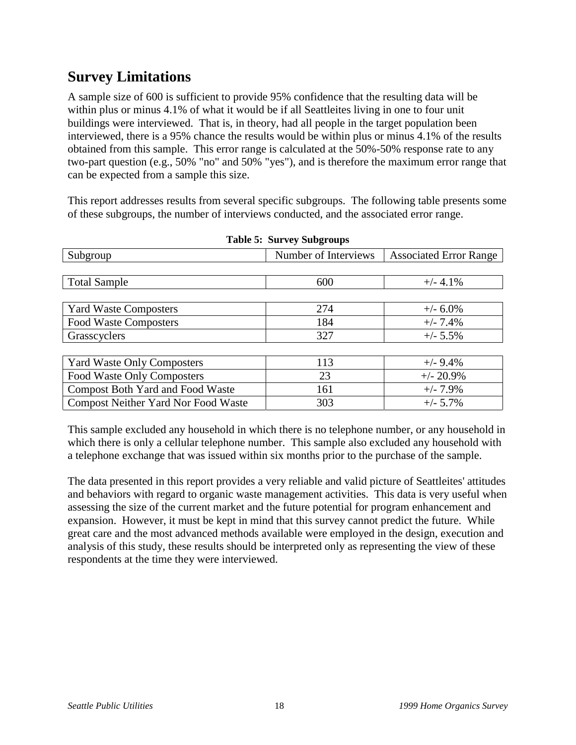## Survey Limitations

A sample size of 600 is sufficient to provide 95% confidence that the resulting data will be within plus or minus 4.1% of what it would be if all Seattleites living in one to four unit buildings were interviewed. That is, in theory, had all people in the target population been interviewed, there is a 95% chance the results would be within plus or minus 4.1% of the results obtained from this sample. This error range is calculated at the 50%-50% response rate to any two-part question (e.g., 50% "no" and 50% "yes"), and is therefore the maximum error range that can be expected from a sample this size.

This report addresses results from several specific subgroups. The following table presents some of these subgroups, the number of interviews conducted, and the associated error range.

**Table 5: Survey Subgroups**

| Subgroup | Number of Interviews | Associated Error Range |
|---|---|---|
| Total Sample | 600 | +/- 4.1% |
| Yard Waste Composters | 274 | +/- 6.0% |
| Food Waste Composters | 184 | +/- 7.4% |
| Grasscyclers | 327 | +/- 5.5% |
| Yard Waste Only Composters | 113 | +/- 9.4% |
| Food Waste Only Composters | 23 | +/- 20.9% |
| Compost Both Yard and Food Waste | 161 | +/- 7.9% |
| Compost Neither Yard Nor Food Waste | 303 | +/- 5.7% |

This sample excluded any household in which there is no telephone number, or any household in which there is only a cellular telephone number. This sample also excluded any household with a telephone exchange that was issued within six months prior to the purchase of the sample.

The data presented in this report provides a very reliable and valid picture of Seattleites' attitudes and behaviors with regard to organic waste management activities. This data is very useful when assessing the size of the current market and the future potential for program enhancement and expansion. However, it must be kept in mind that this survey cannot predict the future. While great care and the most advanced methods available were employed in the design, execution and analysis of this study, these results should be interpreted only as representing the view of these respondents at the time they were interviewed.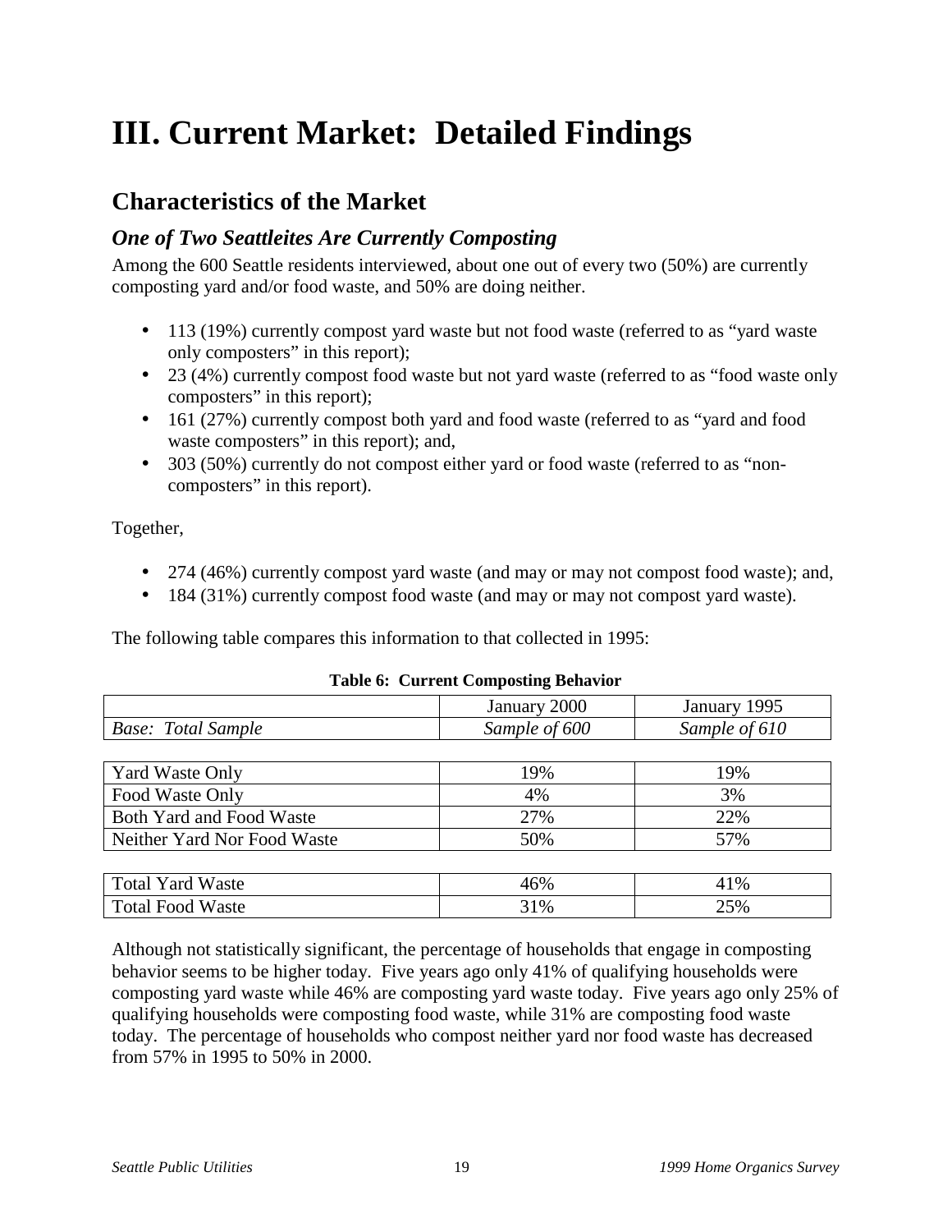# III. Current Market: Detailed Findings

## Characteristics of the Market

### *One of Two Seattleites Are Currently Composting*

Among the 600 Seattle residents interviewed, about one out of every two (50%) are currently composting yard and/or food waste, and 50% are doing neither.

- 113 (19%) currently compost yard waste but not food waste (referred to as "yard waste only composters" in this report);
- 23 (4%) currently compost food waste but not yard waste (referred to as "food waste only composters" in this report);
- 161 (27%) currently compost both yard and food waste (referred to as "yard and food waste composters" in this report); and,
- 303 (50%) currently do not compost either yard or food waste (referred to as "non-composters" in this report).

Together,

- 274 (46%) currently compost yard waste (and may or may not compost food waste); and,
- 184 (31%) currently compost food waste (and may or may not compost yard waste).

The following table compares this information to that collected in 1995:

**Table 6: Current Composting Behavior**

| | January 2000 | January 1995 |
|---|---|---|
| *Base: Total Sample* | *Sample of 600* | *Sample of 610* |
| Yard Waste Only | 19% | 19% |
| Food Waste Only | 4% | 3% |
| Both Yard and Food Waste | 27% | 22% |
| Neither Yard Nor Food Waste | 50% | 57% |
| Total Yard Waste | 46% | 41% |
| Total Food Waste | 31% | 25% |

Although not statistically significant, the percentage of households that engage in composting behavior seems to be higher today. Five years ago only 41% of qualifying households were composting yard waste while 46% are composting yard waste today. Five years ago only 25% of qualifying households were composting food waste, while 31% are composting food waste today. The percentage of households who compost neither yard nor food waste has decreased from 57% in 1995 to 50% in 2000.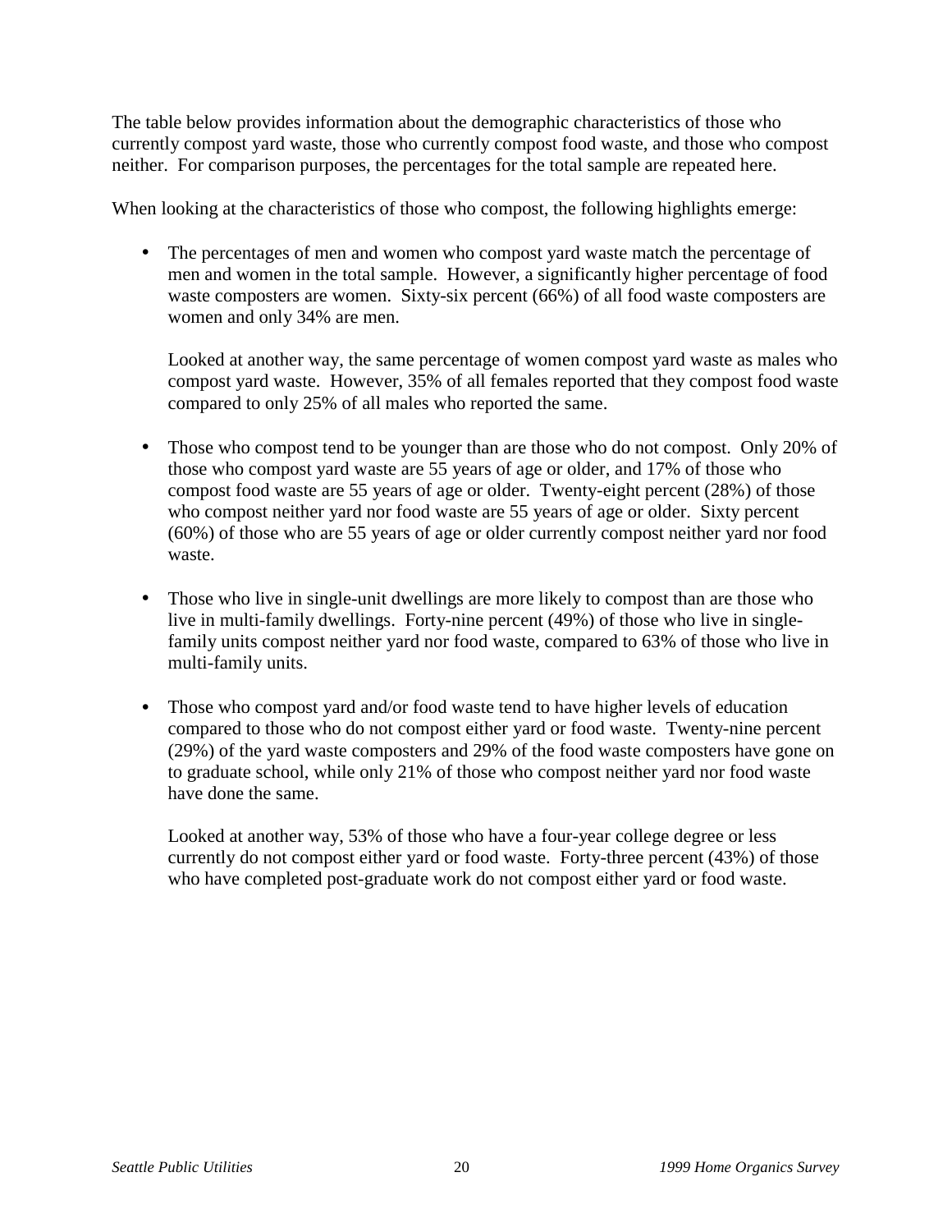The table below provides information about the demographic characteristics of those who currently compost yard waste, those who currently compost food waste, and those who compost neither. For comparison purposes, the percentages for the total sample are repeated here.

When looking at the characteristics of those who compost, the following highlights emerge:

- The percentages of men and women who compost yard waste match the percentage of men and women in the total sample. However, a significantly higher percentage of food waste composters are women. Sixty-six percent (66%) of all food waste composters are women and only 34% are men.

  Looked at another way, the same percentage of women compost yard waste as males who compost yard waste. However, 35% of all females reported that they compost food waste compared to only 25% of all males who reported the same.

- Those who compost tend to be younger than are those who do not compost. Only 20% of those who compost yard waste are 55 years of age or older, and 17% of those who compost food waste are 55 years of age or older. Twenty-eight percent (28%) of those who compost neither yard nor food waste are 55 years of age or older. Sixty percent (60%) of those who are 55 years of age or older currently compost neither yard nor food waste.

- Those who live in single-unit dwellings are more likely to compost than are those who live in multi-family dwellings. Forty-nine percent (49%) of those who live in single-family units compost neither yard nor food waste, compared to 63% of those who live in multi-family units.

- Those who compost yard and/or food waste tend to have higher levels of education compared to those who do not compost either yard or food waste. Twenty-nine percent (29%) of the yard waste composters and 29% of the food waste composters have gone on to graduate school, while only 21% of those who compost neither yard nor food waste have done the same.

  Looked at another way, 53% of those who have a four-year college degree or less currently do not compost either yard or food waste. Forty-three percent (43%) of those who have completed post-graduate work do not compost either yard or food waste.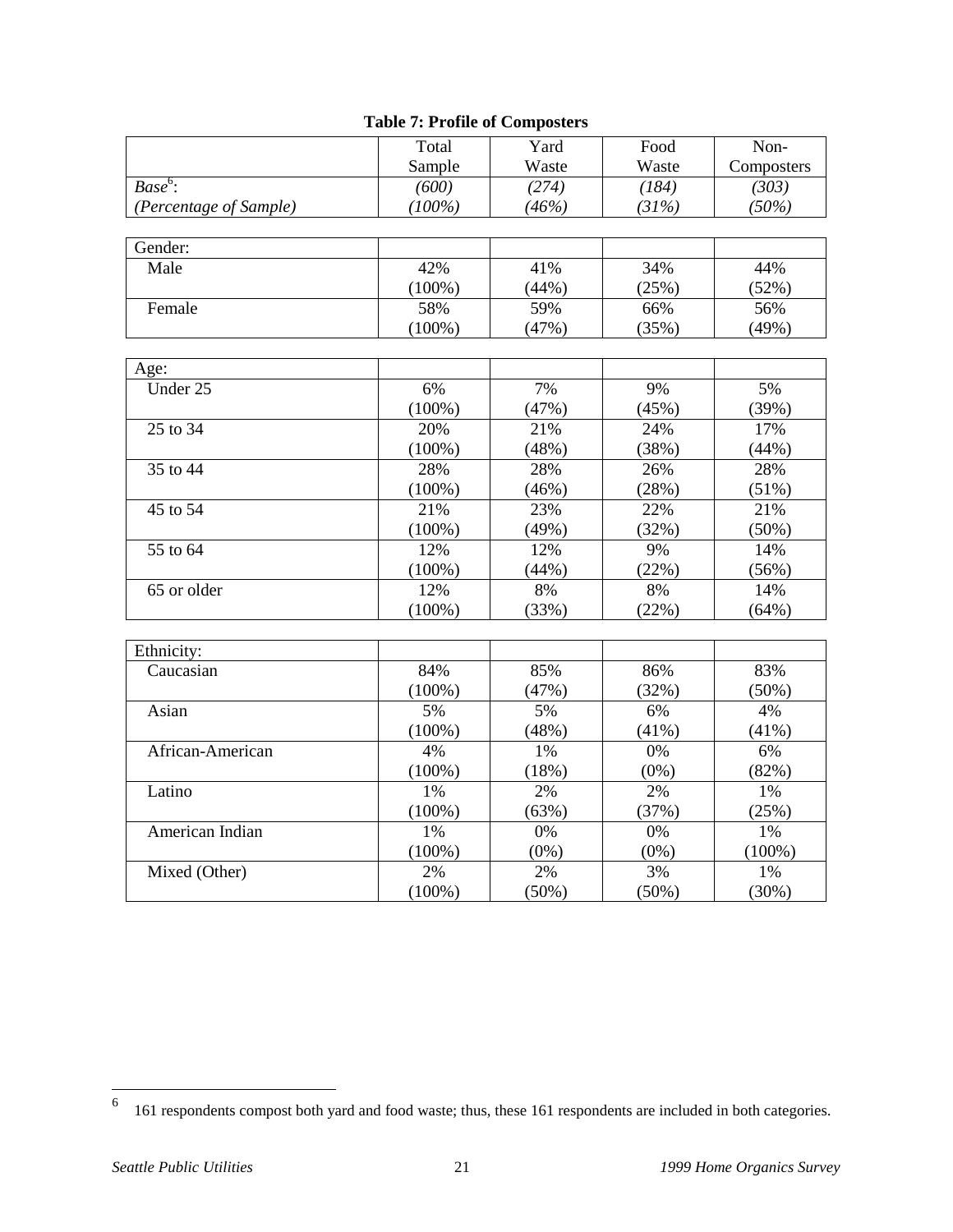**Table 7: Profile of Composters**

| | Total Sample | Yard Waste | Food Waste | Non-Composters |
|---|---|---|---|---|
| *Base*[6]: | *(600)* | *(274)* | *(184)* | *(303)* |
| *(Percentage of Sample)* | *(100%)* | *(46%)* | *(31%)* | *(50%)* |
| **Gender:** | | | | |
| Male | 42% (100%) | 41% (44%) | 34% (25%) | 44% (52%) |
| Female | 58% (100%) | 59% (47%) | 66% (35%) | 56% (49%) |
| **Age:** | | | | |
| Under 25 | 6% (100%) | 7% (47%) | 9% (45%) | 5% (39%) |
| 25 to 34 | 20% (100%) | 21% (48%) | 24% (38%) | 17% (44%) |
| 35 to 44 | 28% (100%) | 28% (46%) | 26% (28%) | 28% (51%) |
| 45 to 54 | 21% (100%) | 23% (49%) | 22% (32%) | 21% (50%) |
| 55 to 64 | 12% (100%) | 12% (44%) | 9% (22%) | 14% (56%) |
| 65 or older | 12% (100%) | 8% (33%) | 8% (22%) | 14% (64%) |
| **Ethnicity:** | | | | |
| Caucasian | 84% (100%) | 85% (47%) | 86% (32%) | 83% (50%) |
| Asian | 5% (100%) | 5% (48%) | 6% (41%) | 4% (41%) |
| African-American | 4% (100%) | 1% (18%) | 0% (0%) | 6% (82%) |
| Latino | 1% (100%) | 2% (63%) | 2% (37%) | 1% (25%) |
| American Indian | 1% (100%) | 0% (0%) | 0% (0%) | 1% (100%) |
| Mixed (Other) | 2% (100%) | 2% (50%) | 3% (50%) | 1% (30%) |

[6] 161 respondents compost both yard and food waste; thus, these 161 respondents are included in both categories.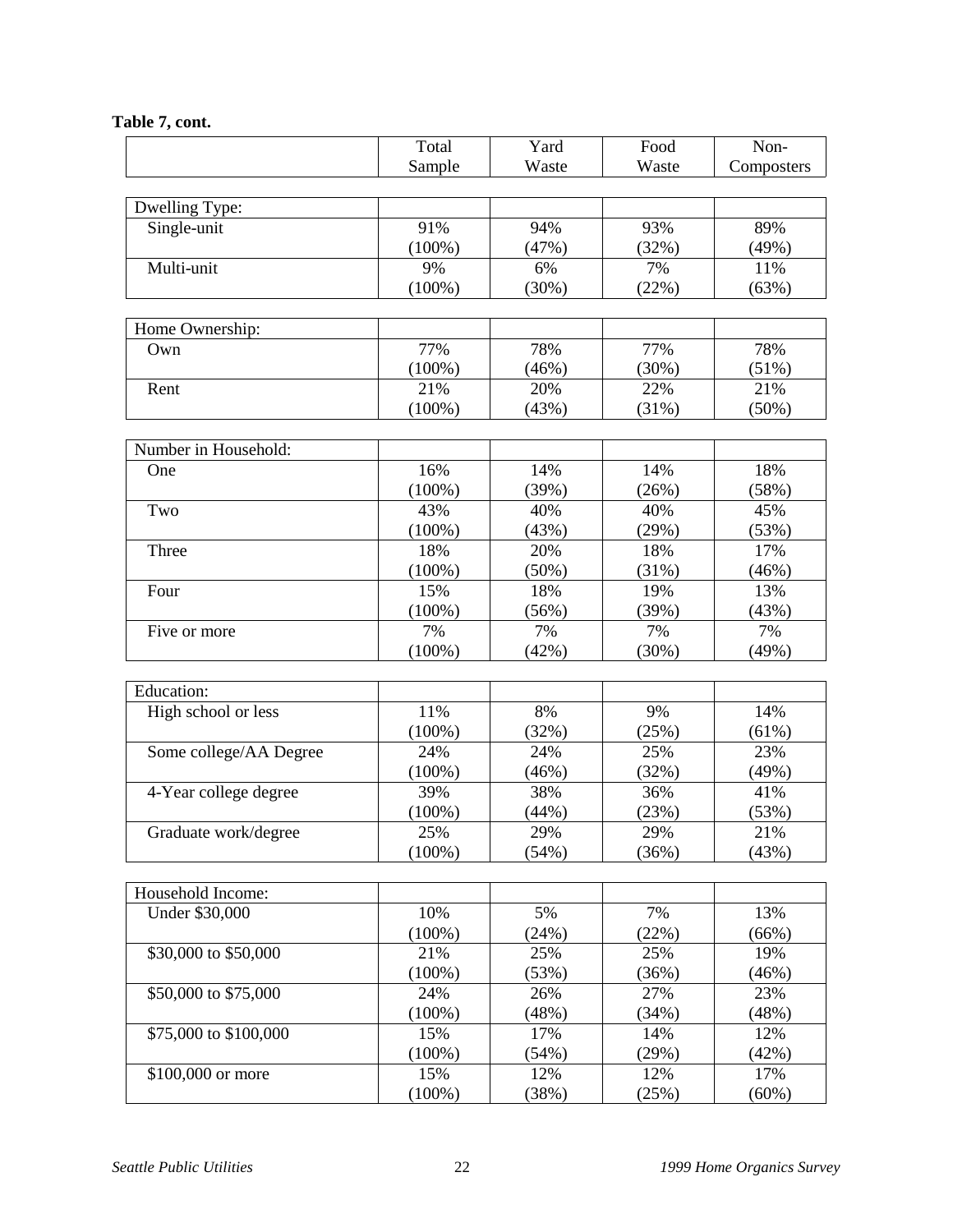**Table 7, cont.**

| | Total Sample | Yard Waste | Food Waste | Non-Composters |
|---|---|---|---|---|
| **Dwelling Type:** | | | | |
| Single-unit | 91% (100%) | 94% (47%) | 93% (32%) | 89% (49%) |
| Multi-unit | 9% (100%) | 6% (30%) | 7% (22%) | 11% (63%) |
| **Home Ownership:** | | | | |
| Own | 77% (100%) | 78% (46%) | 77% (30%) | 78% (51%) |
| Rent | 21% (100%) | 20% (43%) | 22% (31%) | 21% (50%) |
| **Number in Household:** | | | | |
| One | 16% (100%) | 14% (39%) | 14% (26%) | 18% (58%) |
| Two | 43% (100%) | 40% (43%) | 40% (29%) | 45% (53%) |
| Three | 18% (100%) | 20% (50%) | 18% (31%) | 17% (46%) |
| Four | 15% (100%) | 18% (56%) | 19% (39%) | 13% (43%) |
| Five or more | 7% (100%) | 7% (42%) | 7% (30%) | 7% (49%) |
| **Education:** | | | | |
| High school or less | 11% (100%) | 8% (32%) | 9% (25%) | 14% (61%) |
| Some college/AA Degree | 24% (100%) | 24% (46%) | 25% (32%) | 23% (49%) |
| 4-Year college degree | 39% (100%) | 38% (44%) | 36% (23%) | 41% (53%) |
| Graduate work/degree | 25% (100%) | 29% (54%) | 29% (36%) | 21% (43%) |
| **Household Income:** | | | | |
| Under $30,000 | 10% (100%) | 5% (24%) | 7% (22%) | 13% (66%) |
| $30,000 to $50,000 | 21% (100%) | 25% (53%) | 25% (36%) | 19% (46%) |
| $50,000 to $75,000 | 24% (100%) | 26% (48%) | 27% (34%) | 23% (48%) |
| $75,000 to $100,000 | 15% (100%) | 17% (54%) | 14% (29%) | 12% (42%) |
| $100,000 or more | 15% (100%) | 12% (38%) | 12% (25%) | 17% (60%) |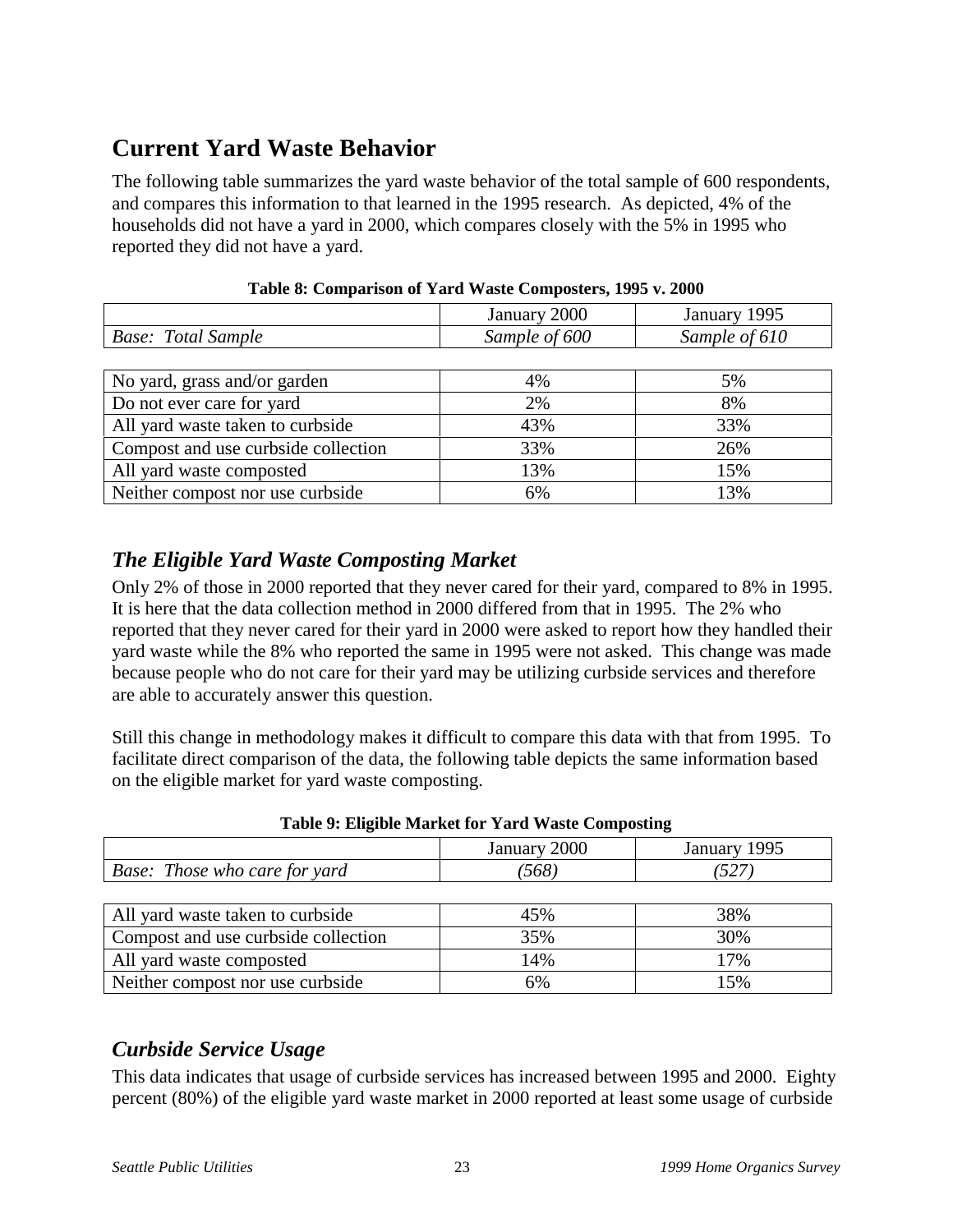## Current Yard Waste Behavior

The following table summarizes the yard waste behavior of the total sample of 600 respondents, and compares this information to that learned in the 1995 research. As depicted, 4% of the households did not have a yard in 2000, which compares closely with the 5% in 1995 who reported they did not have a yard.

**Table 8: Comparison of Yard Waste Composters, 1995 v. 2000**

| | January 2000 | January 1995 |
|---|---|---|
| *Base: Total Sample* | *Sample of 600* | *Sample of 610* |
| No yard, grass and/or garden | 4% | 5% |
| Do not ever care for yard | 2% | 8% |
| All yard waste taken to curbside | 43% | 33% |
| Compost and use curbside collection | 33% | 26% |
| All yard waste composted | 13% | 15% |
| Neither compost nor use curbside | 6% | 13% |

### *The Eligible Yard Waste Composting Market*

Only 2% of those in 2000 reported that they never cared for their yard, compared to 8% in 1995. It is here that the data collection method in 2000 differed from that in 1995. The 2% who reported that they never cared for their yard in 2000 were asked to report how they handled their yard waste while the 8% who reported the same in 1995 were not asked. This change was made because people who do not care for their yard may be utilizing curbside services and therefore are able to accurately answer this question.

Still this change in methodology makes it difficult to compare this data with that from 1995. To facilitate direct comparison of the data, the following table depicts the same information based on the eligible market for yard waste composting.

**Table 9: Eligible Market for Yard Waste Composting**

| | January 2000 | January 1995 |
|---|---|---|
| *Base: Those who care for yard* | *(568)* | *(527)* |
| All yard waste taken to curbside | 45% | 38% |
| Compost and use curbside collection | 35% | 30% |
| All yard waste composted | 14% | 17% |
| Neither compost nor use curbside | 6% | 15% |

### *Curbside Service Usage*

This data indicates that usage of curbside services has increased between 1995 and 2000. Eighty percent (80%) of the eligible yard waste market in 2000 reported at least some usage of curbside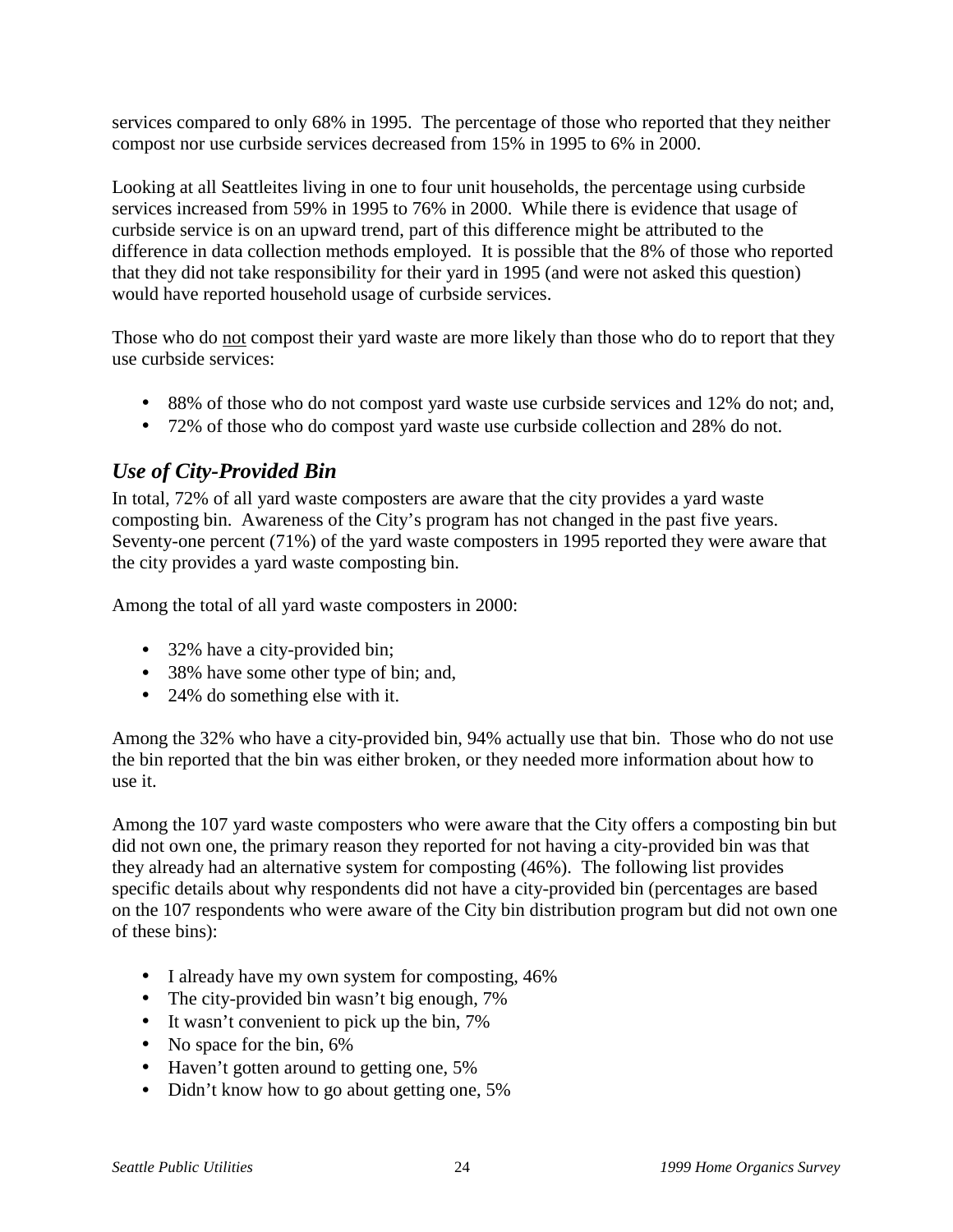services compared to only 68% in 1995. The percentage of those who reported that they neither compost nor use curbside services decreased from 15% in 1995 to 6% in 2000.

Looking at all Seattleites living in one to four unit households, the percentage using curbside services increased from 59% in 1995 to 76% in 2000. While there is evidence that usage of curbside service is on an upward trend, part of this difference might be attributed to the difference in data collection methods employed. It is possible that the 8% of those who reported that they did not take responsibility for their yard in 1995 (and were not asked this question) would have reported household usage of curbside services.

Those who do <u>not</u> compost their yard waste are more likely than those who do to report that they use curbside services:

- 88% of those who do not compost yard waste use curbside services and 12% do not; and,
- 72% of those who do compost yard waste use curbside collection and 28% do not.

### *Use of City-Provided Bin*

In total, 72% of all yard waste composters are aware that the city provides a yard waste composting bin. Awareness of the City's program has not changed in the past five years. Seventy-one percent (71%) of the yard waste composters in 1995 reported they were aware that the city provides a yard waste composting bin.

Among the total of all yard waste composters in 2000:

- 32% have a city-provided bin;
- 38% have some other type of bin; and,
- 24% do something else with it.

Among the 32% who have a city-provided bin, 94% actually use that bin. Those who do not use the bin reported that the bin was either broken, or they needed more information about how to use it.

Among the 107 yard waste composters who were aware that the City offers a composting bin but did not own one, the primary reason they reported for not having a city-provided bin was that they already had an alternative system for composting (46%). The following list provides specific details about why respondents did not have a city-provided bin (percentages are based on the 107 respondents who were aware of the City bin distribution program but did not own one of these bins):

- I already have my own system for composting, 46%
- The city-provided bin wasn't big enough, 7%
- It wasn't convenient to pick up the bin, 7%
- No space for the bin, 6%
- Haven't gotten around to getting one, 5%
- Didn't know how to go about getting one, 5%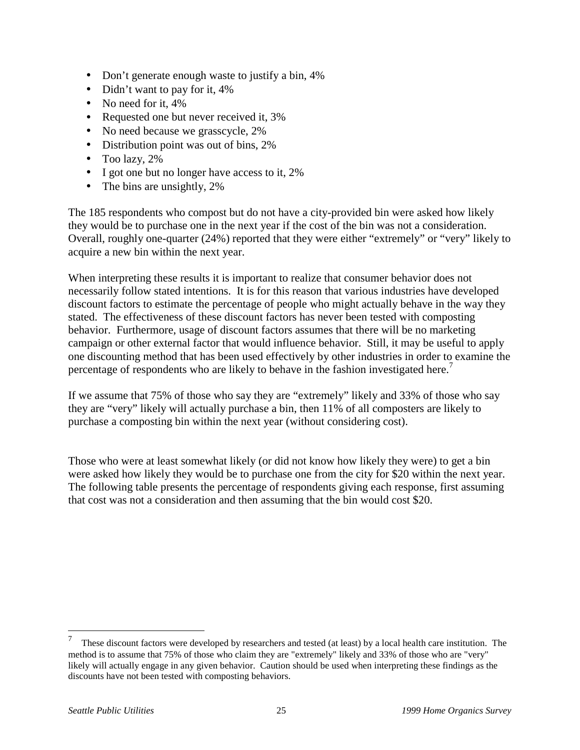- Don't generate enough waste to justify a bin, 4%
- Didn't want to pay for it, 4%
- No need for it, 4%
- Requested one but never received it, 3%
- No need because we grasscycle, 2%
- Distribution point was out of bins, 2%
- Too lazy, 2%
- I got one but no longer have access to it, 2%
- The bins are unsightly, 2%

The 185 respondents who compost but do not have a city-provided bin were asked how likely they would be to purchase one in the next year if the cost of the bin was not a consideration. Overall, roughly one-quarter (24%) reported that they were either "extremely" or "very" likely to acquire a new bin within the next year.

When interpreting these results it is important to realize that consumer behavior does not necessarily follow stated intentions. It is for this reason that various industries have developed discount factors to estimate the percentage of people who might actually behave in the way they stated. The effectiveness of these discount factors has never been tested with composting behavior. Furthermore, usage of discount factors assumes that there will be no marketing campaign or other external factor that would influence behavior. Still, it may be useful to apply one discounting method that has been used effectively by other industries in order to examine the percentage of respondents who are likely to behave in the fashion investigated here.[7]

If we assume that 75% of those who say they are "extremely" likely and 33% of those who say they are "very" likely will actually purchase a bin, then 11% of all composters are likely to purchase a composting bin within the next year (without considering cost).

Those who were at least somewhat likely (or did not know how likely they were) to get a bin were asked how likely they would be to purchase one from the city for $20 within the next year. The following table presents the percentage of respondents giving each response, first assuming that cost was not a consideration and then assuming that the bin would cost $20.

[7] These discount factors were developed by researchers and tested (at least) by a local health care institution. The method is to assume that 75% of those who claim they are "extremely" likely and 33% of those who are "very" likely will actually engage in any given behavior. Caution should be used when interpreting these findings as the discounts have not been tested with composting behaviors.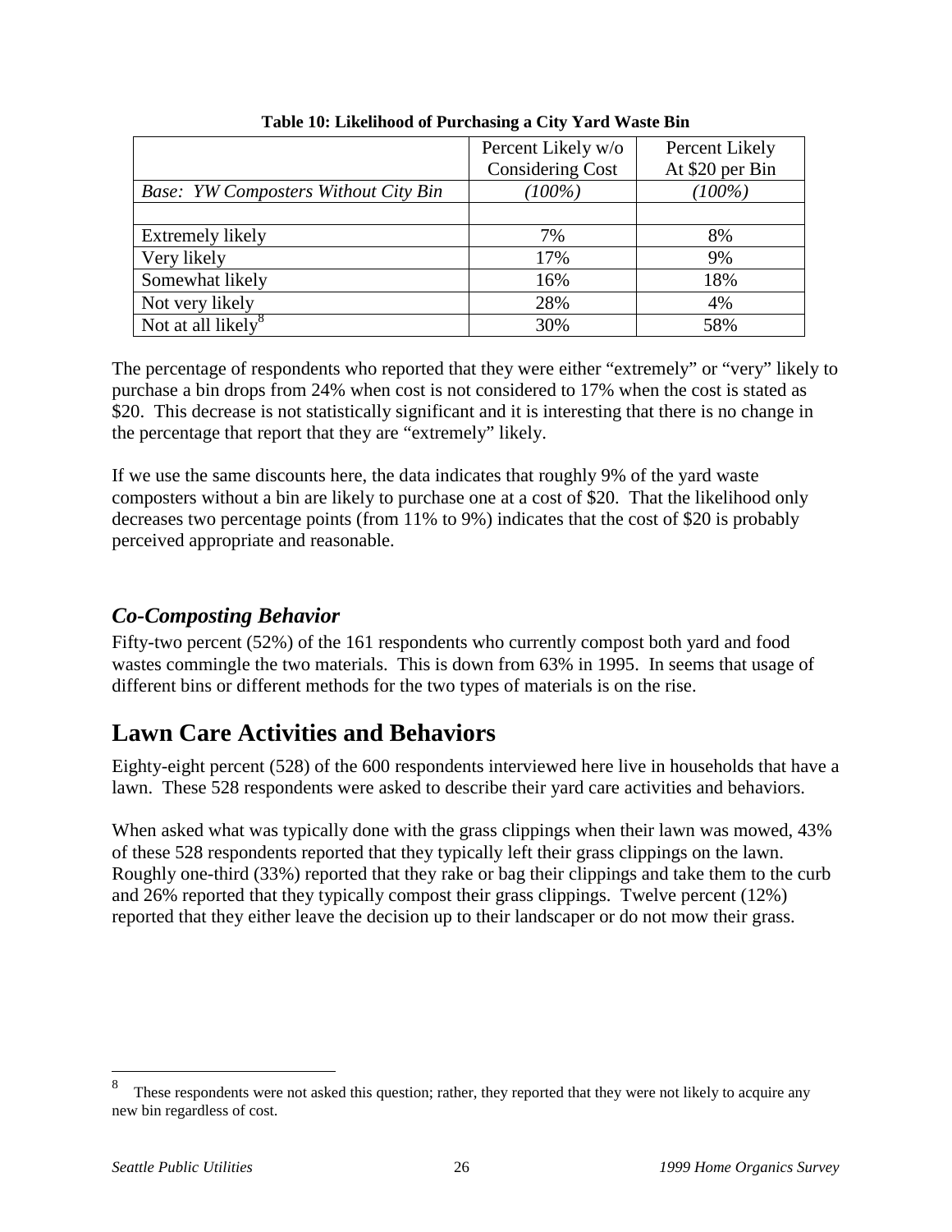**Table 10: Likelihood of Purchasing a City Yard Waste Bin**

| | Percent Likely w/o Considering Cost | Percent Likely At $20 per Bin |
|---|---|---|
| *Base: YW Composters Without City Bin* | *(100%)* | *(100%)* |
| | | |
| Extremely likely | 7% | 8% |
| Very likely | 17% | 9% |
| Somewhat likely | 16% | 18% |
| Not very likely | 28% | 4% |
| Not at all likely[8] | 30% | 58% |

The percentage of respondents who reported that they were either "extremely" or "very" likely to purchase a bin drops from 24% when cost is not considered to 17% when the cost is stated as $20. This decrease is not statistically significant and it is interesting that there is no change in the percentage that report that they are "extremely" likely.

If we use the same discounts here, the data indicates that roughly 9% of the yard waste composters without a bin are likely to purchase one at a cost of $20. That the likelihood only decreases two percentage points (from 11% to 9%) indicates that the cost of $20 is probably perceived appropriate and reasonable.

### *Co-Composting Behavior*

Fifty-two percent (52%) of the 161 respondents who currently compost both yard and food wastes commingle the two materials. This is down from 63% in 1995. In seems that usage of different bins or different methods for the two types of materials is on the rise.

## Lawn Care Activities and Behaviors

Eighty-eight percent (528) of the 600 respondents interviewed here live in households that have a lawn. These 528 respondents were asked to describe their yard care activities and behaviors.

When asked what was typically done with the grass clippings when their lawn was mowed, 43% of these 528 respondents reported that they typically left their grass clippings on the lawn. Roughly one-third (33%) reported that they rake or bag their clippings and take them to the curb and 26% reported that they typically compost their grass clippings. Twelve percent (12%) reported that they either leave the decision up to their landscaper or do not mow their grass.

[8] These respondents were not asked this question; rather, they reported that they were not likely to acquire any new bin regardless of cost.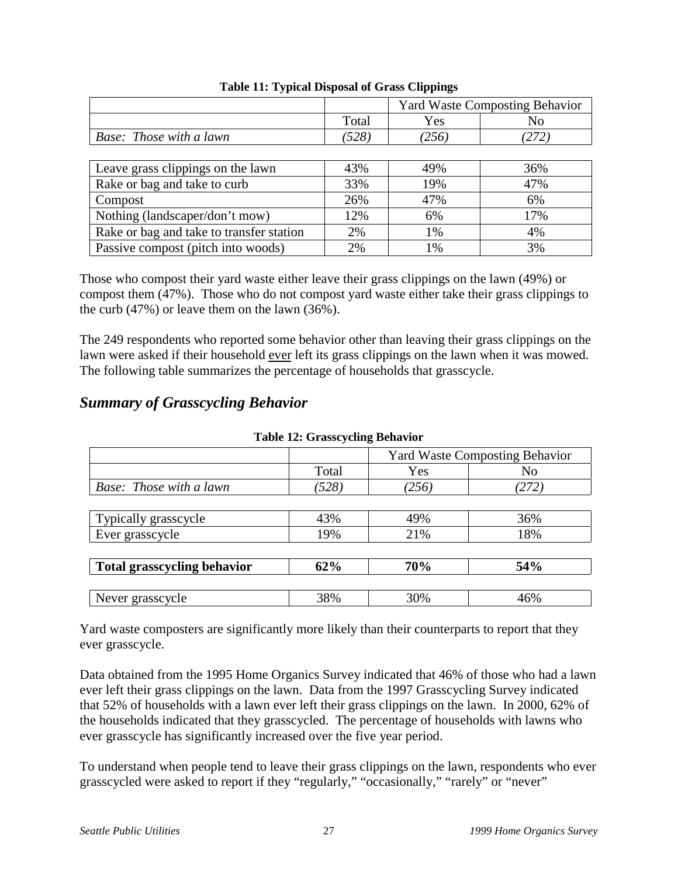**Table 11: Typical Disposal of Grass Clippings**

| | | Yard Waste Composting Behavior | |
|---|---|---|---|
| | Total | Yes | No |
| *Base: Those with a lawn* | *(528)* | *(256)* | *(272)* |
| Leave grass clippings on the lawn | 43% | 49% | 36% |
| Rake or bag and take to curb | 33% | 19% | 47% |
| Compost | 26% | 47% | 6% |
| Nothing (landscaper/don't mow) | 12% | 6% | 17% |
| Rake or bag and take to transfer station | 2% | 1% | 4% |
| Passive compost (pitch into woods) | 2% | 1% | 3% |

Those who compost their yard waste either leave their grass clippings on the lawn (49%) or compost them (47%). Those who do not compost yard waste either take their grass clippings to the curb (47%) or leave them on the lawn (36%).

The 249 respondents who reported some behavior other than leaving their grass clippings on the lawn were asked if their household ever left its grass clippings on the lawn when it was mowed. The following table summarizes the percentage of households that grasscycle.

## *Summary of Grasscycling Behavior*

**Table 12: Grasscycling Behavior**

| | | Yard Waste Composting Behavior | |
|---|---|---|---|
| | Total | Yes | No |
| *Base: Those with a lawn* | *(528)* | *(256)* | *(272)* |
| Typically grasscycle | 43% | 49% | 36% |
| Ever grasscycle | 19% | 21% | 18% |
| **Total grasscycling behavior** | **62%** | **70%** | **54%** |
| Never grasscycle | 38% | 30% | 46% |

Yard waste composters are significantly more likely than their counterparts to report that they ever grasscycle.

Data obtained from the 1995 Home Organics Survey indicated that 46% of those who had a lawn ever left their grass clippings on the lawn. Data from the 1997 Grasscycling Survey indicated that 52% of households with a lawn ever left their grass clippings on the lawn. In 2000, 62% of the households indicated that they grasscycled. The percentage of households with lawns who ever grasscycle has significantly increased over the five year period.

To understand when people tend to leave their grass clippings on the lawn, respondents who ever grasscycled were asked to report if they "regularly," "occasionally," "rarely" or "never"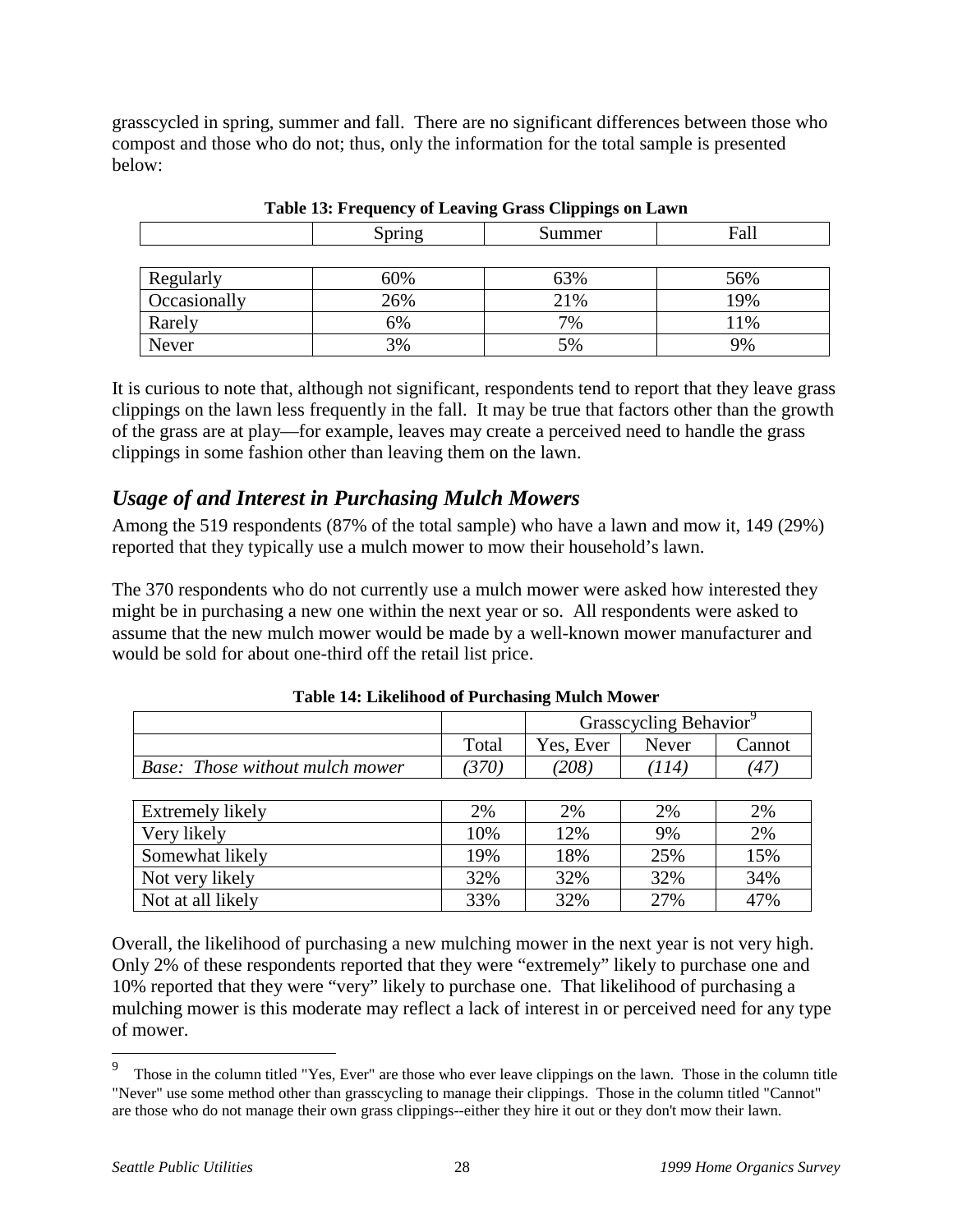grasscycled in spring, summer and fall. There are no significant differences between those who compost and those who do not; thus, only the information for the total sample is presented below:

**Table 13: Frequency of Leaving Grass Clippings on Lawn**

| | Spring | Summer | Fall |
|---|---|---|---|
| Regularly | 60% | 63% | 56% |
| Occasionally | 26% | 21% | 19% |
| Rarely | 6% | 7% | 11% |
| Never | 3% | 5% | 9% |

It is curious to note that, although not significant, respondents tend to report that they leave grass clippings on the lawn less frequently in the fall. It may be true that factors other than the growth of the grass are at play—for example, leaves may create a perceived need to handle the grass clippings in some fashion other than leaving them on the lawn.

## *Usage of and Interest in Purchasing Mulch Mowers*

Among the 519 respondents (87% of the total sample) who have a lawn and mow it, 149 (29%) reported that they typically use a mulch mower to mow their household's lawn.

The 370 respondents who do not currently use a mulch mower were asked how interested they might be in purchasing a new one within the next year or so. All respondents were asked to assume that the new mulch mower would be made by a well-known mower manufacturer and would be sold for about one-third off the retail list price.

**Table 14: Likelihood of Purchasing Mulch Mower**

| | | Grasscycling Behavior[9] | | |
|---|---|---|---|---|
| | Total | Yes, Ever | Never | Cannot |
| *Base: Those without mulch mower* | *(370)* | *(208)* | *(114)* | *(47)* |
| Extremely likely | 2% | 2% | 2% | 2% |
| Very likely | 10% | 12% | 9% | 2% |
| Somewhat likely | 19% | 18% | 25% | 15% |
| Not very likely | 32% | 32% | 32% | 34% |
| Not at all likely | 33% | 32% | 27% | 47% |

Overall, the likelihood of purchasing a new mulching mower in the next year is not very high. Only 2% of these respondents reported that they were "extremely" likely to purchase one and 10% reported that they were "very" likely to purchase one. That likelihood of purchasing a mulching mower is this moderate may reflect a lack of interest in or perceived need for any type of mower.

[9] Those in the column titled "Yes, Ever" are those who ever leave clippings on the lawn. Those in the column title "Never" use some method other than grasscycling to manage their clippings. Those in the column titled "Cannot" are those who do not manage their own grass clippings--either they hire it out or they don't mow their lawn.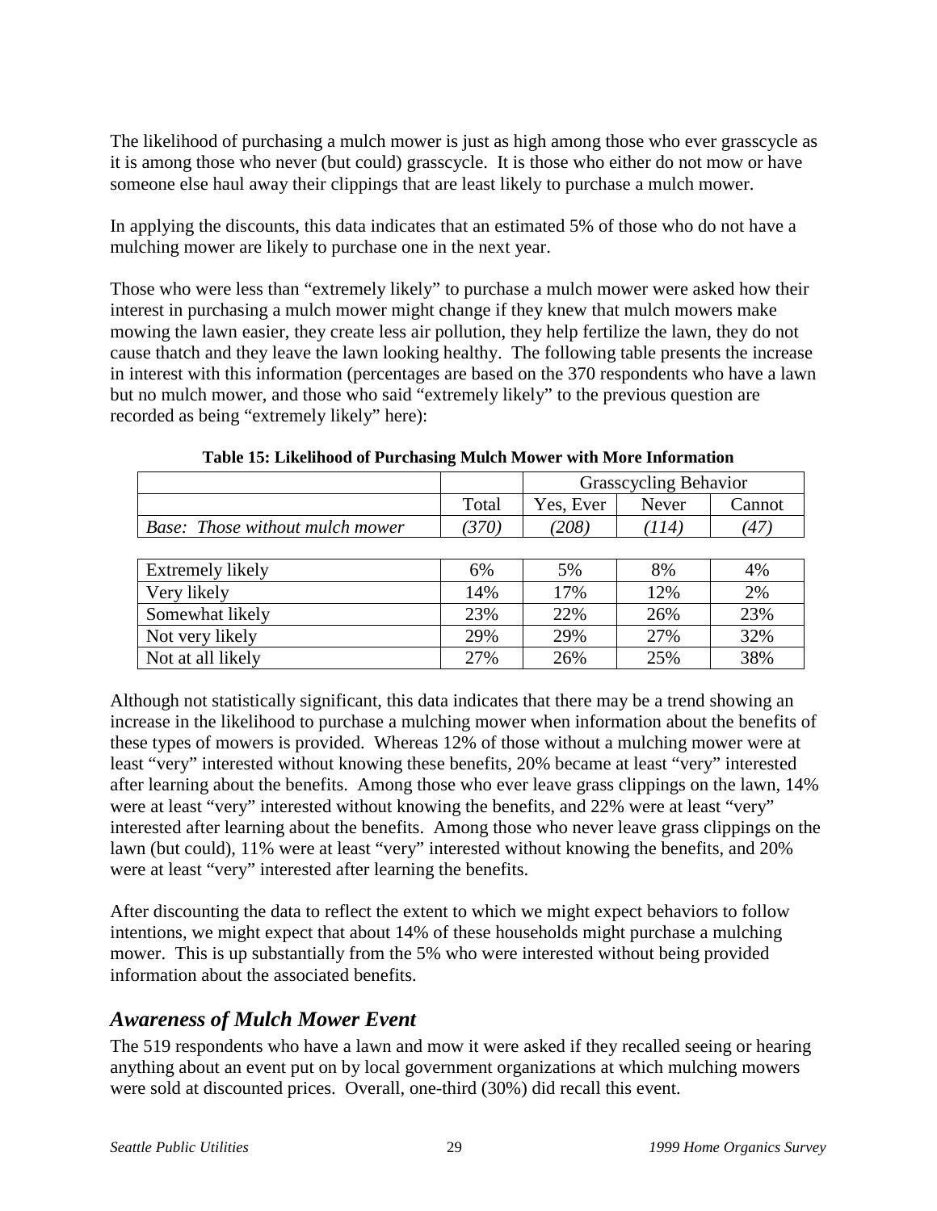The likelihood of purchasing a mulch mower is just as high among those who ever grasscycle as it is among those who never (but could) grasscycle. It is those who either do not mow or have someone else haul away their clippings that are least likely to purchase a mulch mower.

In applying the discounts, this data indicates that an estimated 5% of those who do not have a mulching mower are likely to purchase one in the next year.

Those who were less than "extremely likely" to purchase a mulch mower were asked how their interest in purchasing a mulch mower might change if they knew that mulch mowers make mowing the lawn easier, they create less air pollution, they help fertilize the lawn, they do not cause thatch and they leave the lawn looking healthy. The following table presents the increase in interest with this information (percentages are based on the 370 respondents who have a lawn but no mulch mower, and those who said "extremely likely" to the previous question are recorded as being "extremely likely" here):

**Table 15: Likelihood of Purchasing Mulch Mower with More Information**

| | | Grasscycling Behavior | | |
|---|---|---|---|---|
| | Total | Yes, Ever | Never | Cannot |
| *Base: Those without mulch mower* | *(370)* | *(208)* | *(114)* | *(47)* |
| Extremely likely | 6% | 5% | 8% | 4% |
| Very likely | 14% | 17% | 12% | 2% |
| Somewhat likely | 23% | 22% | 26% | 23% |
| Not very likely | 29% | 29% | 27% | 32% |
| Not at all likely | 27% | 26% | 25% | 38% |

Although not statistically significant, this data indicates that there may be a trend showing an increase in the likelihood to purchase a mulching mower when information about the benefits of these types of mowers is provided. Whereas 12% of those without a mulching mower were at least "very" interested without knowing these benefits, 20% became at least "very" interested after learning about the benefits. Among those who ever leave grass clippings on the lawn, 14% were at least "very" interested without knowing the benefits, and 22% were at least "very" interested after learning about the benefits. Among those who never leave grass clippings on the lawn (but could), 11% were at least "very" interested without knowing the benefits, and 20% were at least "very" interested after learning the benefits.

After discounting the data to reflect the extent to which we might expect behaviors to follow intentions, we might expect that about 14% of these households might purchase a mulching mower. This is up substantially from the 5% who were interested without being provided information about the associated benefits.

## *Awareness of Mulch Mower Event*

The 519 respondents who have a lawn and mow it were asked if they recalled seeing or hearing anything about an event put on by local government organizations at which mulching mowers were sold at discounted prices. Overall, one-third (30%) did recall this event.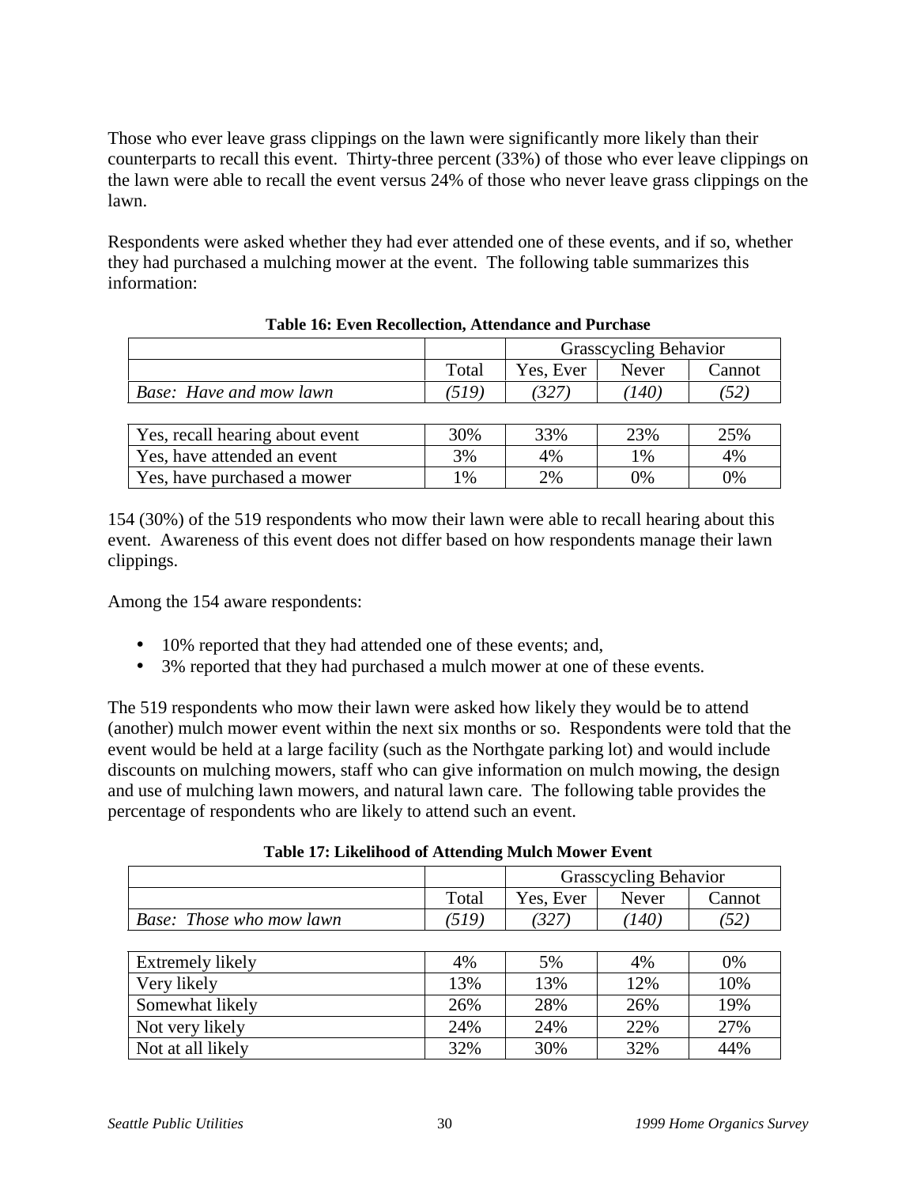Those who ever leave grass clippings on the lawn were significantly more likely than their counterparts to recall this event. Thirty-three percent (33%) of those who ever leave clippings on the lawn were able to recall the event versus 24% of those who never leave grass clippings on the lawn.

Respondents were asked whether they had ever attended one of these events, and if so, whether they had purchased a mulching mower at the event. The following table summarizes this information:

**Table 16: Even Recollection, Attendance and Purchase**

| | | Grasscycling Behavior | | |
|---|---|---|---|---|
| | Total | Yes, Ever | Never | Cannot |
| *Base: Have and mow lawn* | *(519)* | *(327)* | *(140)* | *(52)* |
| Yes, recall hearing about event | 30% | 33% | 23% | 25% |
| Yes, have attended an event | 3% | 4% | 1% | 4% |
| Yes, have purchased a mower | 1% | 2% | 0% | 0% |

154 (30%) of the 519 respondents who mow their lawn were able to recall hearing about this event. Awareness of this event does not differ based on how respondents manage their lawn clippings.

Among the 154 aware respondents:

- 10% reported that they had attended one of these events; and,
- 3% reported that they had purchased a mulch mower at one of these events.

The 519 respondents who mow their lawn were asked how likely they would be to attend (another) mulch mower event within the next six months or so. Respondents were told that the event would be held at a large facility (such as the Northgate parking lot) and would include discounts on mulching mowers, staff who can give information on mulch mowing, the design and use of mulching lawn mowers, and natural lawn care. The following table provides the percentage of respondents who are likely to attend such an event.

**Table 17: Likelihood of Attending Mulch Mower Event**

| | | Grasscycling Behavior | | |
|---|---|---|---|---|
| | Total | Yes, Ever | Never | Cannot |
| *Base: Those who mow lawn* | *(519)* | *(327)* | *(140)* | *(52)* |
| Extremely likely | 4% | 5% | 4% | 0% |
| Very likely | 13% | 13% | 12% | 10% |
| Somewhat likely | 26% | 28% | 26% | 19% |
| Not very likely | 24% | 24% | 22% | 27% |
| Not at all likely | 32% | 30% | 32% | 44% |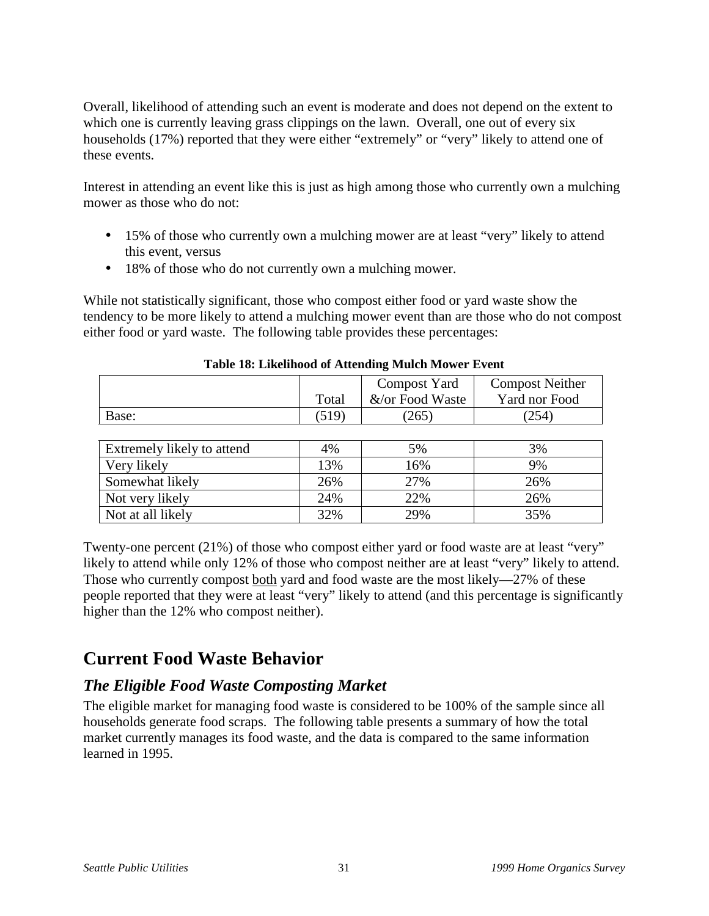Overall, likelihood of attending such an event is moderate and does not depend on the extent to which one is currently leaving grass clippings on the lawn. Overall, one out of every six households (17%) reported that they were either "extremely" or "very" likely to attend one of these events.

Interest in attending an event like this is just as high among those who currently own a mulching mower as those who do not:

- 15% of those who currently own a mulching mower are at least "very" likely to attend this event, versus
- 18% of those who do not currently own a mulching mower.

While not statistically significant, those who compost either food or yard waste show the tendency to be more likely to attend a mulching mower event than are those who do not compost either food or yard waste. The following table provides these percentages:

**Table 18: Likelihood of Attending Mulch Mower Event**

| | Total | Compost Yard &/or Food Waste | Compost Neither Yard nor Food |
|---|---|---|---|
| Base: | (519) | (265) | (254) |
| Extremely likely to attend | 4% | 5% | 3% |
| Very likely | 13% | 16% | 9% |
| Somewhat likely | 26% | 27% | 26% |
| Not very likely | 24% | 22% | 26% |
| Not at all likely | 32% | 29% | 35% |

Twenty-one percent (21%) of those who compost either yard or food waste are at least "very" likely to attend while only 12% of those who compost neither are at least "very" likely to attend. Those who currently compost both yard and food waste are the most likely—27% of these people reported that they were at least "very" likely to attend (and this percentage is significantly higher than the 12% who compost neither).

# Current Food Waste Behavior

## *The Eligible Food Waste Composting Market*

The eligible market for managing food waste is considered to be 100% of the sample since all households generate food scraps. The following table presents a summary of how the total market currently manages its food waste, and the data is compared to the same information learned in 1995.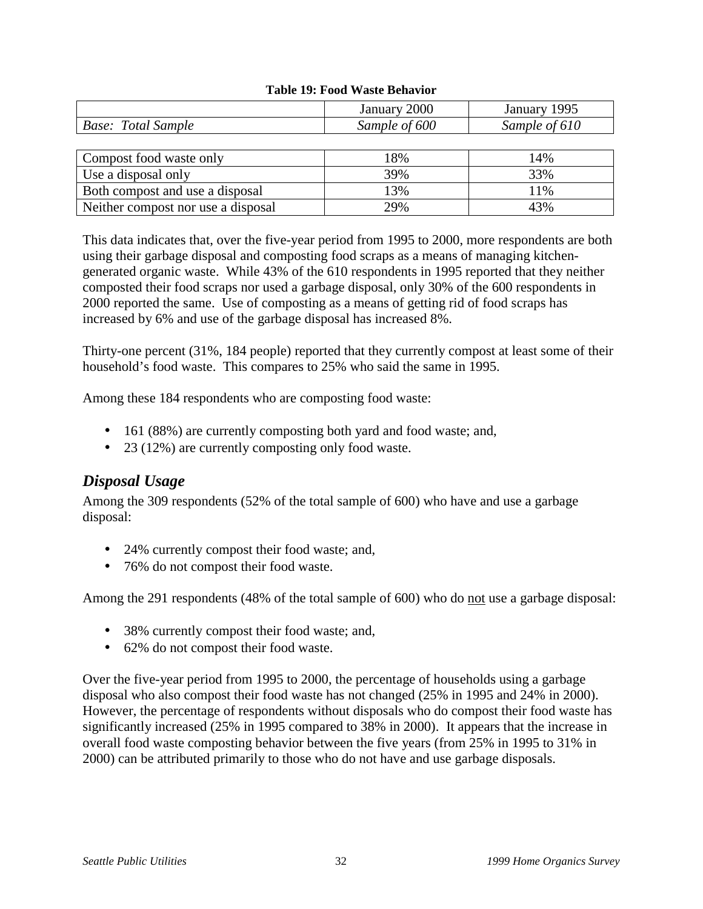**Table 19: Food Waste Behavior**

| | January 2000 | January 1995 |
|---|---|---|
| *Base: Total Sample* | *Sample of 600* | *Sample of 610* |
| Compost food waste only | 18% | 14% |
| Use a disposal only | 39% | 33% |
| Both compost and use a disposal | 13% | 11% |
| Neither compost nor use a disposal | 29% | 43% |

This data indicates that, over the five-year period from 1995 to 2000, more respondents are both using their garbage disposal and composting food scraps as a means of managing kitchen-generated organic waste. While 43% of the 610 respondents in 1995 reported that they neither composted their food scraps nor used a garbage disposal, only 30% of the 600 respondents in 2000 reported the same. Use of composting as a means of getting rid of food scraps has increased by 6% and use of the garbage disposal has increased 8%.

Thirty-one percent (31%, 184 people) reported that they currently compost at least some of their household's food waste. This compares to 25% who said the same in 1995.

Among these 184 respondents who are composting food waste:

- 161 (88%) are currently composting both yard and food waste; and,
- 23 (12%) are currently composting only food waste.

## *Disposal Usage*

Among the 309 respondents (52% of the total sample of 600) who have and use a garbage disposal:

- 24% currently compost their food waste; and,
- 76% do not compost their food waste.

Among the 291 respondents (48% of the total sample of 600) who do not use a garbage disposal:

- 38% currently compost their food waste; and,
- 62% do not compost their food waste.

Over the five-year period from 1995 to 2000, the percentage of households using a garbage disposal who also compost their food waste has not changed (25% in 1995 and 24% in 2000). However, the percentage of respondents without disposals who do compost their food waste has significantly increased (25% in 1995 compared to 38% in 2000). It appears that the increase in overall food waste composting behavior between the five years (from 25% in 1995 to 31% in 2000) can be attributed primarily to those who do not have and use garbage disposals.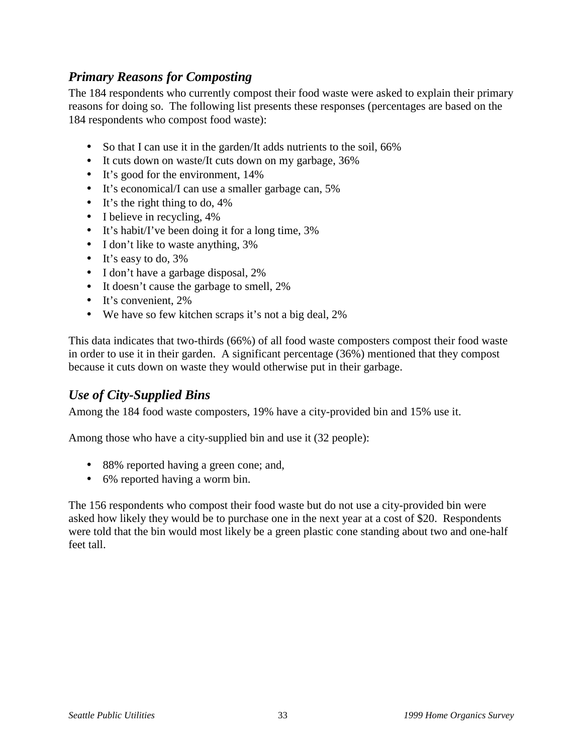### *Primary Reasons for Composting*

The 184 respondents who currently compost their food waste were asked to explain their primary reasons for doing so. The following list presents these responses (percentages are based on the 184 respondents who compost food waste):

- So that I can use it in the garden/It adds nutrients to the soil, 66%
- It cuts down on waste/It cuts down on my garbage, 36%
- It's good for the environment, 14%
- It's economical/I can use a smaller garbage can, 5%
- It's the right thing to do, 4%
- I believe in recycling, 4%
- It's habit/I've been doing it for a long time, 3%
- I don't like to waste anything, 3%
- It's easy to do, 3%
- I don't have a garbage disposal, 2%
- It doesn't cause the garbage to smell, 2%
- It's convenient, 2%
- We have so few kitchen scraps it's not a big deal, 2%

This data indicates that two-thirds (66%) of all food waste composters compost their food waste in order to use it in their garden. A significant percentage (36%) mentioned that they compost because it cuts down on waste they would otherwise put in their garbage.

### *Use of City-Supplied Bins*

Among the 184 food waste composters, 19% have a city-provided bin and 15% use it.

Among those who have a city-supplied bin and use it (32 people):

- 88% reported having a green cone; and,
- 6% reported having a worm bin.

The 156 respondents who compost their food waste but do not use a city-provided bin were asked how likely they would be to purchase one in the next year at a cost of $20. Respondents were told that the bin would most likely be a green plastic cone standing about two and one-half feet tall.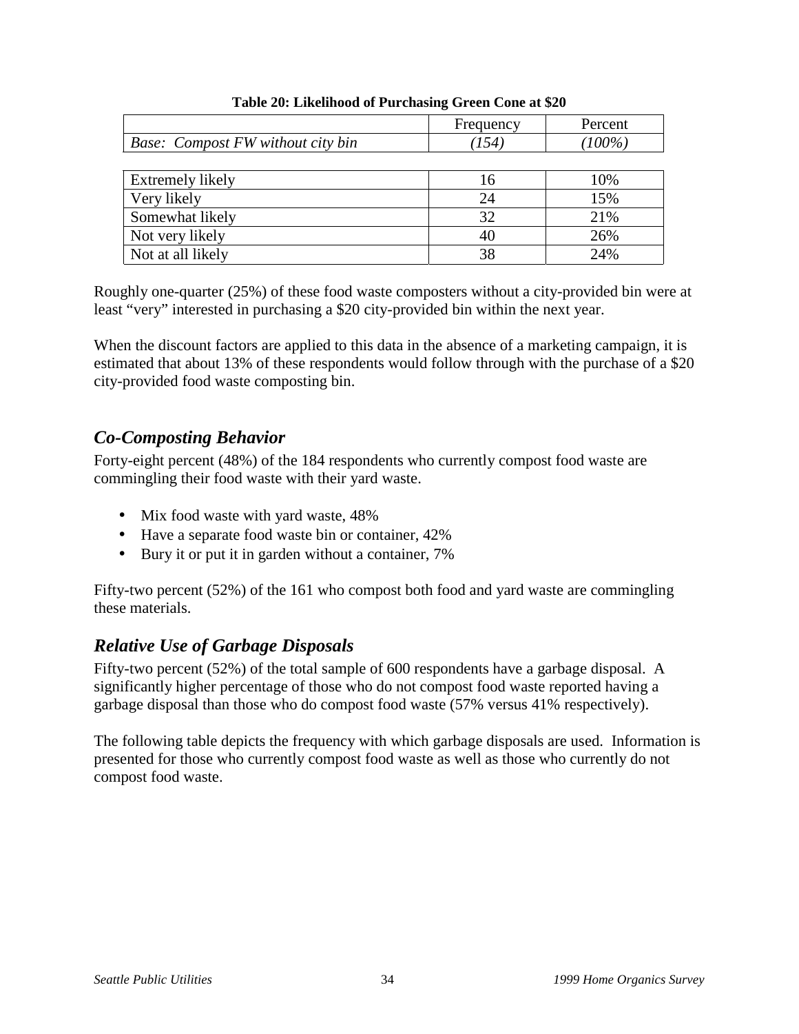**Table 20: Likelihood of Purchasing Green Cone at $20**

| | Frequency | Percent |
|---|---|---|
| *Base: Compost FW without city bin* | *(154)* | *(100%)* |
| Extremely likely | 16 | 10% |
| Very likely | 24 | 15% |
| Somewhat likely | 32 | 21% |
| Not very likely | 40 | 26% |
| Not at all likely | 38 | 24% |

Roughly one-quarter (25%) of these food waste composters without a city-provided bin were at least "very" interested in purchasing a $20 city-provided bin within the next year.

When the discount factors are applied to this data in the absence of a marketing campaign, it is estimated that about 13% of these respondents would follow through with the purchase of a $20 city-provided food waste composting bin.

## *Co-Composting Behavior*

Forty-eight percent (48%) of the 184 respondents who currently compost food waste are commingling their food waste with their yard waste.

- Mix food waste with yard waste, 48%
- Have a separate food waste bin or container, 42%
- Bury it or put it in garden without a container, 7%

Fifty-two percent (52%) of the 161 who compost both food and yard waste are commingling these materials.

## *Relative Use of Garbage Disposals*

Fifty-two percent (52%) of the total sample of 600 respondents have a garbage disposal. A significantly higher percentage of those who do not compost food waste reported having a garbage disposal than those who do compost food waste (57% versus 41% respectively).

The following table depicts the frequency with which garbage disposals are used. Information is presented for those who currently compost food waste as well as those who currently do not compost food waste.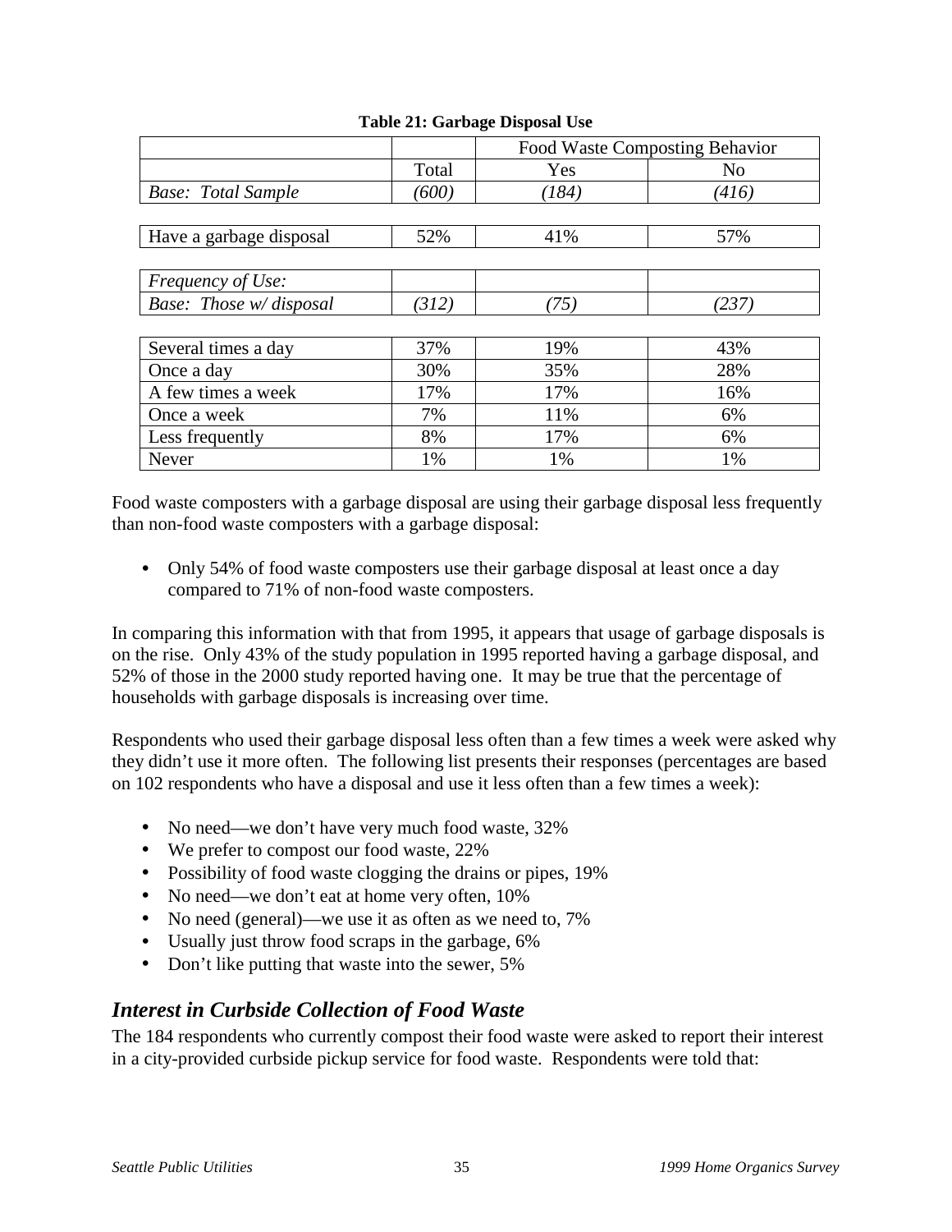**Table 21: Garbage Disposal Use**

| | | Food Waste Composting Behavior | |
|---|---|---|---|
| | Total | Yes | No |
| *Base: Total Sample* | *(600)* | *(184)* | *(416)* |
| Have a garbage disposal | 52% | 41% | 57% |
| *Frequency of Use:* | | | |
| *Base: Those w/ disposal* | *(312)* | *(75)* | *(237)* |
| Several times a day | 37% | 19% | 43% |
| Once a day | 30% | 35% | 28% |
| A few times a week | 17% | 17% | 16% |
| Once a week | 7% | 11% | 6% |
| Less frequently | 8% | 17% | 6% |
| Never | 1% | 1% | 1% |

Food waste composters with a garbage disposal are using their garbage disposal less frequently than non-food waste composters with a garbage disposal:

- Only 54% of food waste composters use their garbage disposal at least once a day compared to 71% of non-food waste composters.

In comparing this information with that from 1995, it appears that usage of garbage disposals is on the rise. Only 43% of the study population in 1995 reported having a garbage disposal, and 52% of those in the 2000 study reported having one. It may be true that the percentage of households with garbage disposals is increasing over time.

Respondents who used their garbage disposal less often than a few times a week were asked why they didn't use it more often. The following list presents their responses (percentages are based on 102 respondents who have a disposal and use it less often than a few times a week):

- No need—we don't have very much food waste, 32%
- We prefer to compost our food waste, 22%
- Possibility of food waste clogging the drains or pipes, 19%
- No need—we don't eat at home very often, 10%
- No need (general)—we use it as often as we need to, 7%
- Usually just throw food scraps in the garbage, 6%
- Don't like putting that waste into the sewer, 5%

## *Interest in Curbside Collection of Food Waste*

The 184 respondents who currently compost their food waste were asked to report their interest in a city-provided curbside pickup service for food waste. Respondents were told that: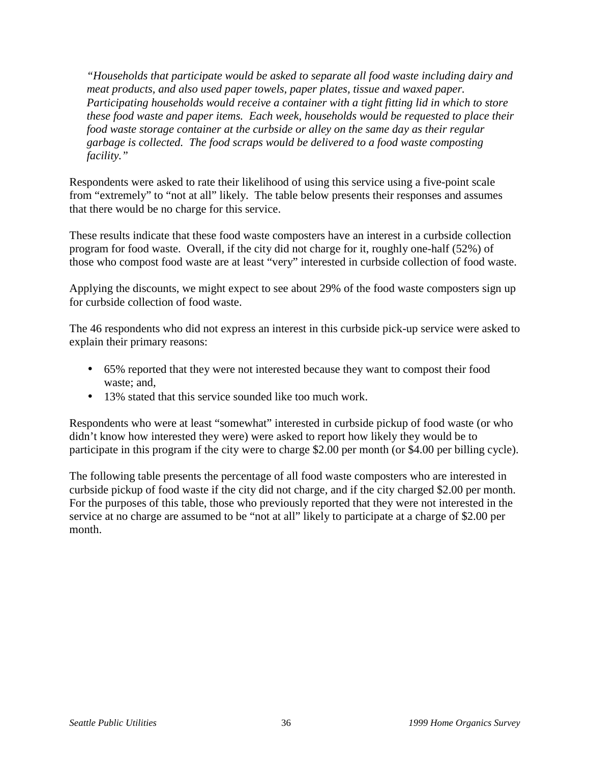*"Households that participate would be asked to separate all food waste including dairy and meat products, and also used paper towels, paper plates, tissue and waxed paper. Participating households would receive a container with a tight fitting lid in which to store these food waste and paper items. Each week, households would be requested to place their food waste storage container at the curbside or alley on the same day as their regular garbage is collected. The food scraps would be delivered to a food waste composting facility."*

Respondents were asked to rate their likelihood of using this service using a five-point scale from "extremely" to "not at all" likely. The table below presents their responses and assumes that there would be no charge for this service.

These results indicate that these food waste composters have an interest in a curbside collection program for food waste. Overall, if the city did not charge for it, roughly one-half (52%) of those who compost food waste are at least "very" interested in curbside collection of food waste.

Applying the discounts, we might expect to see about 29% of the food waste composters sign up for curbside collection of food waste.

The 46 respondents who did not express an interest in this curbside pick-up service were asked to explain their primary reasons:

- 65% reported that they were not interested because they want to compost their food waste; and,
- 13% stated that this service sounded like too much work.

Respondents who were at least "somewhat" interested in curbside pickup of food waste (or who didn't know how interested they were) were asked to report how likely they would be to participate in this program if the city were to charge $2.00 per month (or $4.00 per billing cycle).

The following table presents the percentage of all food waste composters who are interested in curbside pickup of food waste if the city did not charge, and if the city charged $2.00 per month. For the purposes of this table, those who previously reported that they were not interested in the service at no charge are assumed to be "not at all" likely to participate at a charge of $2.00 per month.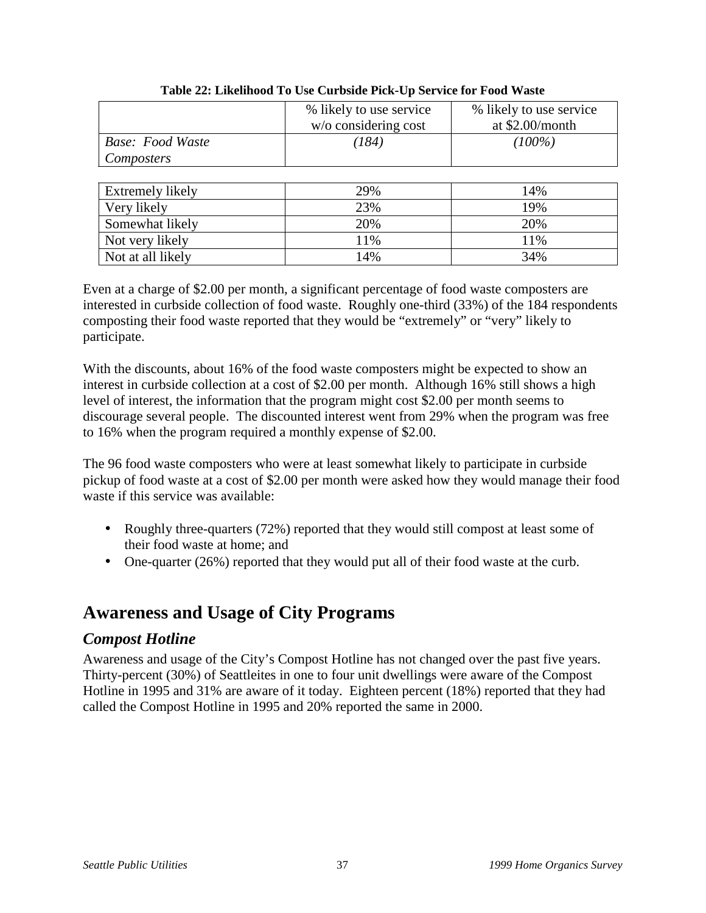**Table 22: Likelihood To Use Curbside Pick-Up Service for Food Waste**

| | % likely to use service w/o considering cost | % likely to use service at $2.00/month |
|---|---|---|
| *Base: Food Waste Composters* | *(184)* | *(100%)* |
| Extremely likely | 29% | 14% |
| Very likely | 23% | 19% |
| Somewhat likely | 20% | 20% |
| Not very likely | 11% | 11% |
| Not at all likely | 14% | 34% |

Even at a charge of $2.00 per month, a significant percentage of food waste composters are interested in curbside collection of food waste. Roughly one-third (33%) of the 184 respondents composting their food waste reported that they would be "extremely" or "very" likely to participate.

With the discounts, about 16% of the food waste composters might be expected to show an interest in curbside collection at a cost of $2.00 per month. Although 16% still shows a high level of interest, the information that the program might cost $2.00 per month seems to discourage several people. The discounted interest went from 29% when the program was free to 16% when the program required a monthly expense of $2.00.

The 96 food waste composters who were at least somewhat likely to participate in curbside pickup of food waste at a cost of $2.00 per month were asked how they would manage their food waste if this service was available:

- Roughly three-quarters (72%) reported that they would still compost at least some of their food waste at home; and
- One-quarter (26%) reported that they would put all of their food waste at the curb.

## Awareness and Usage of City Programs

### *Compost Hotline*

Awareness and usage of the City's Compost Hotline has not changed over the past five years. Thirty-percent (30%) of Seattleites in one to four unit dwellings were aware of the Compost Hotline in 1995 and 31% are aware of it today. Eighteen percent (18%) reported that they had called the Compost Hotline in 1995 and 20% reported the same in 2000.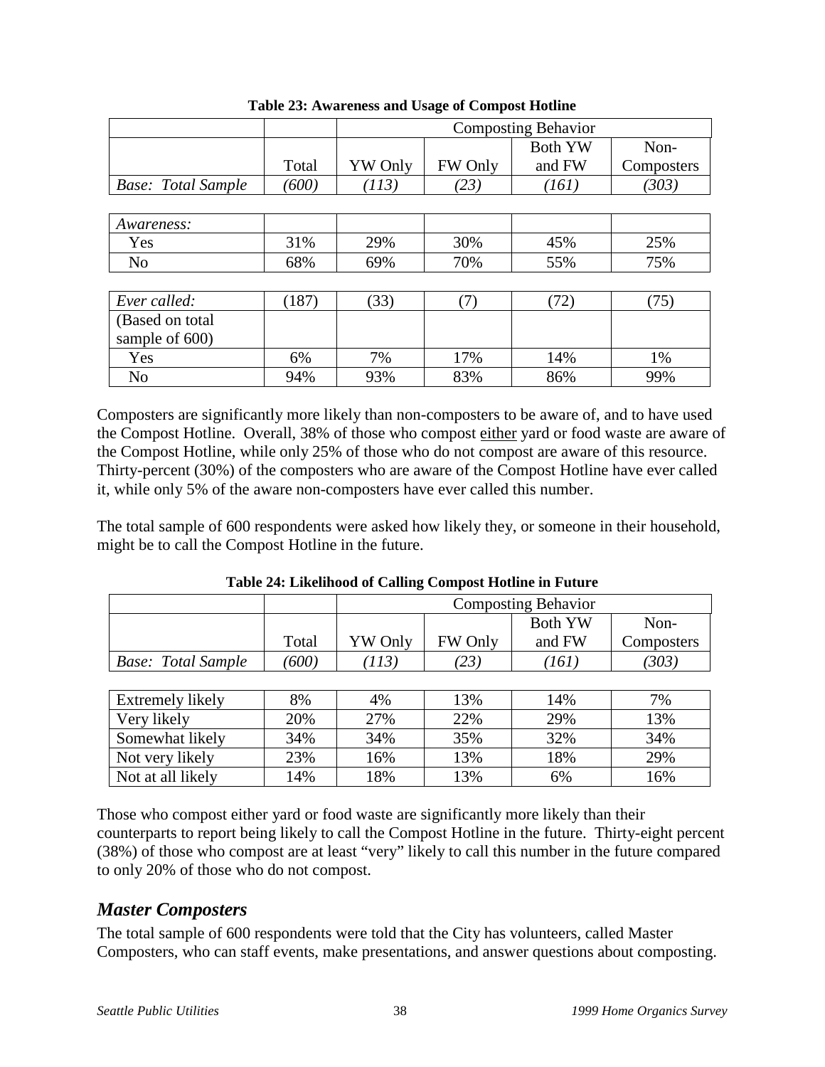**Table 23: Awareness and Usage of Compost Hotline**

| | | Composting Behavior | | | |
|---|---|---|---|---|---|
| | Total | YW Only | FW Only | Both YW and FW | Non-Composters |
| *Base: Total Sample* | *(600)* | *(113)* | *(23)* | *(161)* | *(303)* |
| *Awareness:* | | | | | |
| Yes | 31% | 29% | 30% | 45% | 25% |
| No | 68% | 69% | 70% | 55% | 75% |
| *Ever called:* | (187) | (33) | (7) | (72) | (75) |
| (Based on total sample of 600) | | | | | |
| Yes | 6% | 7% | 17% | 14% | 1% |
| No | 94% | 93% | 83% | 86% | 99% |

Composters are significantly more likely than non-composters to be aware of, and to have used the Compost Hotline. Overall, 38% of those who compost either yard or food waste are aware of the Compost Hotline, while only 25% of those who do not compost are aware of this resource. Thirty-percent (30%) of the composters who are aware of the Compost Hotline have ever called it, while only 5% of the aware non-composters have ever called this number.

The total sample of 600 respondents were asked how likely they, or someone in their household, might be to call the Compost Hotline in the future.

**Table 24: Likelihood of Calling Compost Hotline in Future**

| | | Composting Behavior | | | |
|---|---|---|---|---|---|
| | Total | YW Only | FW Only | Both YW and FW | Non-Composters |
| *Base: Total Sample* | *(600)* | *(113)* | *(23)* | *(161)* | *(303)* |
| Extremely likely | 8% | 4% | 13% | 14% | 7% |
| Very likely | 20% | 27% | 22% | 29% | 13% |
| Somewhat likely | 34% | 34% | 35% | 32% | 34% |
| Not very likely | 23% | 16% | 13% | 18% | 29% |
| Not at all likely | 14% | 18% | 13% | 6% | 16% |

Those who compost either yard or food waste are significantly more likely than their counterparts to report being likely to call the Compost Hotline in the future. Thirty-eight percent (38%) of those who compost are at least "very" likely to call this number in the future compared to only 20% of those who do not compost.

## *Master Composters*

The total sample of 600 respondents were told that the City has volunteers, called Master Composters, who can staff events, make presentations, and answer questions about composting.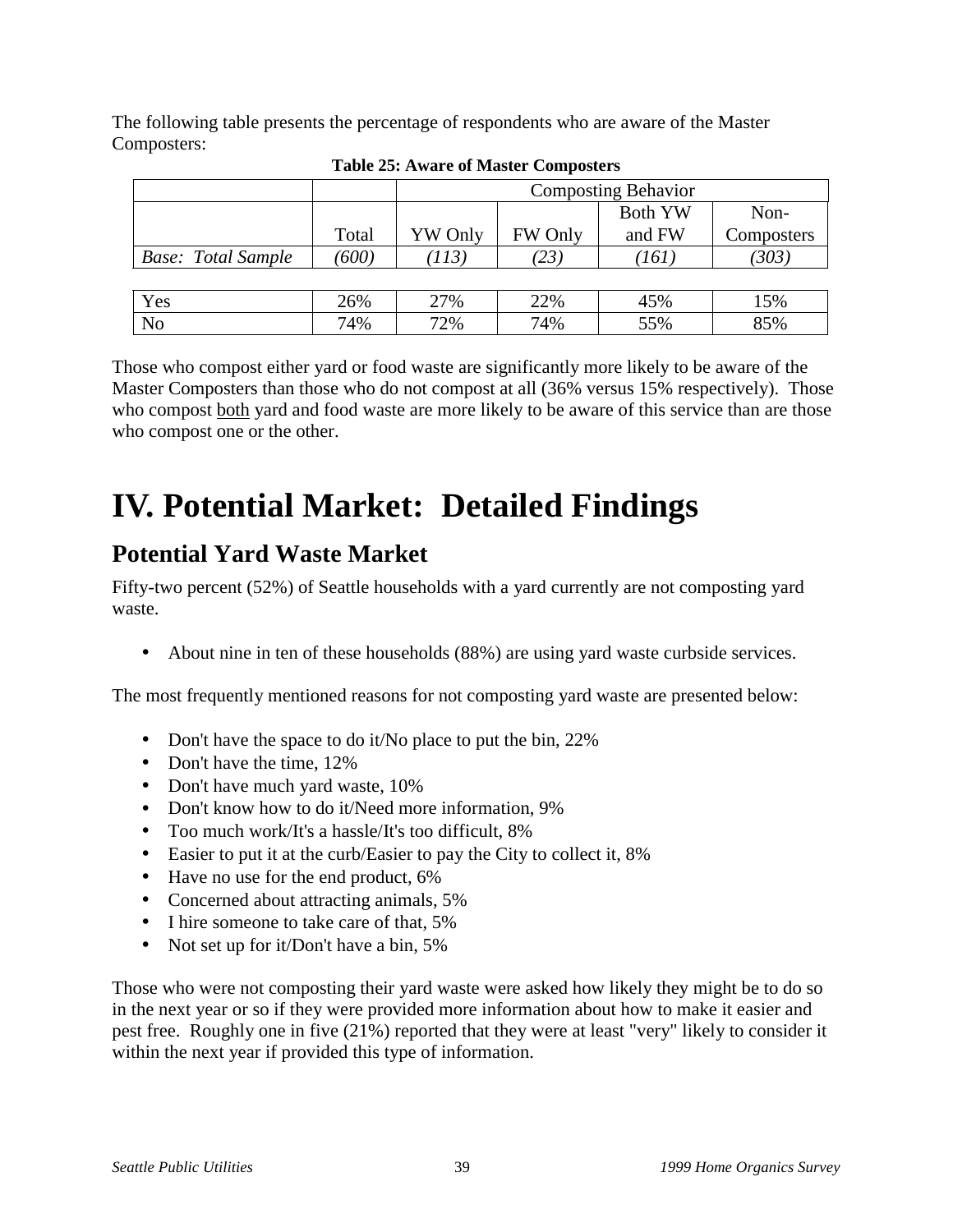The following table presents the percentage of respondents who are aware of the Master Composters:

**Table 25: Aware of Master Composters**

| | | Composting Behavior | | | |
|---|---|---|---|---|---|
| | Total | YW Only | FW Only | Both YW and FW | Non-Composters |
| *Base: Total Sample* | *(600)* | *(113)* | *(23)* | *(161)* | *(303)* |
| Yes | 26% | 27% | 22% | 45% | 15% |
| No | 74% | 72% | 74% | 55% | 85% |

Those who compost either yard or food waste are significantly more likely to be aware of the Master Composters than those who do not compost at all (36% versus 15% respectively). Those who compost both yard and food waste are more likely to be aware of this service than are those who compost one or the other.

# IV. Potential Market: Detailed Findings

## Potential Yard Waste Market

Fifty-two percent (52%) of Seattle households with a yard currently are not composting yard waste.

- About nine in ten of these households (88%) are using yard waste curbside services.

The most frequently mentioned reasons for not composting yard waste are presented below:

- Don't have the space to do it/No place to put the bin, 22%
- Don't have the time, 12%
- Don't have much yard waste, 10%
- Don't know how to do it/Need more information, 9%
- Too much work/It's a hassle/It's too difficult, 8%
- Easier to put it at the curb/Easier to pay the City to collect it, 8%
- Have no use for the end product, 6%
- Concerned about attracting animals, 5%
- I hire someone to take care of that, 5%
- Not set up for it/Don't have a bin, 5%

Those who were not composting their yard waste were asked how likely they might be to do so in the next year or so if they were provided more information about how to make it easier and pest free. Roughly one in five (21%) reported that they were at least "very" likely to consider it within the next year if provided this type of information.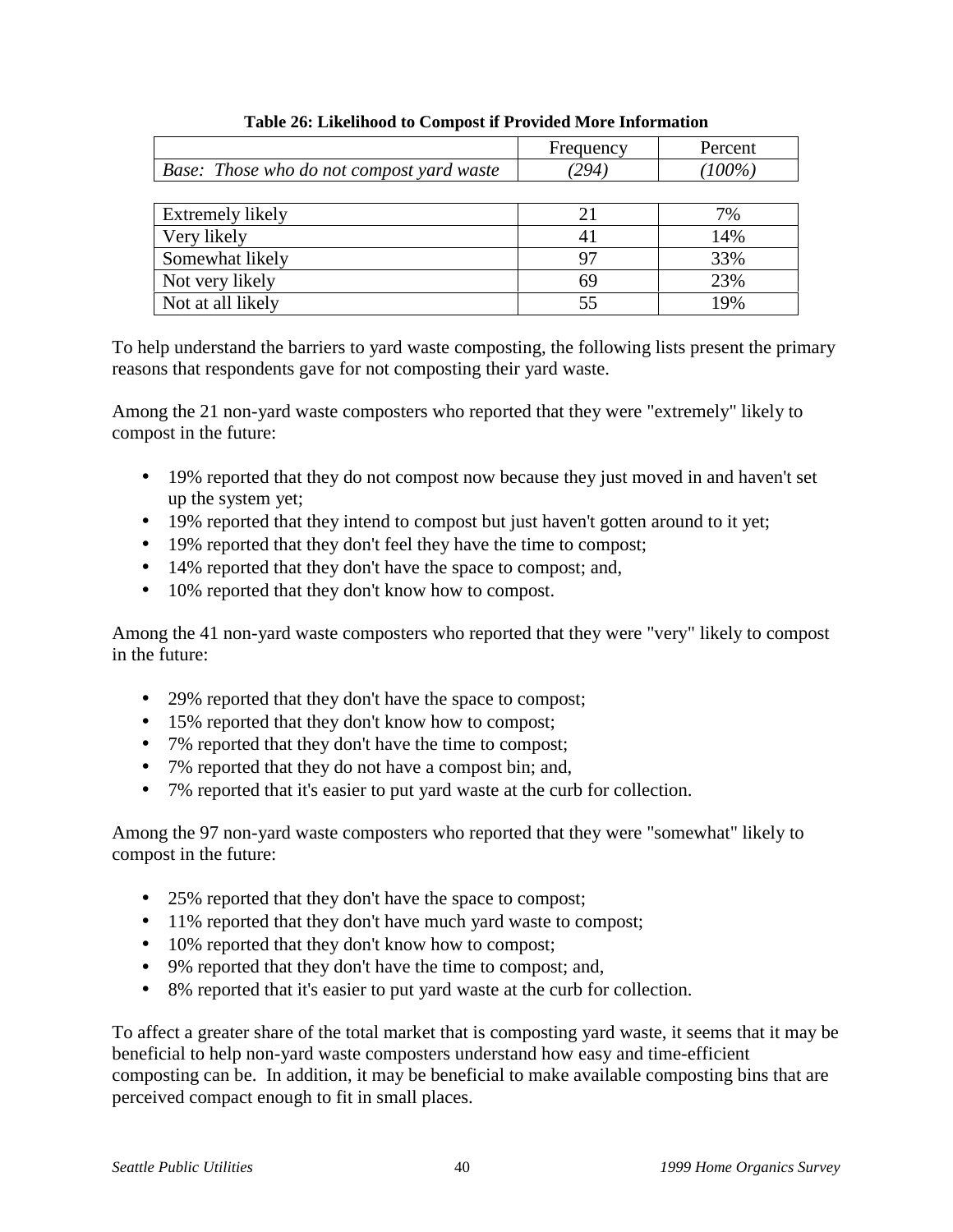**Table 26: Likelihood to Compost if Provided More Information**

| | Frequency | Percent |
|---|---|---|
| *Base: Those who do not compost yard waste* | *(294)* | *(100%)* |
| Extremely likely | 21 | 7% |
| Very likely | 41 | 14% |
| Somewhat likely | 97 | 33% |
| Not very likely | 69 | 23% |
| Not at all likely | 55 | 19% |

To help understand the barriers to yard waste composting, the following lists present the primary reasons that respondents gave for not composting their yard waste.

Among the 21 non-yard waste composters who reported that they were "extremely" likely to compost in the future:

- 19% reported that they do not compost now because they just moved in and haven't set up the system yet;
- 19% reported that they intend to compost but just haven't gotten around to it yet;
- 19% reported that they don't feel they have the time to compost;
- 14% reported that they don't have the space to compost; and,
- 10% reported that they don't know how to compost.

Among the 41 non-yard waste composters who reported that they were "very" likely to compost in the future:

- 29% reported that they don't have the space to compost;
- 15% reported that they don't know how to compost;
- 7% reported that they don't have the time to compost;
- 7% reported that they do not have a compost bin; and,
- 7% reported that it's easier to put yard waste at the curb for collection.

Among the 97 non-yard waste composters who reported that they were "somewhat" likely to compost in the future:

- 25% reported that they don't have the space to compost;
- 11% reported that they don't have much yard waste to compost;
- 10% reported that they don't know how to compost;
- 9% reported that they don't have the time to compost; and,
- 8% reported that it's easier to put yard waste at the curb for collection.

To affect a greater share of the total market that is composting yard waste, it seems that it may be beneficial to help non-yard waste composters understand how easy and time-efficient composting can be. In addition, it may be beneficial to make available composting bins that are perceived compact enough to fit in small places.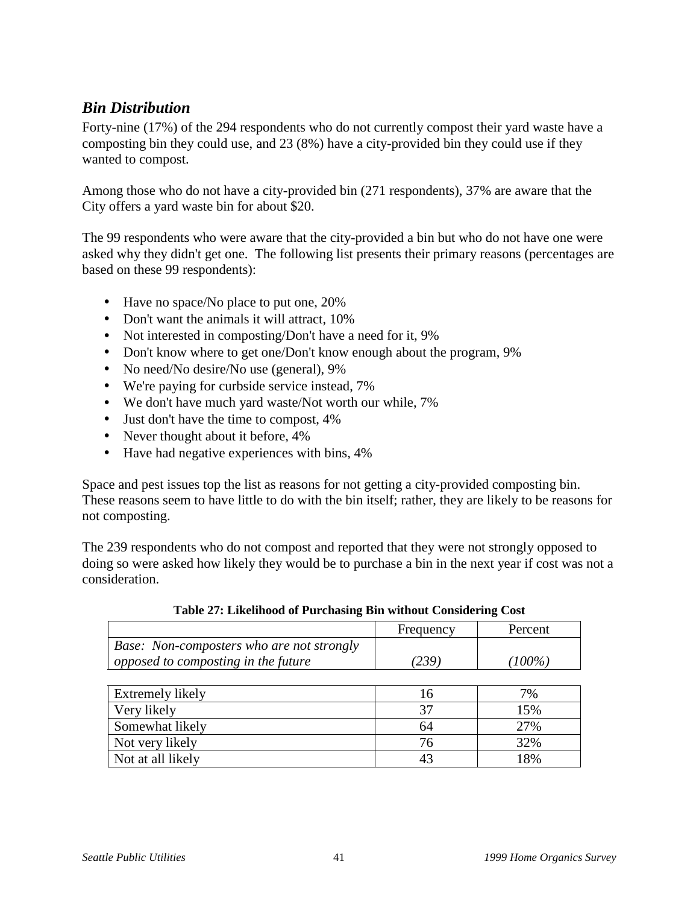## *Bin Distribution*

Forty-nine (17%) of the 294 respondents who do not currently compost their yard waste have a composting bin they could use, and 23 (8%) have a city-provided bin they could use if they wanted to compost.

Among those who do not have a city-provided bin (271 respondents), 37% are aware that the City offers a yard waste bin for about $20.

The 99 respondents who were aware that the city-provided a bin but who do not have one were asked why they didn't get one. The following list presents their primary reasons (percentages are based on these 99 respondents):

- Have no space/No place to put one, 20%
- Don't want the animals it will attract, 10%
- Not interested in composting/Don't have a need for it, 9%
- Don't know where to get one/Don't know enough about the program, 9%
- No need/No desire/No use (general), 9%
- We're paying for curbside service instead, 7%
- We don't have much yard waste/Not worth our while, 7%
- Just don't have the time to compost, 4%
- Never thought about it before, 4%
- Have had negative experiences with bins, 4%

Space and pest issues top the list as reasons for not getting a city-provided composting bin. These reasons seem to have little to do with the bin itself; rather, they are likely to be reasons for not composting.

The 239 respondents who do not compost and reported that they were not strongly opposed to doing so were asked how likely they would be to purchase a bin in the next year if cost was not a consideration.

**Table 27: Likelihood of Purchasing Bin without Considering Cost**

| | Frequency | Percent |
|---|---|---|
| *Base: Non-composters who are not strongly opposed to composting in the future* | *(239)* | *(100%)* |
| Extremely likely | 16 | 7% |
| Very likely | 37 | 15% |
| Somewhat likely | 64 | 27% |
| Not very likely | 76 | 32% |
| Not at all likely | 43 | 18% |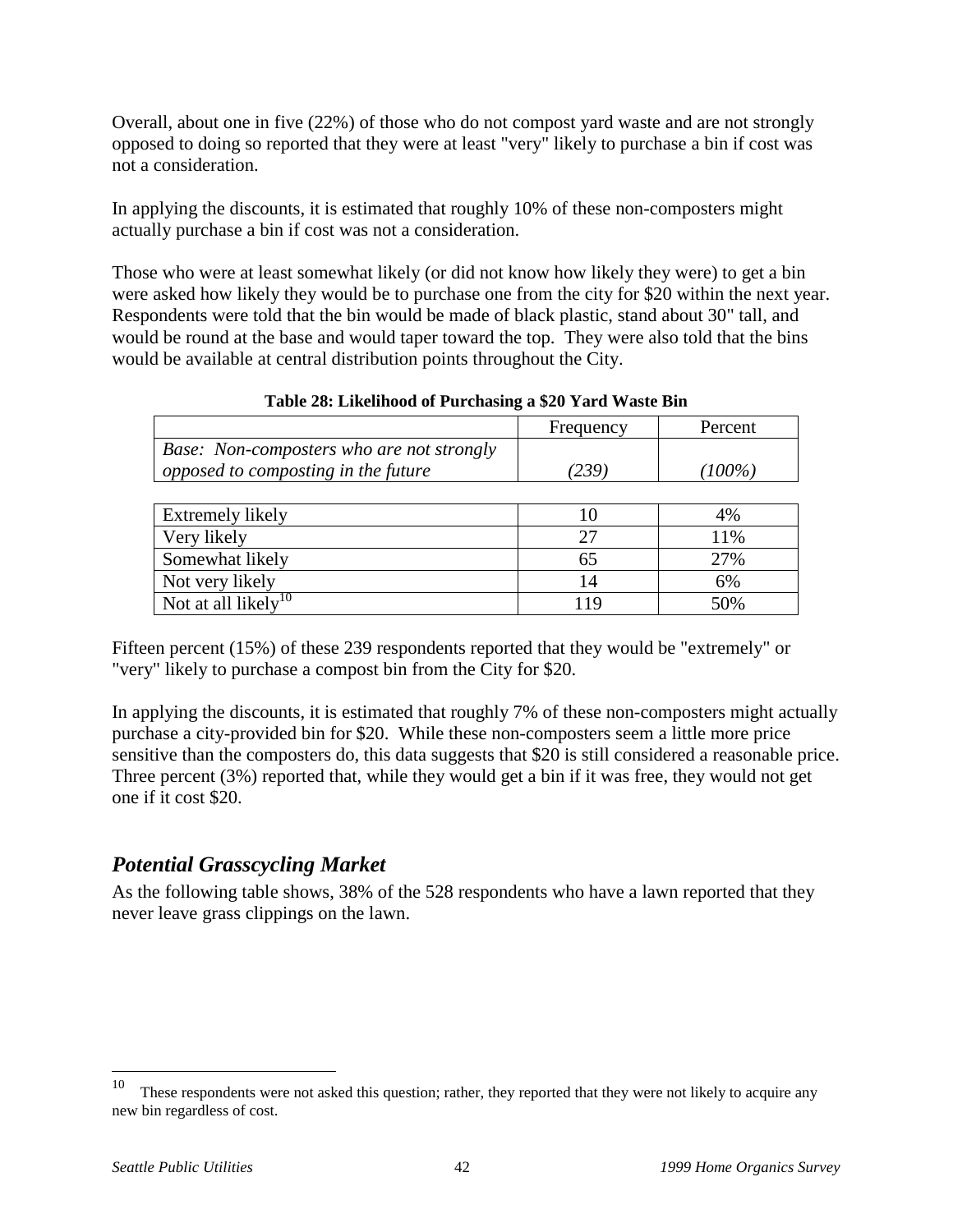Overall, about one in five (22%) of those who do not compost yard waste and are not strongly opposed to doing so reported that they were at least "very" likely to purchase a bin if cost was not a consideration.

In applying the discounts, it is estimated that roughly 10% of these non-composters might actually purchase a bin if cost was not a consideration.

Those who were at least somewhat likely (or did not know how likely they were) to get a bin were asked how likely they would be to purchase one from the city for $20 within the next year. Respondents were told that the bin would be made of black plastic, stand about 30" tall, and would be round at the base and would taper toward the top. They were also told that the bins would be available at central distribution points throughout the City.

**Table 28: Likelihood of Purchasing a $20 Yard Waste Bin**

| | Frequency | Percent |
|---|---|---|
| *Base: Non-composters who are not strongly opposed to composting in the future* | *(239)* | *(100%)* |
| Extremely likely | 10 | 4% |
| Very likely | 27 | 11% |
| Somewhat likely | 65 | 27% |
| Not very likely | 14 | 6% |
| Not at all likely[10] | 119 | 50% |

Fifteen percent (15%) of these 239 respondents reported that they would be "extremely" or "very" likely to purchase a compost bin from the City for $20.

In applying the discounts, it is estimated that roughly 7% of these non-composters might actually purchase a city-provided bin for $20. While these non-composters seem a little more price sensitive than the composters do, this data suggests that $20 is still considered a reasonable price. Three percent (3%) reported that, while they would get a bin if it was free, they would not get one if it cost $20.

## *Potential Grasscycling Market*

As the following table shows, 38% of the 528 respondents who have a lawn reported that they never leave grass clippings on the lawn.

[10] These respondents were not asked this question; rather, they reported that they were not likely to acquire any new bin regardless of cost.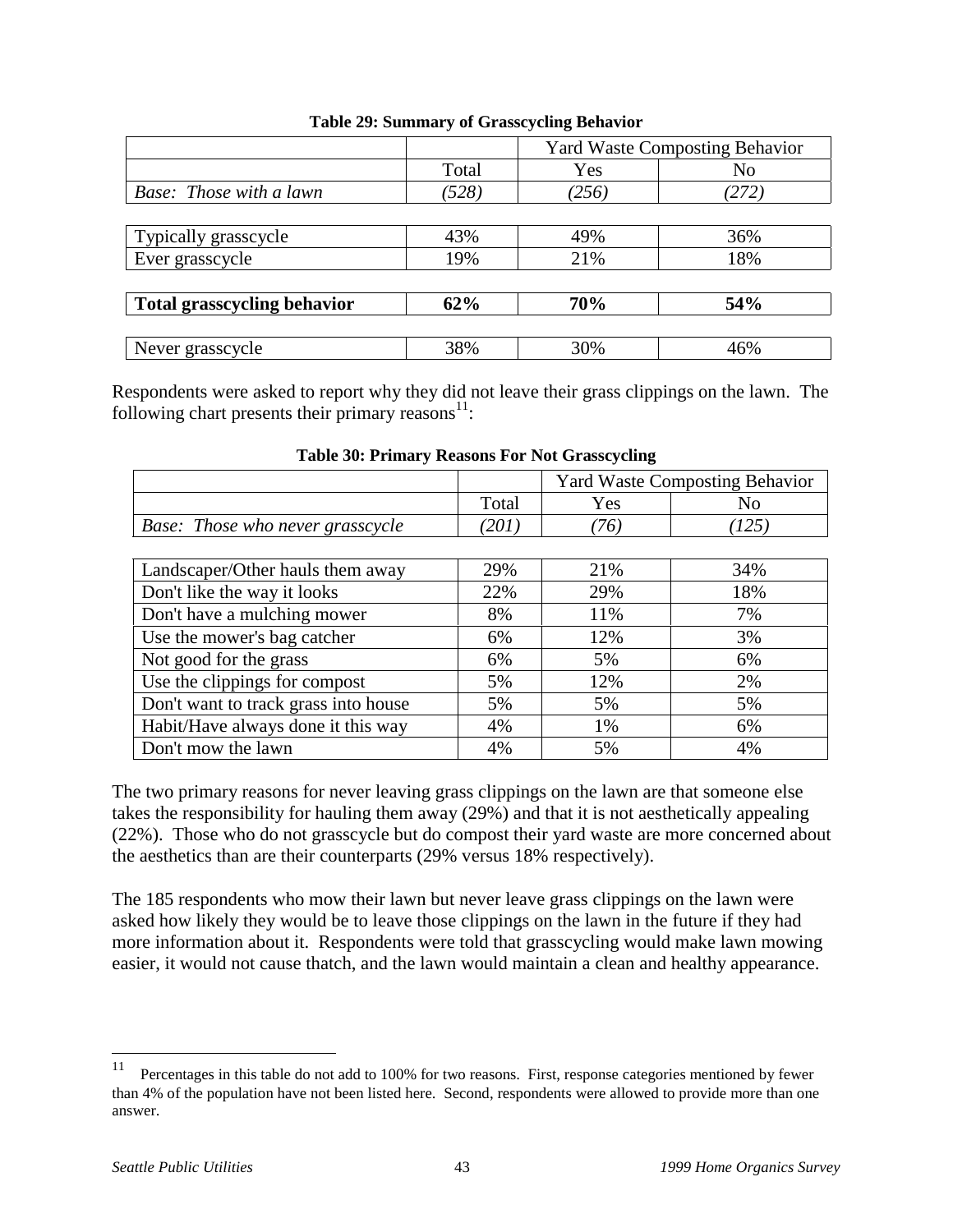**Table 29: Summary of Grasscycling Behavior**

| | | Yard Waste Composting Behavior | |
|---|---|---|---|
| | Total | Yes | No |
| *Base: Those with a lawn* | *(528)* | *(256)* | *(272)* |
| Typically grasscycle | 43% | 49% | 36% |
| Ever grasscycle | 19% | 21% | 18% |
| **Total grasscycling behavior** | **62%** | **70%** | **54%** |
| Never grasscycle | 38% | 30% | 46% |

Respondents were asked to report why they did not leave their grass clippings on the lawn. The following chart presents their primary reasons[11]:

**Table 30: Primary Reasons For Not Grasscycling**

| | | Yard Waste Composting Behavior | |
|---|---|---|---|
| | Total | Yes | No |
| *Base: Those who never grasscycle* | *(201)* | *(76)* | *(125)* |
| Landscaper/Other hauls them away | 29% | 21% | 34% |
| Don't like the way it looks | 22% | 29% | 18% |
| Don't have a mulching mower | 8% | 11% | 7% |
| Use the mower's bag catcher | 6% | 12% | 3% |
| Not good for the grass | 6% | 5% | 6% |
| Use the clippings for compost | 5% | 12% | 2% |
| Don't want to track grass into house | 5% | 5% | 5% |
| Habit/Have always done it this way | 4% | 1% | 6% |
| Don't mow the lawn | 4% | 5% | 4% |

The two primary reasons for never leaving grass clippings on the lawn are that someone else takes the responsibility for hauling them away (29%) and that it is not aesthetically appealing (22%). Those who do not grasscycle but do compost their yard waste are more concerned about the aesthetics than are their counterparts (29% versus 18% respectively).

The 185 respondents who mow their lawn but never leave grass clippings on the lawn were asked how likely they would be to leave those clippings on the lawn in the future if they had more information about it. Respondents were told that grasscycling would make lawn mowing easier, it would not cause thatch, and the lawn would maintain a clean and healthy appearance.

[11] Percentages in this table do not add to 100% for two reasons. First, response categories mentioned by fewer than 4% of the population have not been listed here. Second, respondents were allowed to provide more than one answer.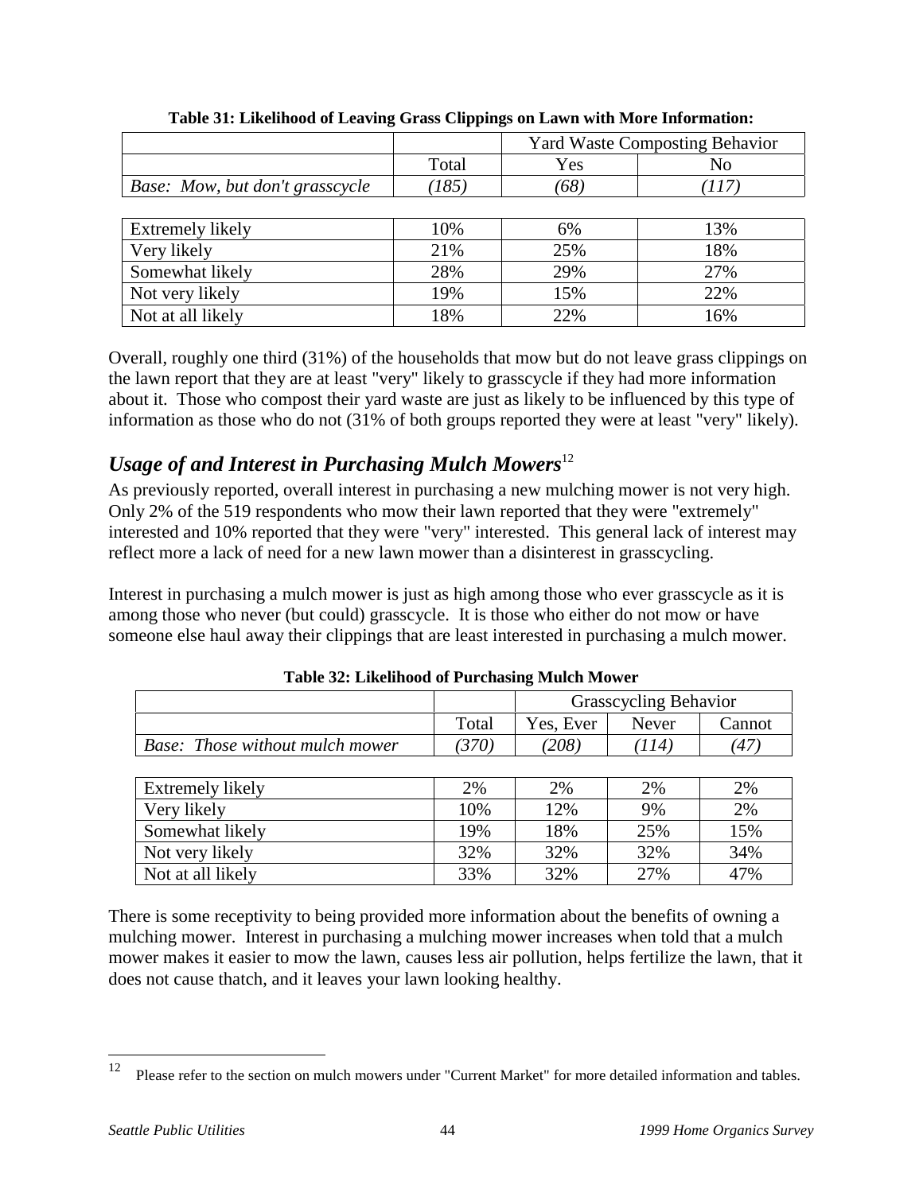**Table 31: Likelihood of Leaving Grass Clippings on Lawn with More Information:**

| | | Yard Waste Composting Behavior | |
|---|---|---|---|
| | Total | Yes | No |
| *Base: Mow, but don't grasscycle* | *(185)* | *(68)* | *(117)* |
| Extremely likely | 10% | 6% | 13% |
| Very likely | 21% | 25% | 18% |
| Somewhat likely | 28% | 29% | 27% |
| Not very likely | 19% | 15% | 22% |
| Not at all likely | 18% | 22% | 16% |

Overall, roughly one third (31%) of the households that mow but do not leave grass clippings on the lawn report that they are at least "very" likely to grasscycle if they had more information about it. Those who compost their yard waste are just as likely to be influenced by this type of information as those who do not (31% of both groups reported they were at least "very" likely).

## *Usage of and Interest in Purchasing Mulch Mowers*[12]

As previously reported, overall interest in purchasing a new mulching mower is not very high. Only 2% of the 519 respondents who mow their lawn reported that they were "extremely" interested and 10% reported that they were "very" interested. This general lack of interest may reflect more a lack of need for a new lawn mower than a disinterest in grasscycling.

Interest in purchasing a mulch mower is just as high among those who ever grasscycle as it is among those who never (but could) grasscycle. It is those who either do not mow or have someone else haul away their clippings that are least interested in purchasing a mulch mower.

**Table 32: Likelihood of Purchasing Mulch Mower**

| | | Grasscycling Behavior | | |
|---|---|---|---|---|
| | Total | Yes, Ever | Never | Cannot |
| *Base: Those without mulch mower* | *(370)* | *(208)* | *(114)* | *(47)* |
| Extremely likely | 2% | 2% | 2% | 2% |
| Very likely | 10% | 12% | 9% | 2% |
| Somewhat likely | 19% | 18% | 25% | 15% |
| Not very likely | 32% | 32% | 32% | 34% |
| Not at all likely | 33% | 32% | 27% | 47% |

There is some receptivity to being provided more information about the benefits of owning a mulching mower. Interest in purchasing a mulching mower increases when told that a mulch mower makes it easier to mow the lawn, causes less air pollution, helps fertilize the lawn, that it does not cause thatch, and it leaves your lawn looking healthy.

---

[12] Please refer to the section on mulch mowers under "Current Market" for more detailed information and tables.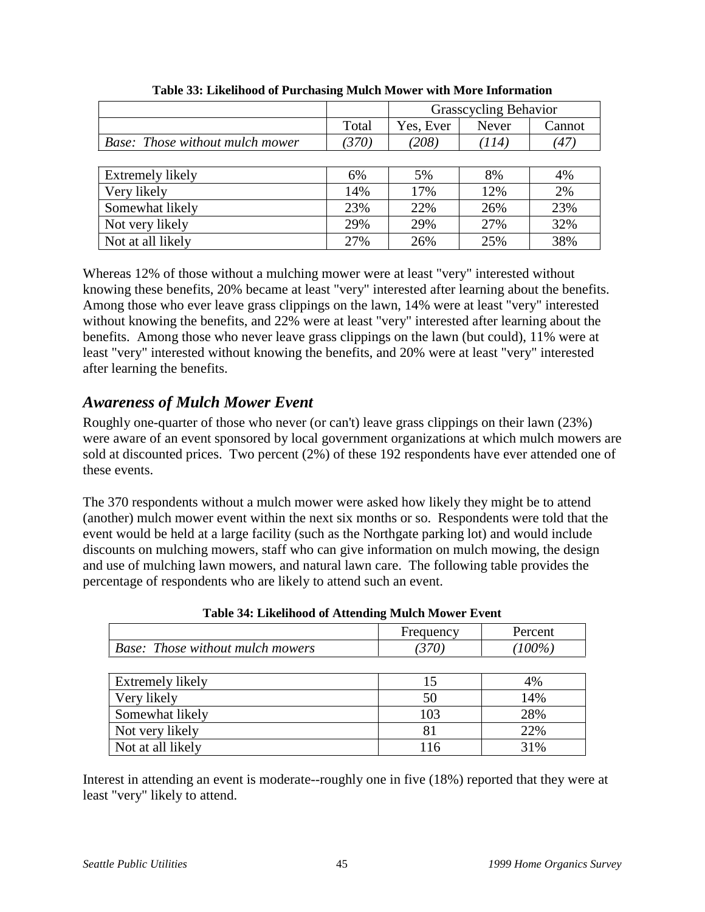**Table 33: Likelihood of Purchasing Mulch Mower with More Information**

| | | Grasscycling Behavior | | |
|---|---|---|---|---|
| | Total | Yes, Ever | Never | Cannot |
| *Base: Those without mulch mower* | *(370)* | *(208)* | *(114)* | *(47)* |
| Extremely likely | 6% | 5% | 8% | 4% |
| Very likely | 14% | 17% | 12% | 2% |
| Somewhat likely | 23% | 22% | 26% | 23% |
| Not very likely | 29% | 29% | 27% | 32% |
| Not at all likely | 27% | 26% | 25% | 38% |

Whereas 12% of those without a mulching mower were at least "very" interested without knowing these benefits, 20% became at least "very" interested after learning about the benefits. Among those who ever leave grass clippings on the lawn, 14% were at least "very" interested without knowing the benefits, and 22% were at least "very" interested after learning about the benefits. Among those who never leave grass clippings on the lawn (but could), 11% were at least "very" interested without knowing the benefits, and 20% were at least "very" interested after learning the benefits.

## *Awareness of Mulch Mower Event*

Roughly one-quarter of those who never (or can't) leave grass clippings on their lawn (23%) were aware of an event sponsored by local government organizations at which mulch mowers are sold at discounted prices. Two percent (2%) of these 192 respondents have ever attended one of these events.

The 370 respondents without a mulch mower were asked how likely they might be to attend (another) mulch mower event within the next six months or so. Respondents were told that the event would be held at a large facility (such as the Northgate parking lot) and would include discounts on mulching mowers, staff who can give information on mulch mowing, the design and use of mulching lawn mowers, and natural lawn care. The following table provides the percentage of respondents who are likely to attend such an event.

**Table 34: Likelihood of Attending Mulch Mower Event**

| | Frequency | Percent |
|---|---|---|
| *Base: Those without mulch mowers* | *(370)* | *(100%)* |
| Extremely likely | 15 | 4% |
| Very likely | 50 | 14% |
| Somewhat likely | 103 | 28% |
| Not very likely | 81 | 22% |
| Not at all likely | 116 | 31% |

Interest in attending an event is moderate--roughly one in five (18%) reported that they were at least "very" likely to attend.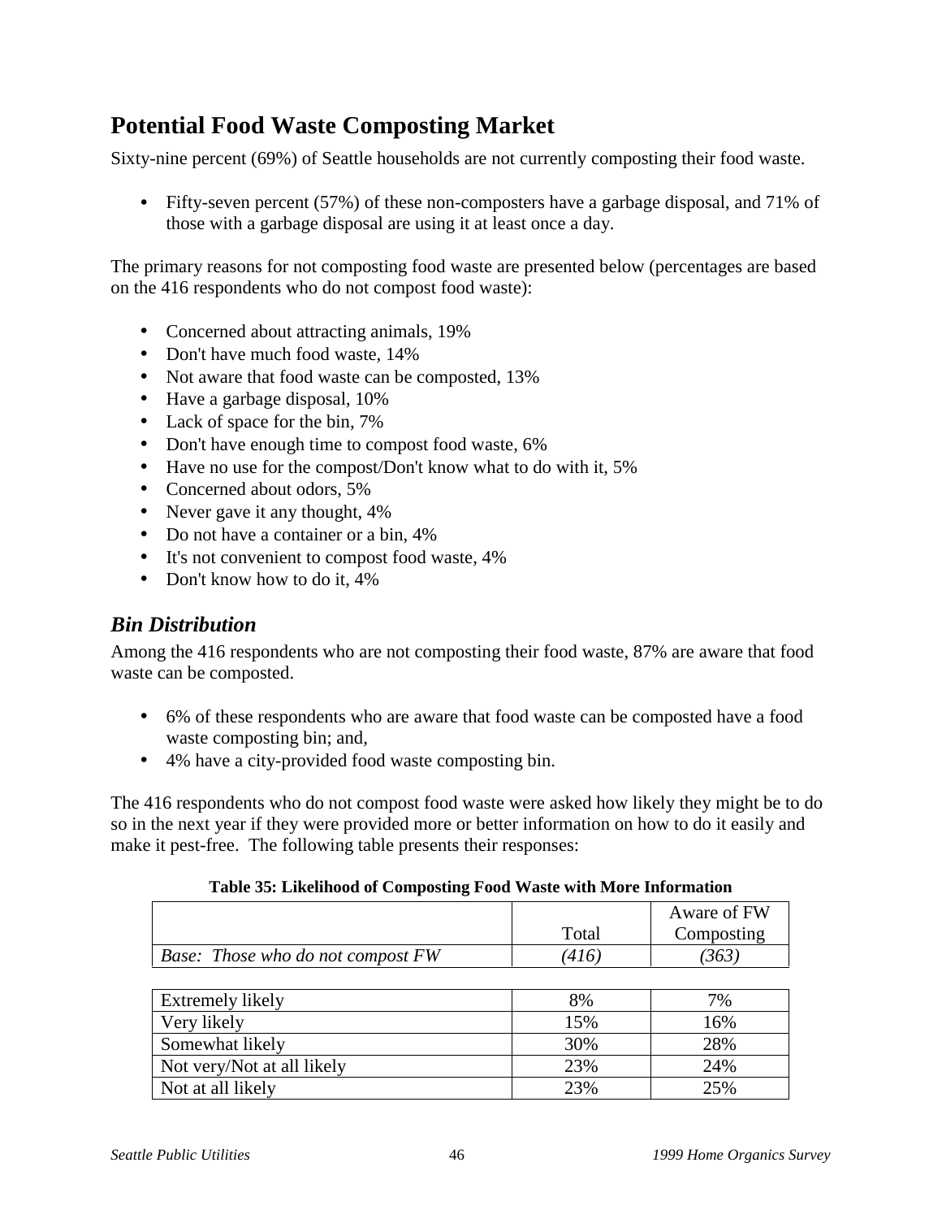## Potential Food Waste Composting Market

Sixty-nine percent (69%) of Seattle households are not currently composting their food waste.

- Fifty-seven percent (57%) of these non-composters have a garbage disposal, and 71% of those with a garbage disposal are using it at least once a day.

The primary reasons for not composting food waste are presented below (percentages are based on the 416 respondents who do not compost food waste):

- Concerned about attracting animals, 19%
- Don't have much food waste, 14%
- Not aware that food waste can be composted, 13%
- Have a garbage disposal, 10%
- Lack of space for the bin, 7%
- Don't have enough time to compost food waste, 6%
- Have no use for the compost/Don't know what to do with it, 5%
- Concerned about odors, 5%
- Never gave it any thought, 4%
- Do not have a container or a bin, 4%
- It's not convenient to compost food waste, 4%
- Don't know how to do it, 4%

### *Bin Distribution*

Among the 416 respondents who are not composting their food waste, 87% are aware that food waste can be composted.

- 6% of these respondents who are aware that food waste can be composted have a food waste composting bin; and,
- 4% have a city-provided food waste composting bin.

The 416 respondents who do not compost food waste were asked how likely they might be to do so in the next year if they were provided more or better information on how to do it easily and make it pest-free. The following table presents their responses:

**Table 35: Likelihood of Composting Food Waste with More Information**

| | Total | Aware of FW Composting |
|---|---|---|
| *Base: Those who do not compost FW* | *(416)* | *(363)* |
| Extremely likely | 8% | 7% |
| Very likely | 15% | 16% |
| Somewhat likely | 30% | 28% |
| Not very/Not at all likely | 23% | 24% |
| Not at all likely | 23% | 25% |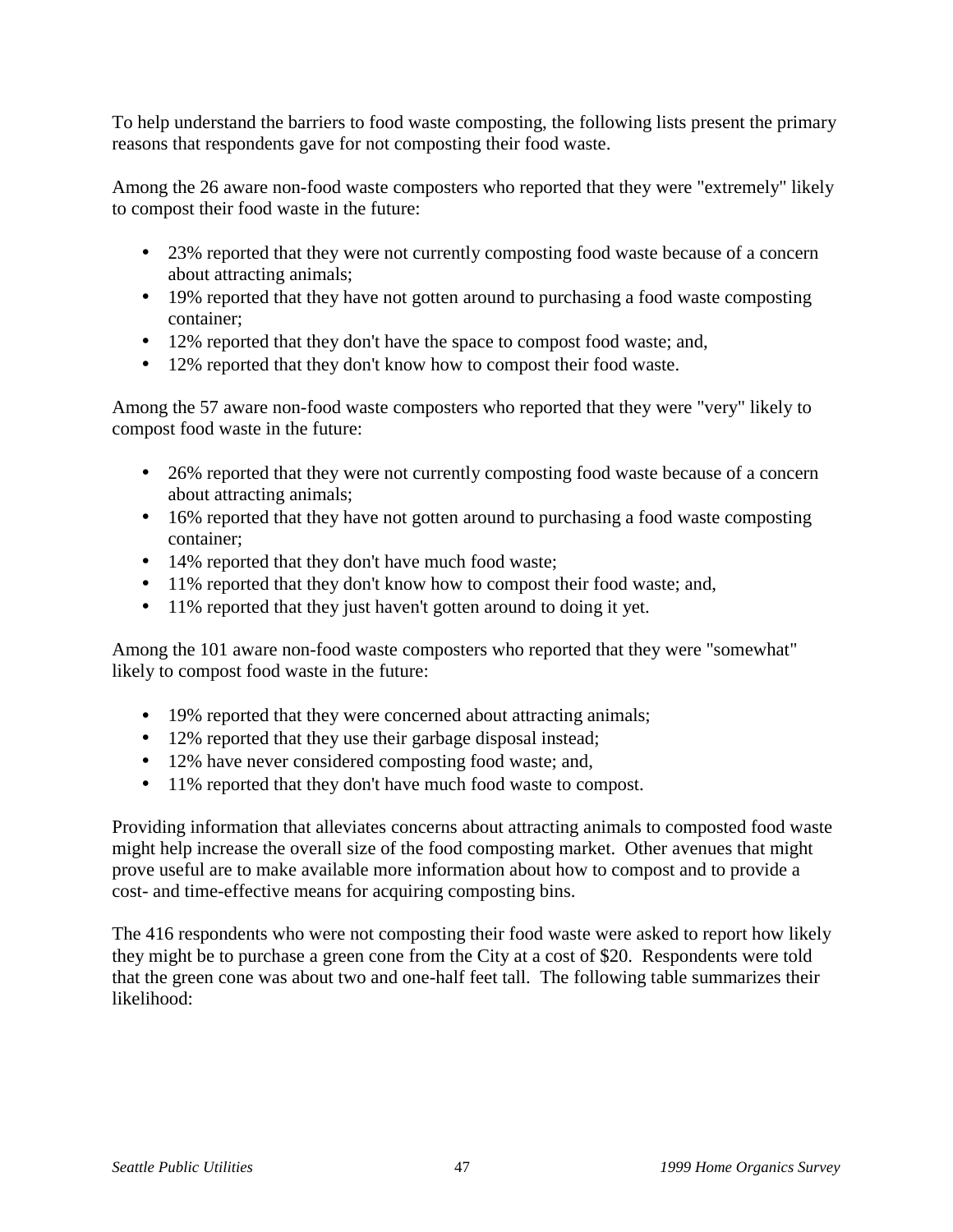To help understand the barriers to food waste composting, the following lists present the primary reasons that respondents gave for not composting their food waste.

Among the 26 aware non-food waste composters who reported that they were "extremely" likely to compost their food waste in the future:

- 23% reported that they were not currently composting food waste because of a concern about attracting animals;
- 19% reported that they have not gotten around to purchasing a food waste composting container;
- 12% reported that they don't have the space to compost food waste; and,
- 12% reported that they don't know how to compost their food waste.

Among the 57 aware non-food waste composters who reported that they were "very" likely to compost food waste in the future:

- 26% reported that they were not currently composting food waste because of a concern about attracting animals;
- 16% reported that they have not gotten around to purchasing a food waste composting container;
- 14% reported that they don't have much food waste;
- 11% reported that they don't know how to compost their food waste; and,
- 11% reported that they just haven't gotten around to doing it yet.

Among the 101 aware non-food waste composters who reported that they were "somewhat" likely to compost food waste in the future:

- 19% reported that they were concerned about attracting animals;
- 12% reported that they use their garbage disposal instead;
- 12% have never considered composting food waste; and,
- 11% reported that they don't have much food waste to compost.

Providing information that alleviates concerns about attracting animals to composted food waste might help increase the overall size of the food composting market. Other avenues that might prove useful are to make available more information about how to compost and to provide a cost- and time-effective means for acquiring composting bins.

The 416 respondents who were not composting their food waste were asked to report how likely they might be to purchase a green cone from the City at a cost of $20. Respondents were told that the green cone was about two and one-half feet tall. The following table summarizes their likelihood: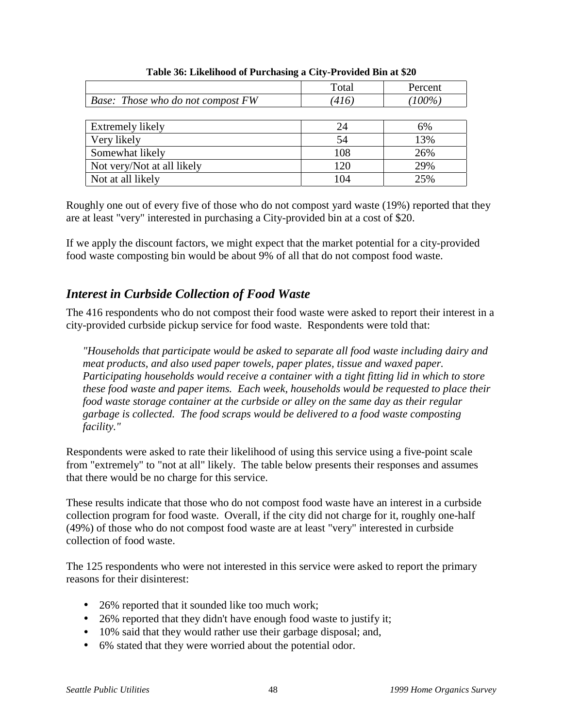**Table 36: Likelihood of Purchasing a City-Provided Bin at $20**

| | Total | Percent |
|---|---|---|
| *Base: Those who do not compost FW* | *(416)* | *(100%)* |
| Extremely likely | 24 | 6% |
| Very likely | 54 | 13% |
| Somewhat likely | 108 | 26% |
| Not very/Not at all likely | 120 | 29% |
| Not at all likely | 104 | 25% |

Roughly one out of every five of those who do not compost yard waste (19%) reported that they are at least "very" interested in purchasing a City-provided bin at a cost of $20.

If we apply the discount factors, we might expect that the market potential for a city-provided food waste composting bin would be about 9% of all that do not compost food waste.

## *Interest in Curbside Collection of Food Waste*

The 416 respondents who do not compost their food waste were asked to report their interest in a city-provided curbside pickup service for food waste. Respondents were told that:

> *"Households that participate would be asked to separate all food waste including dairy and meat products, and also used paper towels, paper plates, tissue and waxed paper. Participating households would receive a container with a tight fitting lid in which to store these food waste and paper items. Each week, households would be requested to place their food waste storage container at the curbside or alley on the same day as their regular garbage is collected. The food scraps would be delivered to a food waste composting facility."*

Respondents were asked to rate their likelihood of using this service using a five-point scale from "extremely" to "not at all" likely. The table below presents their responses and assumes that there would be no charge for this service.

These results indicate that those who do not compost food waste have an interest in a curbside collection program for food waste. Overall, if the city did not charge for it, roughly one-half (49%) of those who do not compost food waste are at least "very" interested in curbside collection of food waste.

The 125 respondents who were not interested in this service were asked to report the primary reasons for their disinterest:

- 26% reported that it sounded like too much work;
- 26% reported that they didn't have enough food waste to justify it;
- 10% said that they would rather use their garbage disposal; and,
- 6% stated that they were worried about the potential odor.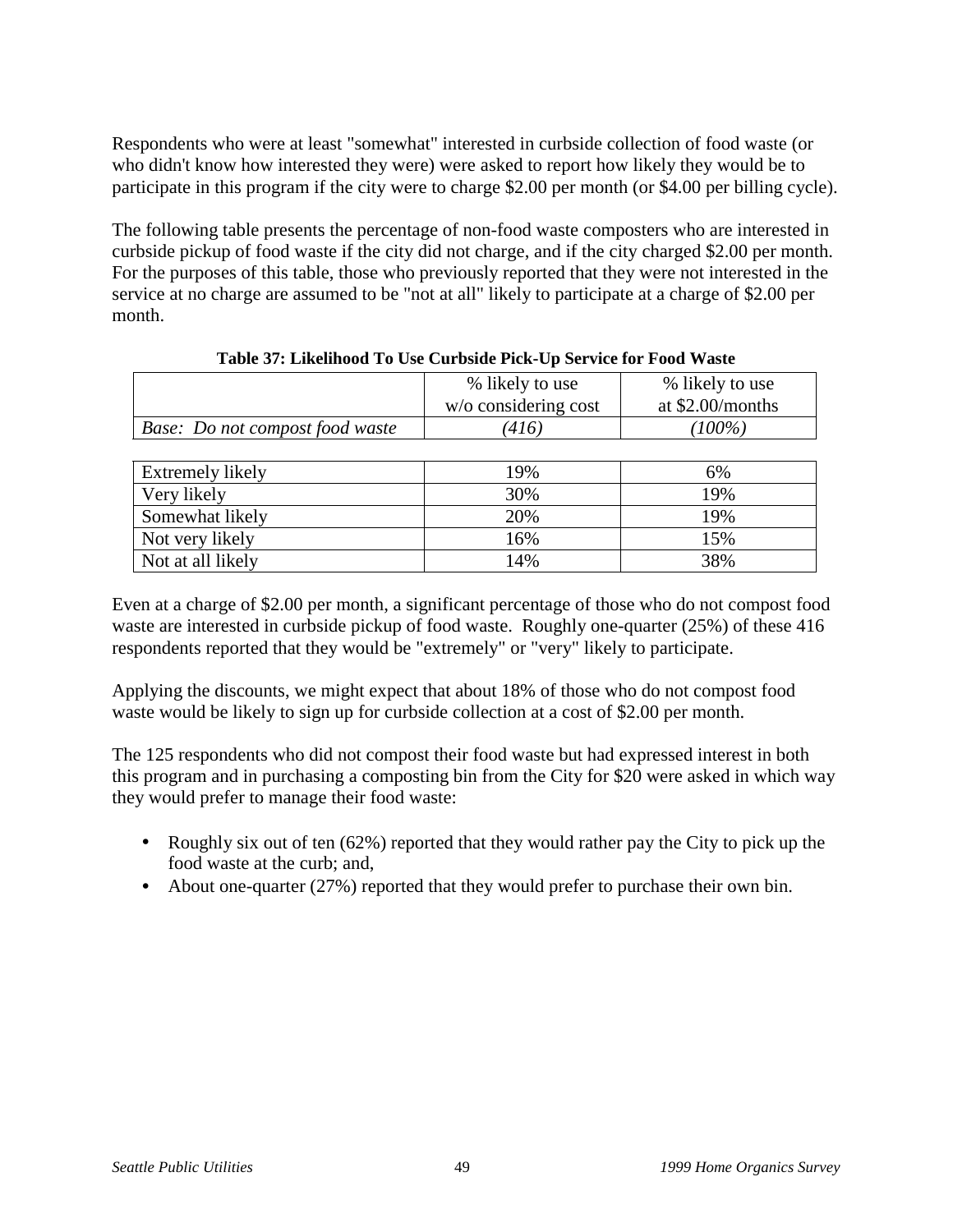Respondents who were at least "somewhat" interested in curbside collection of food waste (or who didn't know how interested they were) were asked to report how likely they would be to participate in this program if the city were to charge $2.00 per month (or $4.00 per billing cycle).

The following table presents the percentage of non-food waste composters who are interested in curbside pickup of food waste if the city did not charge, and if the city charged $2.00 per month. For the purposes of this table, those who previously reported that they were not interested in the service at no charge are assumed to be "not at all" likely to participate at a charge of $2.00 per month.

**Table 37: Likelihood To Use Curbside Pick-Up Service for Food Waste**

| | % likely to use w/o considering cost | % likely to use at $2.00/months |
|---|---|---|
| *Base: Do not compost food waste* | *(416)* | *(100%)* |
| Extremely likely | 19% | 6% |
| Very likely | 30% | 19% |
| Somewhat likely | 20% | 19% |
| Not very likely | 16% | 15% |
| Not at all likely | 14% | 38% |

Even at a charge of $2.00 per month, a significant percentage of those who do not compost food waste are interested in curbside pickup of food waste. Roughly one-quarter (25%) of these 416 respondents reported that they would be "extremely" or "very" likely to participate.

Applying the discounts, we might expect that about 18% of those who do not compost food waste would be likely to sign up for curbside collection at a cost of $2.00 per month.

The 125 respondents who did not compost their food waste but had expressed interest in both this program and in purchasing a composting bin from the City for $20 were asked in which way they would prefer to manage their food waste:

- Roughly six out of ten (62%) reported that they would rather pay the City to pick up the food waste at the curb; and,
- About one-quarter (27%) reported that they would prefer to purchase their own bin.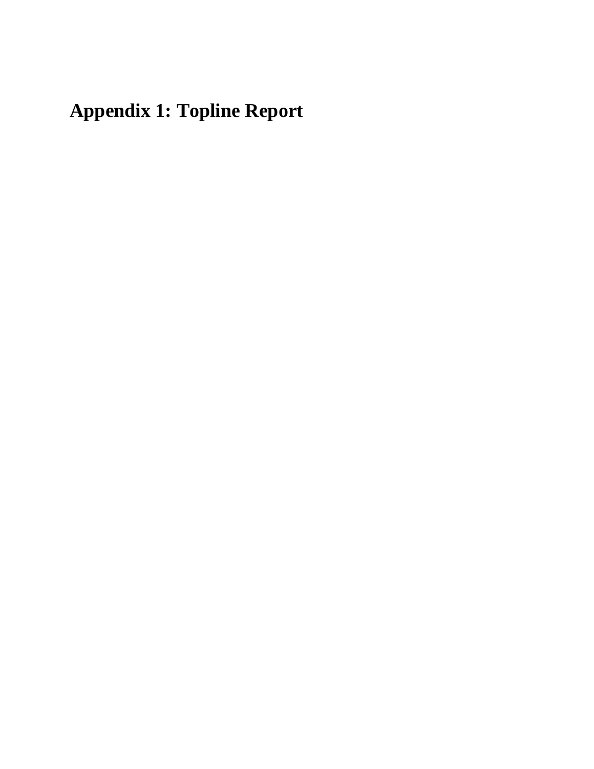# Appendix 1: Topline Report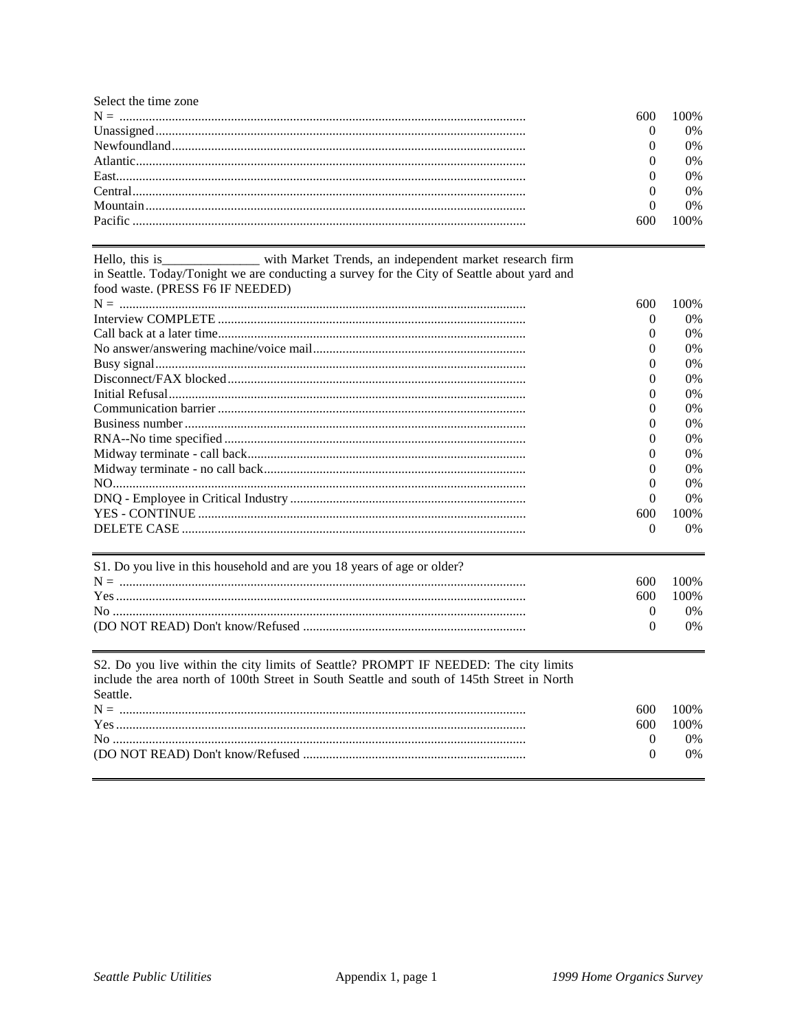Select the time zone

| | | |
|---|---|---|
| N = | 600 | 100% |
| Unassigned | 0 | 0% |
| Newfoundland | 0 | 0% |
| Atlantic | 0 | 0% |
| East | 0 | 0% |
| Central | 0 | 0% |
| Mountain | 0 | 0% |
| Pacific | 600 | 100% |

---

Hello, this is_______________ with Market Trends, an independent market research firm in Seattle. Today/Tonight we are conducting a survey for the City of Seattle about yard and food waste. (PRESS F6 IF NEEDED)

| | | |
|---|---|---|
| N = | 600 | 100% |
| Interview COMPLETE | 0 | 0% |
| Call back at a later time | 0 | 0% |
| No answer/answering machine/voice mail | 0 | 0% |
| Busy signal | 0 | 0% |
| Disconnect/FAX blocked | 0 | 0% |
| Initial Refusal | 0 | 0% |
| Communication barrier | 0 | 0% |
| Business number | 0 | 0% |
| RNA--No time specified | 0 | 0% |
| Midway terminate - call back | 0 | 0% |
| Midway terminate - no call back | 0 | 0% |
| NO | 0 | 0% |
| DNQ - Employee in Critical Industry | 0 | 0% |
| YES - CONTINUE | 600 | 100% |
| DELETE CASE | 0 | 0% |

---

S1. Do you live in this household and are you 18 years of age or older?

| | | |
|---|---|---|
| N = | 600 | 100% |
| Yes | 600 | 100% |
| No | 0 | 0% |
| (DO NOT READ) Don't know/Refused | 0 | 0% |

---

S2. Do you live within the city limits of Seattle? PROMPT IF NEEDED: The city limits include the area north of 100th Street in South Seattle and south of 145th Street in North Seattle.

| | | |
|---|---|---|
| N = | 600 | 100% |
| Yes | 600 | 100% |
| No | 0 | 0% |
| (DO NOT READ) Don't know/Refused | 0 | 0% |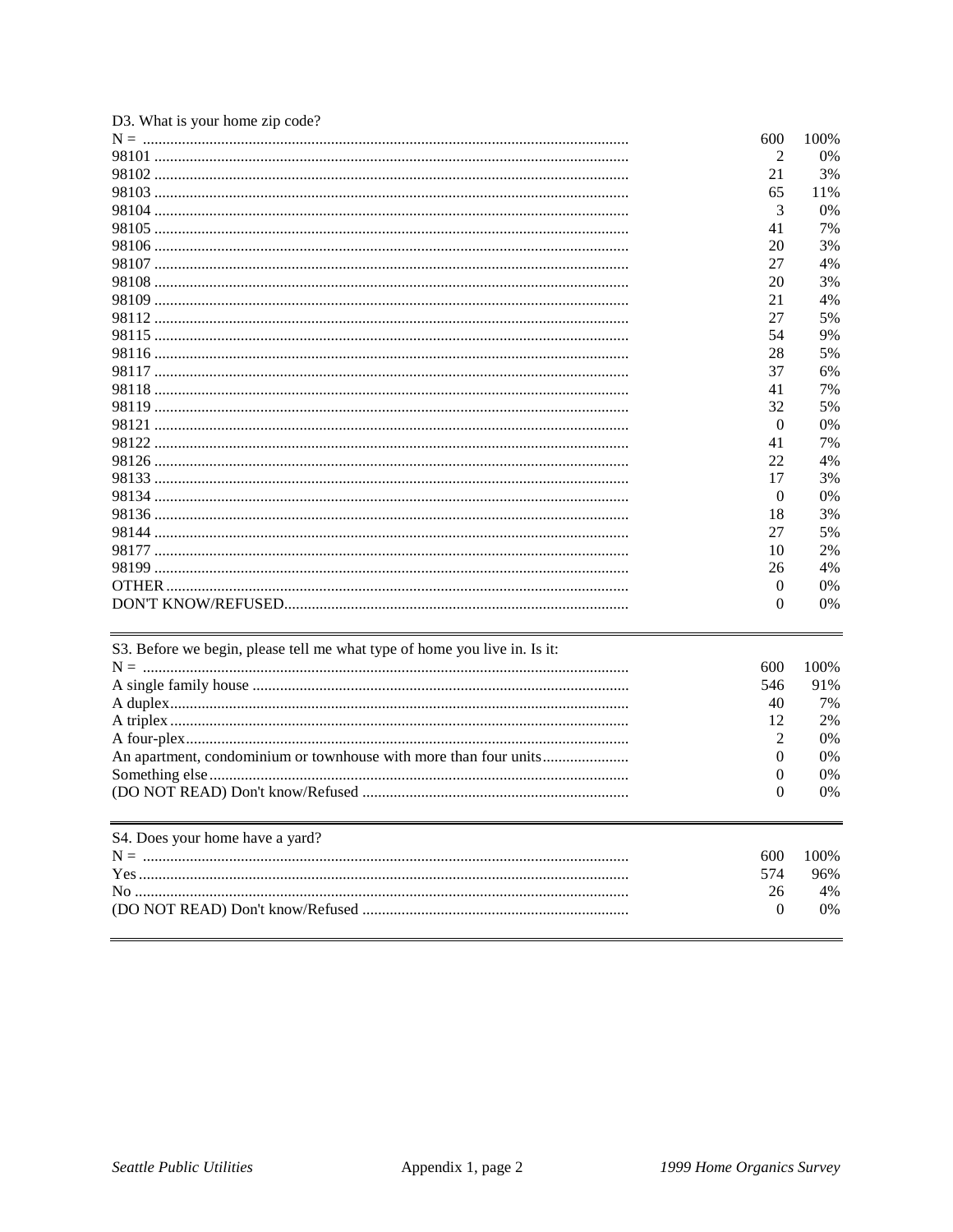D3. What is your home zip code?

| | | |
|---|---|---|
| N = | 600 | 100% |
| 98101 | 2 | 0% |
| 98102 | 21 | 3% |
| 98103 | 65 | 11% |
| 98104 | 3 | 0% |
| 98105 | 41 | 7% |
| 98106 | 20 | 3% |
| 98107 | 27 | 4% |
| 98108 | 20 | 3% |
| 98109 | 21 | 4% |
| 98112 | 27 | 5% |
| 98115 | 54 | 9% |
| 98116 | 28 | 5% |
| 98117 | 37 | 6% |
| 98118 | 41 | 7% |
| 98119 | 32 | 5% |
| 98121 | 0 | 0% |
| 98122 | 41 | 7% |
| 98126 | 22 | 4% |
| 98133 | 17 | 3% |
| 98134 | 0 | 0% |
| 98136 | 18 | 3% |
| 98144 | 27 | 5% |
| 98177 | 10 | 2% |
| 98199 | 26 | 4% |
| OTHER | 0 | 0% |
| DON'T KNOW/REFUSED | 0 | 0% |

S3. Before we begin, please tell me what type of home you live in. Is it:

| | | |
|---|---|---|
| N = | 600 | 100% |
| A single family house | 546 | 91% |
| A duplex | 40 | 7% |
| A triplex | 12 | 2% |
| A four-plex | 2 | 0% |
| An apartment, condominium or townhouse with more than four units | 0 | 0% |
| Something else | 0 | 0% |
| (DO NOT READ) Don't know/Refused | 0 | 0% |

S4. Does your home have a yard?

| | | |
|---|---|---|
| N = | 600 | 100% |
| Yes | 574 | 96% |
| No | 26 | 4% |
| (DO NOT READ) Don't know/Refused | 0 | 0% |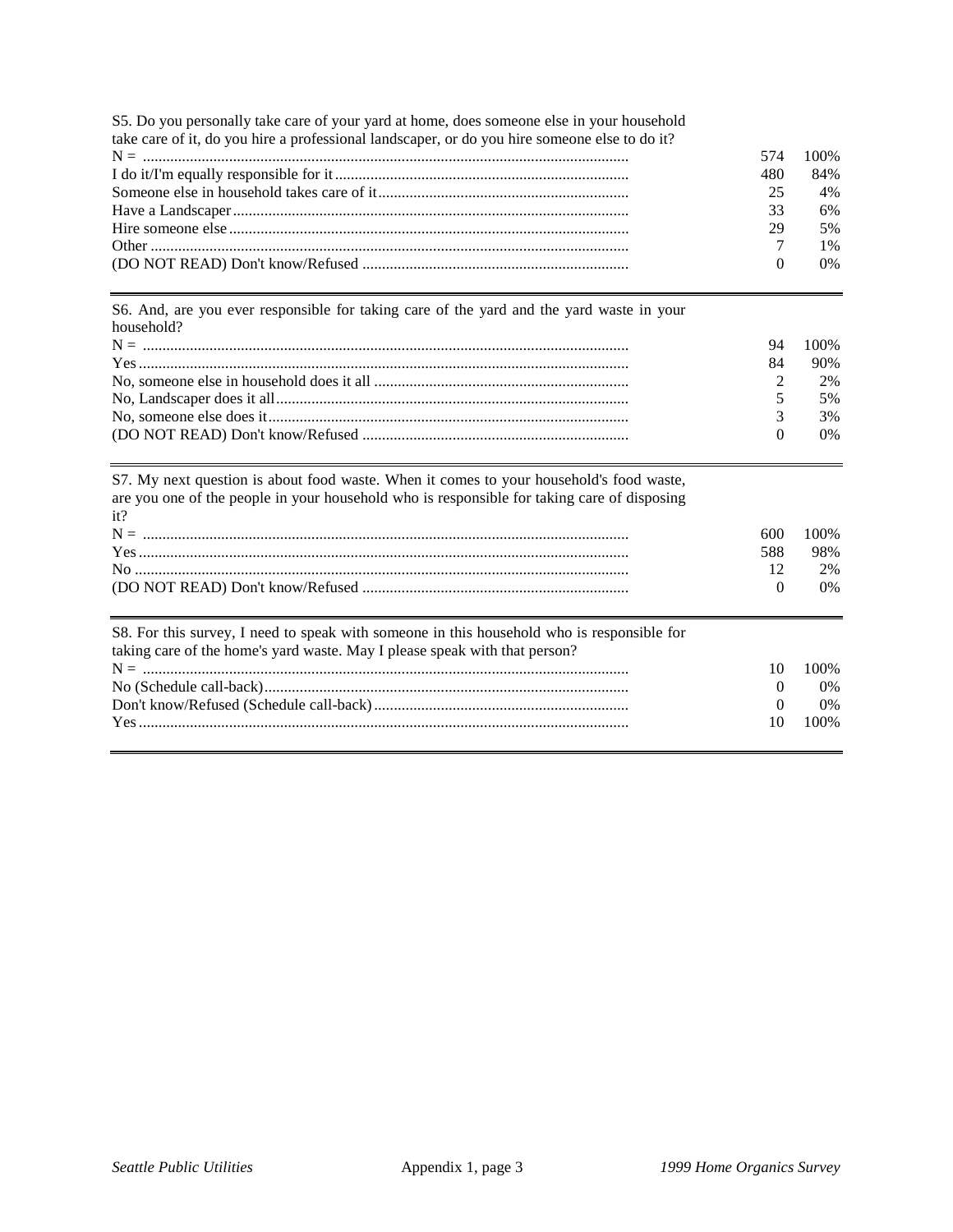S5. Do you personally take care of your yard at home, does someone else in your household take care of it, do you hire a professional landscaper, or do you hire someone else to do it?

| | | |
|---|---|---|
| N = | 574 | 100% |
| I do it/I'm equally responsible for it | 480 | 84% |
| Someone else in household takes care of it | 25 | 4% |
| Have a Landscaper | 33 | 6% |
| Hire someone else | 29 | 5% |
| Other | 7 | 1% |
| (DO NOT READ) Don't know/Refused | 0 | 0% |

S6. And, are you ever responsible for taking care of the yard and the yard waste in your household?

| | | |
|---|---|---|
| N = | 94 | 100% |
| Yes | 84 | 90% |
| No, someone else in household does it all | 2 | 2% |
| No, Landscaper does it all | 5 | 5% |
| No, someone else does it | 3 | 3% |
| (DO NOT READ) Don't know/Refused | 0 | 0% |

S7. My next question is about food waste. When it comes to your household's food waste, are you one of the people in your household who is responsible for taking care of disposing it?

| | | |
|---|---|---|
| N = | 600 | 100% |
| Yes | 588 | 98% |
| No | 12 | 2% |
| (DO NOT READ) Don't know/Refused | 0 | 0% |

S8. For this survey, I need to speak with someone in this household who is responsible for taking care of the home's yard waste. May I please speak with that person?

| | | |
|---|---|---|
| N = | 10 | 100% |
| No (Schedule call-back) | 0 | 0% |
| Don't know/Refused (Schedule call-back) | 0 | 0% |
| Yes | 10 | 100% |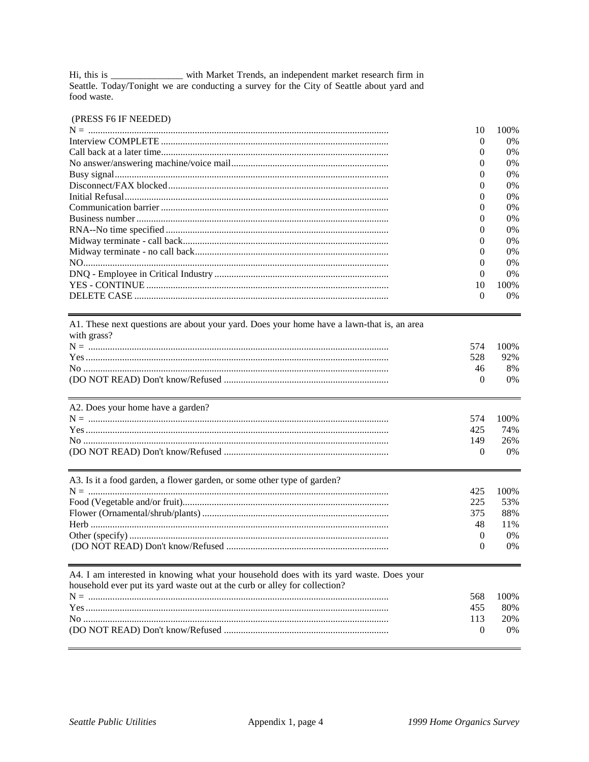Hi, this is _______________ with Market Trends, an independent market research firm in Seattle. Today/Tonight we are conducting a survey for the City of Seattle about yard and food waste.

(PRESS F6 IF NEEDED)

| | | |
|---|---|---|
| N = | 10 | 100% |
| Interview COMPLETE | 0 | 0% |
| Call back at a later time | 0 | 0% |
| No answer/answering machine/voice mail | 0 | 0% |
| Busy signal | 0 | 0% |
| Disconnect/FAX blocked | 0 | 0% |
| Initial Refusal | 0 | 0% |
| Communication barrier | 0 | 0% |
| Business number | 0 | 0% |
| RNA--No time specified | 0 | 0% |
| Midway terminate - call back | 0 | 0% |
| Midway terminate - no call back | 0 | 0% |
| NO | 0 | 0% |
| DNQ - Employee in Critical Industry | 0 | 0% |
| YES - CONTINUE | 10 | 100% |
| DELETE CASE | 0 | 0% |

A1. These next questions are about your yard. Does your home have a lawn-that is, an area with grass?

| | | |
|---|---|---|
| N = | 574 | 100% |
| Yes | 528 | 92% |
| No | 46 | 8% |
| (DO NOT READ) Don't know/Refused | 0 | 0% |

A2. Does your home have a garden?

| | | |
|---|---|---|
| N = | 574 | 100% |
| Yes | 425 | 74% |
| No | 149 | 26% |
| (DO NOT READ) Don't know/Refused | 0 | 0% |

A3. Is it a food garden, a flower garden, or some other type of garden?

| | | |
|---|---|---|
| N = | 425 | 100% |
| Food (Vegetable and/or fruit) | 225 | 53% |
| Flower (Ornamental/shrub/plants) | 375 | 88% |
| Herb | 48 | 11% |
| Other (specify) | 0 | 0% |
| (DO NOT READ) Don't know/Refused | 0 | 0% |

A4. I am interested in knowing what your household does with its yard waste. Does your household ever put its yard waste out at the curb or alley for collection?

| | | |
|---|---|---|
| N = | 568 | 100% |
| Yes | 455 | 80% |
| No | 113 | 20% |
| (DO NOT READ) Don't know/Refused | 0 | 0% |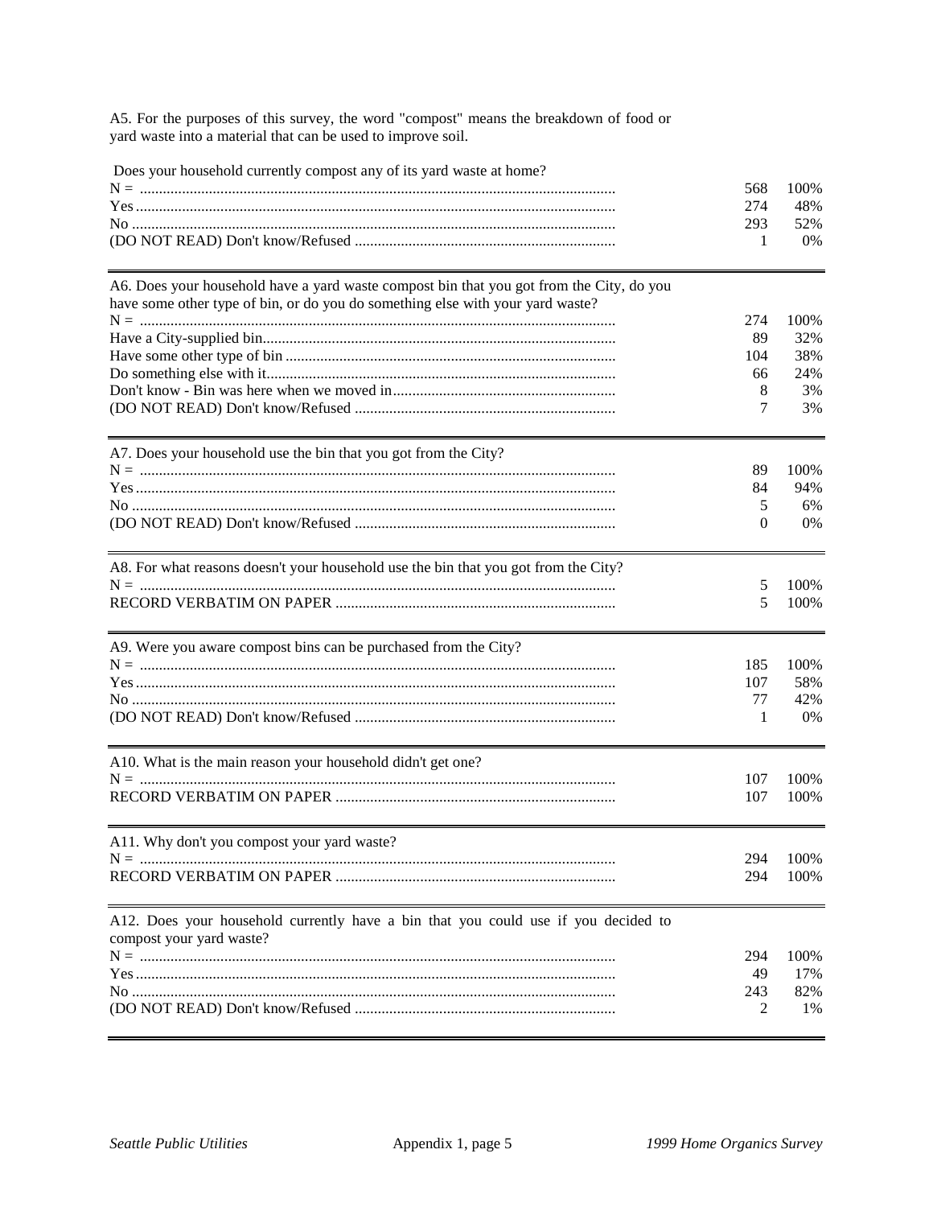A5. For the purposes of this survey, the word "compost" means the breakdown of food or yard waste into a material that can be used to improve soil.

Does your household currently compost any of its yard waste at home?

| | | |
|---|---|---|
| N = | 568 | 100% |
| Yes | 274 | 48% |
| No | 293 | 52% |
| (DO NOT READ) Don't know/Refused | 1 | 0% |

A6. Does your household have a yard waste compost bin that you got from the City, do you have some other type of bin, or do you do something else with your yard waste?

| | | |
|---|---|---|
| N = | 274 | 100% |
| Have a City-supplied bin | 89 | 32% |
| Have some other type of bin | 104 | 38% |
| Do something else with it | 66 | 24% |
| Don't know - Bin was here when we moved in | 8 | 3% |
| (DO NOT READ) Don't know/Refused | 7 | 3% |

A7. Does your household use the bin that you got from the City?

| | | |
|---|---|---|
| N = | 89 | 100% |
| Yes | 84 | 94% |
| No | 5 | 6% |
| (DO NOT READ) Don't know/Refused | 0 | 0% |

A8. For what reasons doesn't your household use the bin that you got from the City?

| | | |
|---|---|---|
| N = | 5 | 100% |
| RECORD VERBATIM ON PAPER | 5 | 100% |

A9. Were you aware compost bins can be purchased from the City?

| | | |
|---|---|---|
| N = | 185 | 100% |
| Yes | 107 | 58% |
| No | 77 | 42% |
| (DO NOT READ) Don't know/Refused | 1 | 0% |

A10. What is the main reason your household didn't get one?

| | | |
|---|---|---|
| N = | 107 | 100% |
| RECORD VERBATIM ON PAPER | 107 | 100% |

A11. Why don't you compost your yard waste?

| | | |
|---|---|---|
| N = | 294 | 100% |
| RECORD VERBATIM ON PAPER | 294 | 100% |

A12. Does your household currently have a bin that you could use if you decided to compost your yard waste?

| | | |
|---|---|---|
| N = | 294 | 100% |
| Yes | 49 | 17% |
| No | 243 | 82% |
| (DO NOT READ) Don't know/Refused | 2 | 1% |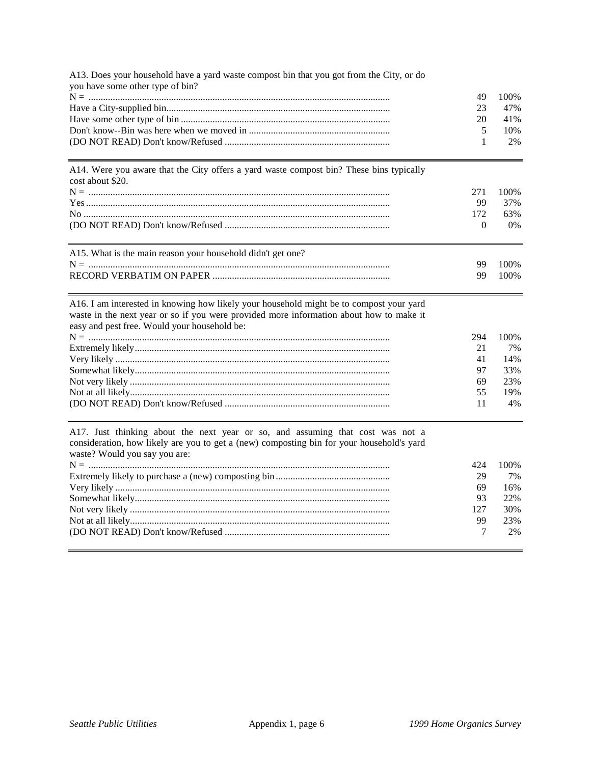A13. Does your household have a yard waste compost bin that you got from the City, or do you have some other type of bin?

| | | |
|---|---|---|
| N = | 49 | 100% |
| Have a City-supplied bin | 23 | 47% |
| Have some other type of bin | 20 | 41% |
| Don't know--Bin was here when we moved in | 5 | 10% |
| (DO NOT READ) Don't know/Refused | 1 | 2% |

A14. Were you aware that the City offers a yard waste compost bin? These bins typically cost about $20.

| | | |
|---|---|---|
| N = | 271 | 100% |
| Yes | 99 | 37% |
| No | 172 | 63% |
| (DO NOT READ) Don't know/Refused | 0 | 0% |

A15. What is the main reason your household didn't get one?

| | | |
|---|---|---|
| N = | 99 | 100% |
| RECORD VERBATIM ON PAPER | 99 | 100% |

A16. I am interested in knowing how likely your household might be to compost your yard waste in the next year or so if you were provided more information about how to make it easy and pest free. Would your household be:

| | | |
|---|---|---|
| N = | 294 | 100% |
| Extremely likely | 21 | 7% |
| Very likely | 41 | 14% |
| Somewhat likely | 97 | 33% |
| Not very likely | 69 | 23% |
| Not at all likely | 55 | 19% |
| (DO NOT READ) Don't know/Refused | 11 | 4% |

A17. Just thinking about the next year or so, and assuming that cost was not a consideration, how likely are you to get a (new) composting bin for your household's yard waste? Would you say you are:

| | | |
|---|---|---|
| N = | 424 | 100% |
| Extremely likely to purchase a (new) composting bin | 29 | 7% |
| Very likely | 69 | 16% |
| Somewhat likely | 93 | 22% |
| Not very likely | 127 | 30% |
| Not at all likely | 99 | 23% |
| (DO NOT READ) Don't know/Refused | 7 | 2% |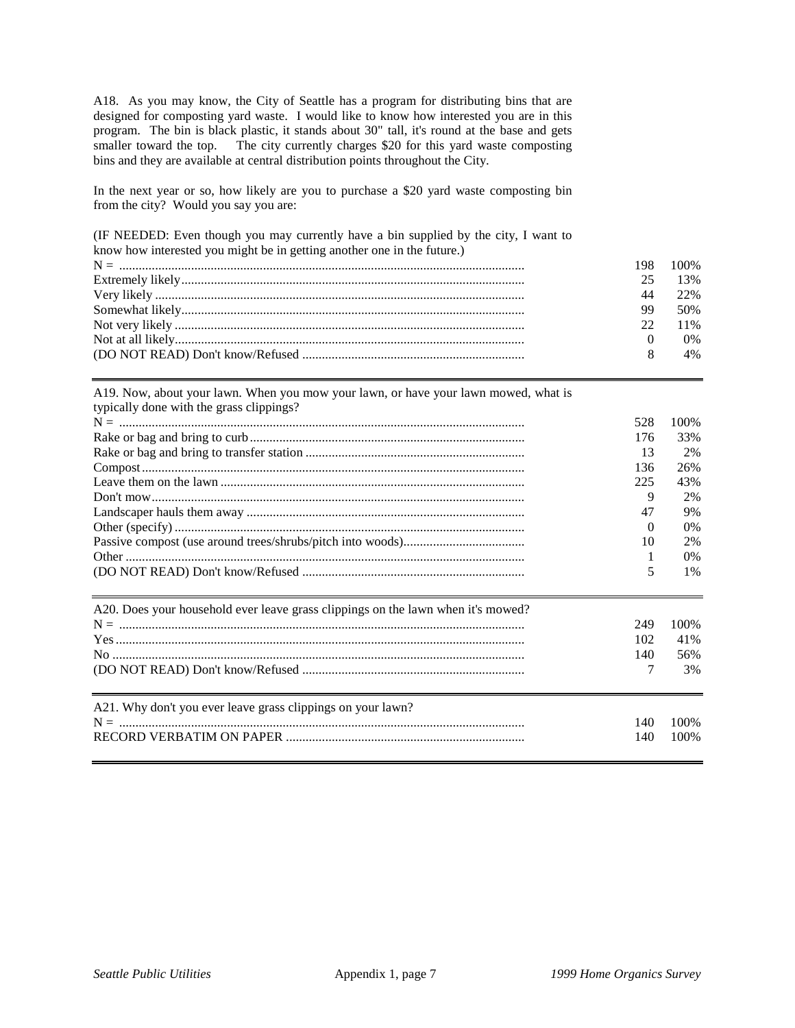A18. As you may know, the City of Seattle has a program for distributing bins that are designed for composting yard waste. I would like to know how interested you are in this program. The bin is black plastic, it stands about 30" tall, it's round at the base and gets smaller toward the top. The city currently charges $20 for this yard waste composting bins and they are available at central distribution points throughout the City.

In the next year or so, how likely are you to purchase a $20 yard waste composting bin from the city? Would you say you are:

(IF NEEDED: Even though you may currently have a bin supplied by the city, I want to know how interested you might be in getting another one in the future.)

| | | |
|---|---|---|
| N = | 198 | 100% |
| Extremely likely | 25 | 13% |
| Very likely | 44 | 22% |
| Somewhat likely | 99 | 50% |
| Not very likely | 22 | 11% |
| Not at all likely | 0 | 0% |
| (DO NOT READ) Don't know/Refused | 8 | 4% |

A19. Now, about your lawn. When you mow your lawn, or have your lawn mowed, what is typically done with the grass clippings?

| | | |
|---|---|---|
| N = | 528 | 100% |
| Rake or bag and bring to curb | 176 | 33% |
| Rake or bag and bring to transfer station | 13 | 2% |
| Compost | 136 | 26% |
| Leave them on the lawn | 225 | 43% |
| Don't mow | 9 | 2% |
| Landscaper hauls them away | 47 | 9% |
| Other (specify) | 0 | 0% |
| Passive compost (use around trees/shrubs/pitch into woods) | 10 | 2% |
| Other | 1 | 0% |
| (DO NOT READ) Don't know/Refused | 5 | 1% |

A20. Does your household ever leave grass clippings on the lawn when it's mowed?

| | | |
|---|---|---|
| N = | 249 | 100% |
| Yes | 102 | 41% |
| No | 140 | 56% |
| (DO NOT READ) Don't know/Refused | 7 | 3% |

A21. Why don't you ever leave grass clippings on your lawn?

| | | |
|---|---|---|
| N = | 140 | 100% |
| RECORD VERBATIM ON PAPER | 140 | 100% |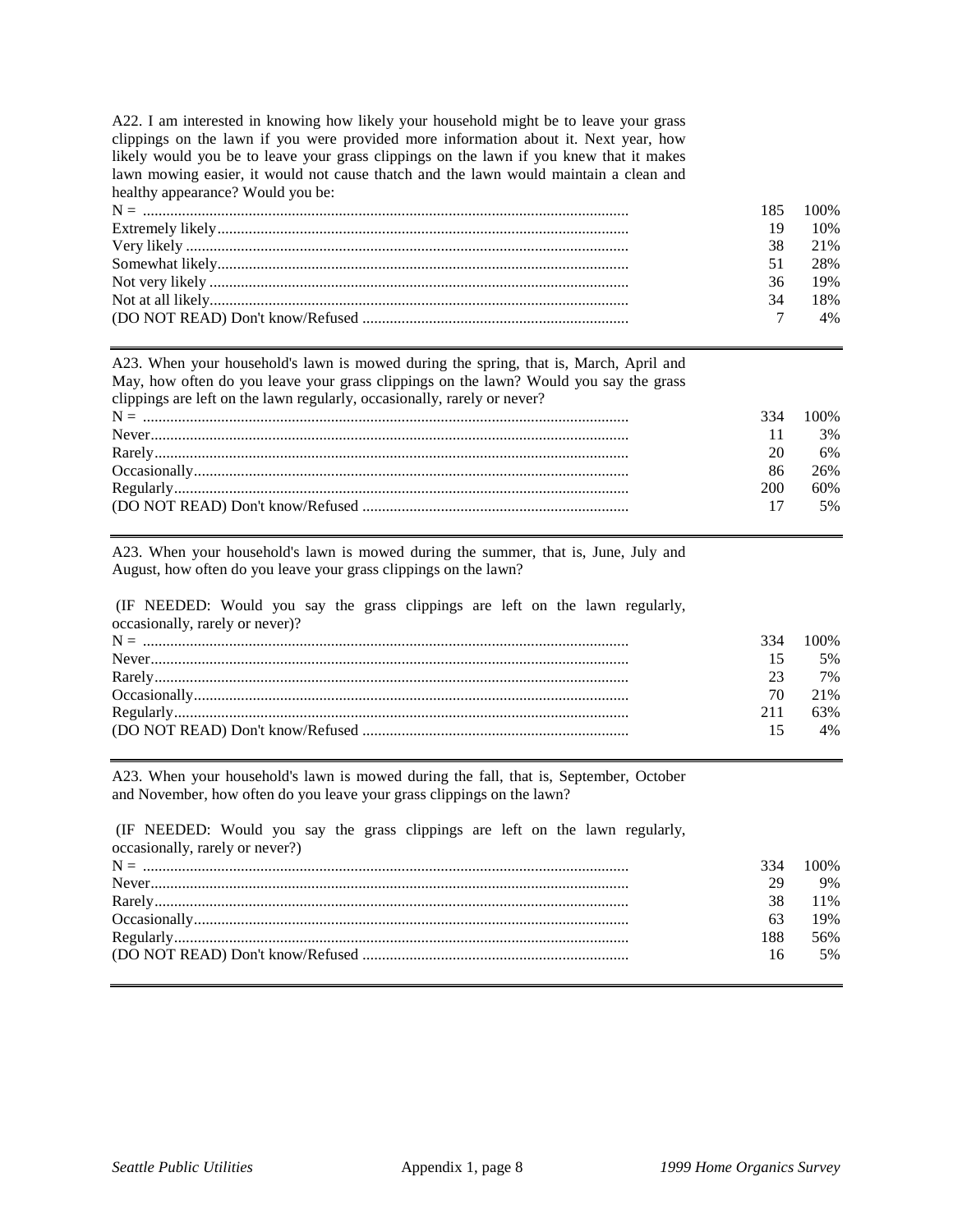A22. I am interested in knowing how likely your household might be to leave your grass clippings on the lawn if you were provided more information about it. Next year, how likely would you be to leave your grass clippings on the lawn if you knew that it makes lawn mowing easier, it would not cause thatch and the lawn would maintain a clean and healthy appearance? Would you be:

| | | |
|---|---|---|
| N = | 185 | 100% |
| Extremely likely | 19 | 10% |
| Very likely | 38 | 21% |
| Somewhat likely | 51 | 28% |
| Not very likely | 36 | 19% |
| Not at all likely | 34 | 18% |
| (DO NOT READ) Don't know/Refused | 7 | 4% |

A23. When your household's lawn is mowed during the spring, that is, March, April and May, how often do you leave your grass clippings on the lawn? Would you say the grass clippings are left on the lawn regularly, occasionally, rarely or never?

| | | |
|---|---|---|
| N = | 334 | 100% |
| Never | 11 | 3% |
| Rarely | 20 | 6% |
| Occasionally | 86 | 26% |
| Regularly | 200 | 60% |
| (DO NOT READ) Don't know/Refused | 17 | 5% |

A23. When your household's lawn is mowed during the summer, that is, June, July and August, how often do you leave your grass clippings on the lawn?

(IF NEEDED: Would you say the grass clippings are left on the lawn regularly, occasionally, rarely or never)?

| | | |
|---|---|---|
| N = | 334 | 100% |
| Never | 15 | 5% |
| Rarely | 23 | 7% |
| Occasionally | 70 | 21% |
| Regularly | 211 | 63% |
| (DO NOT READ) Don't know/Refused | 15 | 4% |

A23. When your household's lawn is mowed during the fall, that is, September, October and November, how often do you leave your grass clippings on the lawn?

(IF NEEDED: Would you say the grass clippings are left on the lawn regularly, occasionally, rarely or never?)

| | | |
|---|---|---|
| N = | 334 | 100% |
| Never | 29 | 9% |
| Rarely | 38 | 11% |
| Occasionally | 63 | 19% |
| Regularly | 188 | 56% |
| (DO NOT READ) Don't know/Refused | 16 | 5% |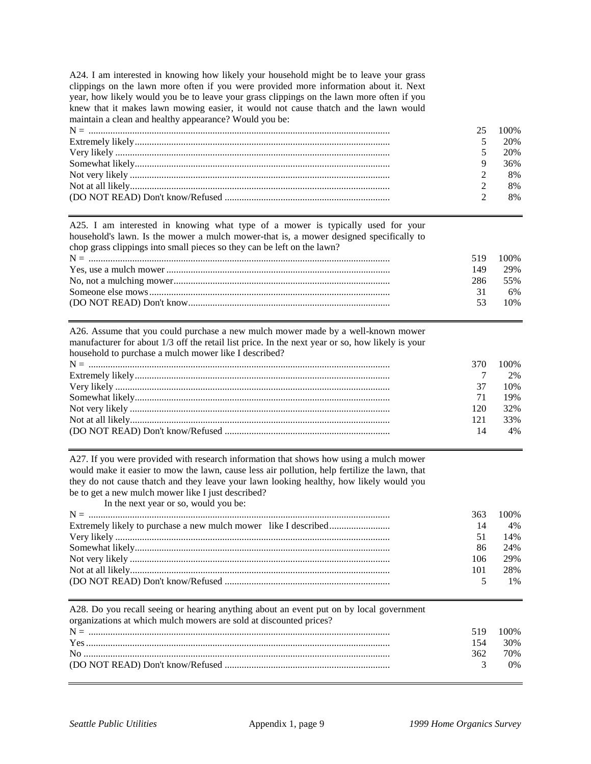A24. I am interested in knowing how likely your household might be to leave your grass clippings on the lawn more often if you were provided more information about it. Next year, how likely would you be to leave your grass clippings on the lawn more often if you knew that it makes lawn mowing easier, it would not cause thatch and the lawn would maintain a clean and healthy appearance? Would you be:

| | | |
|---|---|---|
| N = | 25 | 100% |
| Extremely likely | 5 | 20% |
| Very likely | 5 | 20% |
| Somewhat likely | 9 | 36% |
| Not very likely | 2 | 8% |
| Not at all likely | 2 | 8% |
| (DO NOT READ) Don't know/Refused | 2 | 8% |

A25. I am interested in knowing what type of a mower is typically used for your household's lawn. Is the mower a mulch mower-that is, a mower designed specifically to chop grass clippings into small pieces so they can be left on the lawn?

| | | |
|---|---|---|
| N = | 519 | 100% |
| Yes, use a mulch mower | 149 | 29% |
| No, not a mulching mower | 286 | 55% |
| Someone else mows | 31 | 6% |
| (DO NOT READ) Don't know | 53 | 10% |

A26. Assume that you could purchase a new mulch mower made by a well-known mower manufacturer for about 1/3 off the retail list price. In the next year or so, how likely is your household to purchase a mulch mower like I described?

| | | |
|---|---|---|
| N = | 370 | 100% |
| Extremely likely | 7 | 2% |
| Very likely | 37 | 10% |
| Somewhat likely | 71 | 19% |
| Not very likely | 120 | 32% |
| Not at all likely | 121 | 33% |
| (DO NOT READ) Don't know/Refused | 14 | 4% |

A27. If you were provided with research information that shows how using a mulch mower would make it easier to mow the lawn, cause less air pollution, help fertilize the lawn, that they do not cause thatch and they leave your lawn looking healthy, how likely would you be to get a new mulch mower like I just described?

In the next year or so, would you be:

| | | |
|---|---|---|
| N = | 363 | 100% |
| Extremely likely to purchase a new mulch mower like I described | 14 | 4% |
| Very likely | 51 | 14% |
| Somewhat likely | 86 | 24% |
| Not very likely | 106 | 29% |
| Not at all likely | 101 | 28% |
| (DO NOT READ) Don't know/Refused | 5 | 1% |

A28. Do you recall seeing or hearing anything about an event put on by local government organizations at which mulch mowers are sold at discounted prices?

| | | |
|---|---|---|
| N = | 519 | 100% |
| Yes | 154 | 30% |
| No | 362 | 70% |
| (DO NOT READ) Don't know/Refused | 3 | 0% |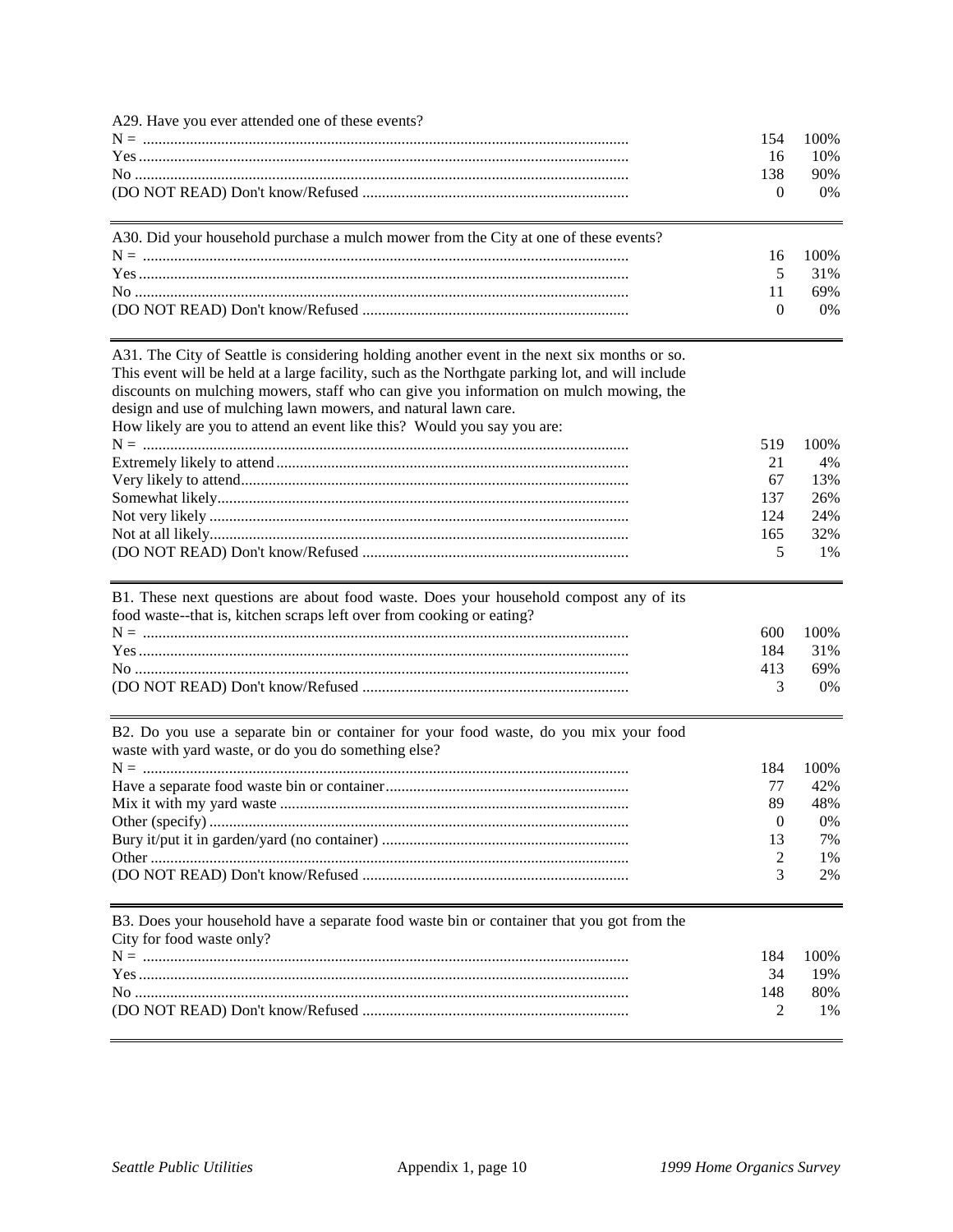A29. Have you ever attended one of these events?

| | | |
|---|---|---|
| N = | 154 | 100% |
| Yes | 16 | 10% |
| No | 138 | 90% |
| (DO NOT READ) Don't know/Refused | 0 | 0% |

A30. Did your household purchase a mulch mower from the City at one of these events?

| | | |
|---|---|---|
| N = | 16 | 100% |
| Yes | 5 | 31% |
| No | 11 | 69% |
| (DO NOT READ) Don't know/Refused | 0 | 0% |

A31. The City of Seattle is considering holding another event in the next six months or so. This event will be held at a large facility, such as the Northgate parking lot, and will include discounts on mulching mowers, staff who can give you information on mulch mowing, the design and use of mulching lawn mowers, and natural lawn care.
How likely are you to attend an event like this? Would you say you are:

| | | |
|---|---|---|
| N = | 519 | 100% |
| Extremely likely to attend | 21 | 4% |
| Very likely to attend | 67 | 13% |
| Somewhat likely | 137 | 26% |
| Not very likely | 124 | 24% |
| Not at all likely | 165 | 32% |
| (DO NOT READ) Don't know/Refused | 5 | 1% |

B1. These next questions are about food waste. Does your household compost any of its food waste--that is, kitchen scraps left over from cooking or eating?

| | | |
|---|---|---|
| N = | 600 | 100% |
| Yes | 184 | 31% |
| No | 413 | 69% |
| (DO NOT READ) Don't know/Refused | 3 | 0% |

B2. Do you use a separate bin or container for your food waste, do you mix your food waste with yard waste, or do you do something else?

| | | |
|---|---|---|
| N = | 184 | 100% |
| Have a separate food waste bin or container | 77 | 42% |
| Mix it with my yard waste | 89 | 48% |
| Other (specify) | 0 | 0% |
| Bury it/put it in garden/yard (no container) | 13 | 7% |
| Other | 2 | 1% |
| (DO NOT READ) Don't know/Refused | 3 | 2% |

B3. Does your household have a separate food waste bin or container that you got from the City for food waste only?

| | | |
|---|---|---|
| N = | 184 | 100% |
| Yes | 34 | 19% |
| No | 148 | 80% |
| (DO NOT READ) Don't know/Refused | 2 | 1% |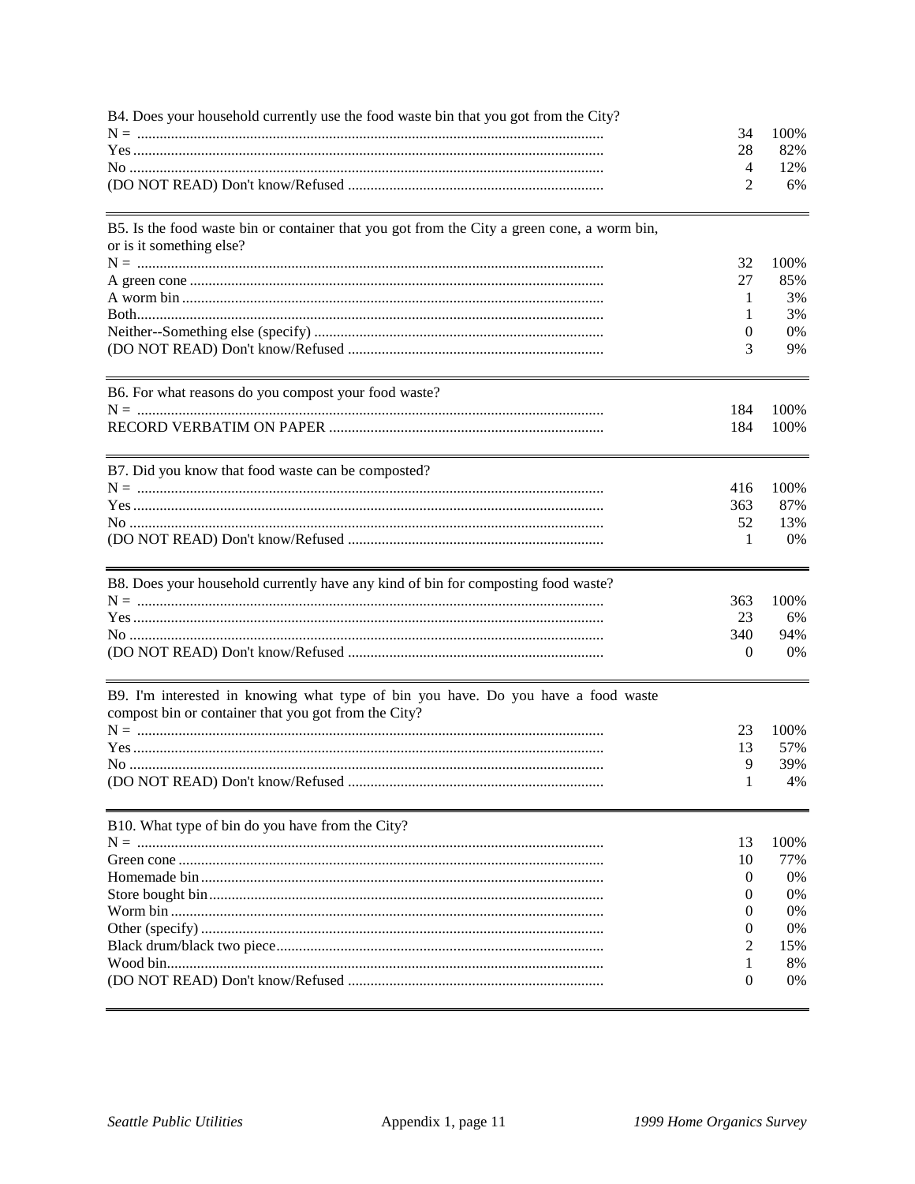B4. Does your household currently use the food waste bin that you got from the City?

| | | |
|---|---|---|
| N = | 34 | 100% |
| Yes | 28 | 82% |
| No | 4 | 12% |
| (DO NOT READ) Don't know/Refused | 2 | 6% |

B5. Is the food waste bin or container that you got from the City a green cone, a worm bin, or is it something else?

| | | |
|---|---|---|
| N = | 32 | 100% |
| A green cone | 27 | 85% |
| A worm bin | 1 | 3% |
| Both | 1 | 3% |
| Neither--Something else (specify) | 0 | 0% |
| (DO NOT READ) Don't know/Refused | 3 | 9% |

B6. For what reasons do you compost your food waste?

| | | |
|---|---|---|
| N = | 184 | 100% |
| RECORD VERBATIM ON PAPER | 184 | 100% |

B7. Did you know that food waste can be composted?

| | | |
|---|---|---|
| N = | 416 | 100% |
| Yes | 363 | 87% |
| No | 52 | 13% |
| (DO NOT READ) Don't know/Refused | 1 | 0% |

B8. Does your household currently have any kind of bin for composting food waste?

| | | |
|---|---|---|
| N = | 363 | 100% |
| Yes | 23 | 6% |
| No | 340 | 94% |
| (DO NOT READ) Don't know/Refused | 0 | 0% |

B9. I'm interested in knowing what type of bin you have. Do you have a food waste compost bin or container that you got from the City?

| | | |
|---|---|---|
| N = | 23 | 100% |
| Yes | 13 | 57% |
| No | 9 | 39% |
| (DO NOT READ) Don't know/Refused | 1 | 4% |

B10. What type of bin do you have from the City?

| | | |
|---|---|---|
| N = | 13 | 100% |
| Green cone | 10 | 77% |
| Homemade bin | 0 | 0% |
| Store bought bin | 0 | 0% |
| Worm bin | 0 | 0% |
| Other (specify) | 0 | 0% |
| Black drum/black two piece | 2 | 15% |
| Wood bin | 1 | 8% |
| (DO NOT READ) Don't know/Refused | 0 | 0% |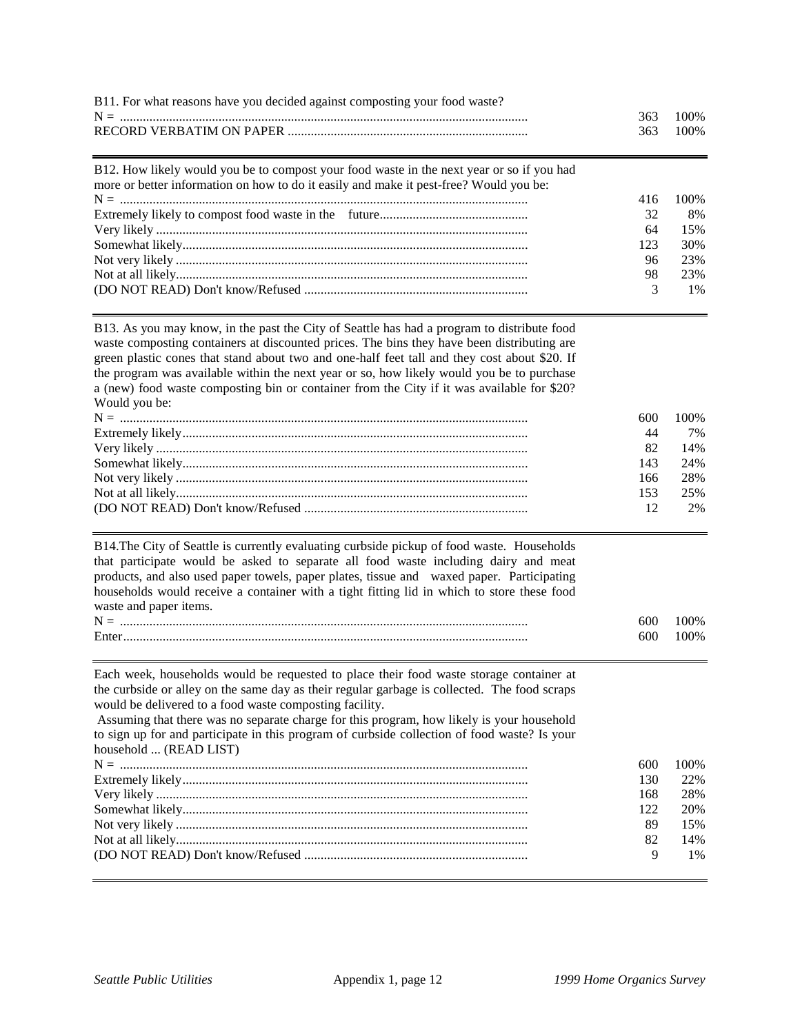B11. For what reasons have you decided against composting your food waste?

| | | |
|---|---|---|
| N = | 363 | 100% |
| RECORD VERBATIM ON PAPER | 363 | 100% |

B12. How likely would you be to compost your food waste in the next year or so if you had more or better information on how to do it easily and make it pest-free? Would you be:

| | | |
|---|---|---|
| N = | 416 | 100% |
| Extremely likely to compost food waste in the future | 32 | 8% |
| Very likely | 64 | 15% |
| Somewhat likely | 123 | 30% |
| Not very likely | 96 | 23% |
| Not at all likely | 98 | 23% |
| (DO NOT READ) Don't know/Refused | 3 | 1% |

B13. As you may know, in the past the City of Seattle has had a program to distribute food waste composting containers at discounted prices. The bins they have been distributing are green plastic cones that stand about two and one-half feet tall and they cost about $20. If the program was available within the next year or so, how likely would you be to purchase a (new) food waste composting bin or container from the City if it was available for $20? Would you be:

| | | |
|---|---|---|
| N = | 600 | 100% |
| Extremely likely | 44 | 7% |
| Very likely | 82 | 14% |
| Somewhat likely | 143 | 24% |
| Not very likely | 166 | 28% |
| Not at all likely | 153 | 25% |
| (DO NOT READ) Don't know/Refused | 12 | 2% |

B14. The City of Seattle is currently evaluating curbside pickup of food waste. Households that participate would be asked to separate all food waste including dairy and meat products, and also used paper towels, paper plates, tissue and waxed paper. Participating households would receive a container with a tight fitting lid in which to store these food waste and paper items.

| | | |
|---|---|---|
| N = | 600 | 100% |
| Enter | 600 | 100% |

Each week, households would be requested to place their food waste storage container at the curbside or alley on the same day as their regular garbage is collected. The food scraps would be delivered to a food waste composting facility.

Assuming that there was no separate charge for this program, how likely is your household to sign up for and participate in this program of curbside collection of food waste? Is your household ... (READ LIST)

| | | |
|---|---|---|
| N = | 600 | 100% |
| Extremely likely | 130 | 22% |
| Very likely | 168 | 28% |
| Somewhat likely | 122 | 20% |
| Not very likely | 89 | 15% |
| Not at all likely | 82 | 14% |
| (DO NOT READ) Don't know/Refused | 9 | 1% |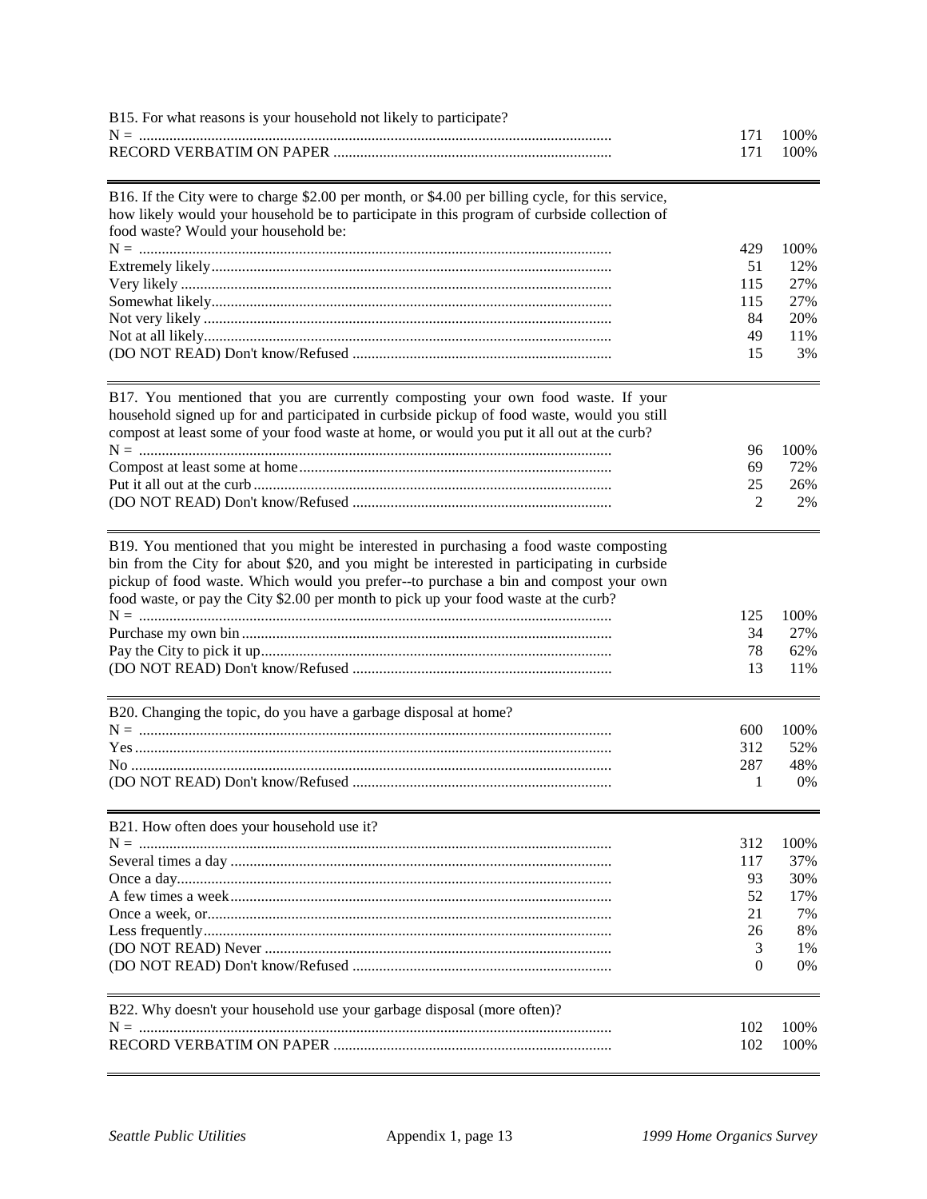B15. For what reasons is your household not likely to participate?

| | | |
|---|---|---|
| N = | 171 | 100% |
| RECORD VERBATIM ON PAPER | 171 | 100% |

B16. If the City were to charge $2.00 per month, or $4.00 per billing cycle, for this service, how likely would your household be to participate in this program of curbside collection of food waste? Would your household be:

| | | |
|---|---|---|
| N = | 429 | 100% |
| Extremely likely | 51 | 12% |
| Very likely | 115 | 27% |
| Somewhat likely | 115 | 27% |
| Not very likely | 84 | 20% |
| Not at all likely | 49 | 11% |
| (DO NOT READ) Don't know/Refused | 15 | 3% |

B17. You mentioned that you are currently composting your own food waste. If your household signed up for and participated in curbside pickup of food waste, would you still compost at least some of your food waste at home, or would you put it all out at the curb?

| | | |
|---|---|---|
| N = | 96 | 100% |
| Compost at least some at home | 69 | 72% |
| Put it all out at the curb | 25 | 26% |
| (DO NOT READ) Don't know/Refused | 2 | 2% |

B19. You mentioned that you might be interested in purchasing a food waste composting bin from the City for about $20, and you might be interested in participating in curbside pickup of food waste. Which would you prefer--to purchase a bin and compost your own food waste, or pay the City $2.00 per month to pick up your food waste at the curb?

| | | |
|---|---|---|
| N = | 125 | 100% |
| Purchase my own bin | 34 | 27% |
| Pay the City to pick it up | 78 | 62% |
| (DO NOT READ) Don't know/Refused | 13 | 11% |

B20. Changing the topic, do you have a garbage disposal at home?

| | | |
|---|---|---|
| N = | 600 | 100% |
| Yes | 312 | 52% |
| No | 287 | 48% |
| (DO NOT READ) Don't know/Refused | 1 | 0% |

B21. How often does your household use it?

| | | |
|---|---|---|
| N = | 312 | 100% |
| Several times a day | 117 | 37% |
| Once a day | 93 | 30% |
| A few times a week | 52 | 17% |
| Once a week, or | 21 | 7% |
| Less frequently | 26 | 8% |
| (DO NOT READ) Never | 3 | 1% |
| (DO NOT READ) Don't know/Refused | 0 | 0% |

B22. Why doesn't your household use your garbage disposal (more often)?

| | | |
|---|---|---|
| N = | 102 | 100% |
| RECORD VERBATIM ON PAPER | 102 | 100% |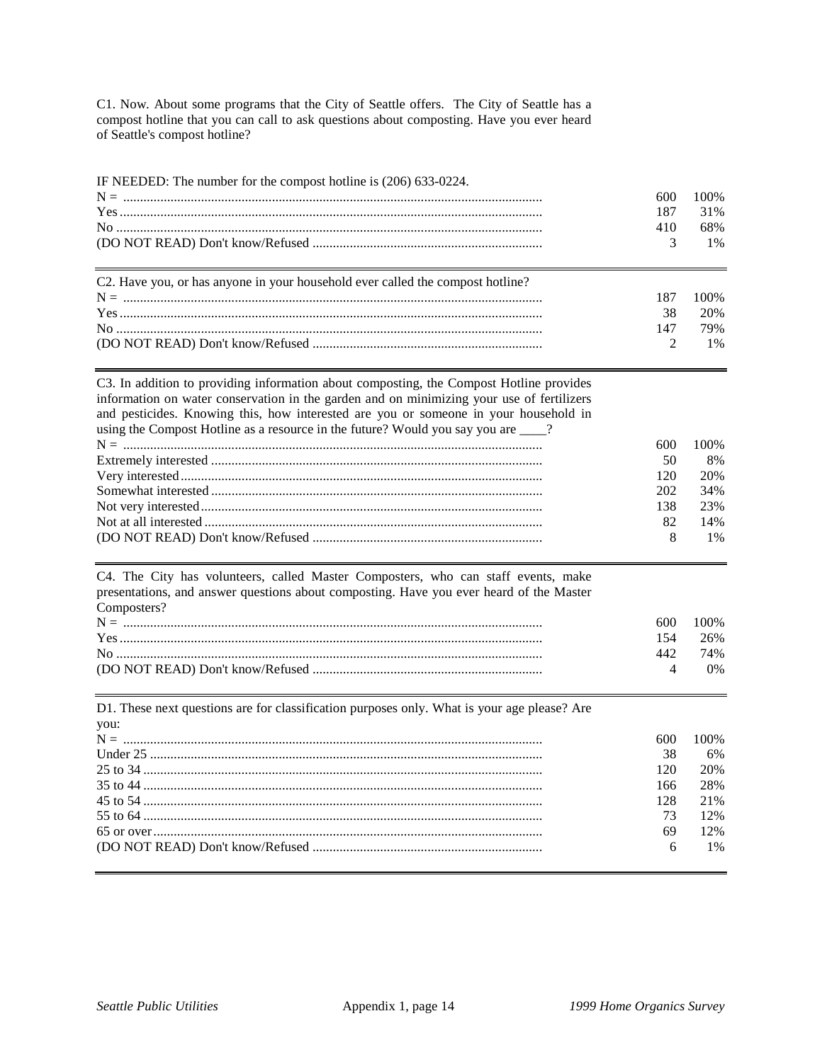C1. Now. About some programs that the City of Seattle offers. The City of Seattle has a compost hotline that you can call to ask questions about composting. Have you ever heard of Seattle's compost hotline?

IF NEEDED: The number for the compost hotline is (206) 633-0224.

| | | |
|---|---|---|
| N = | 600 | 100% |
| Yes | 187 | 31% |
| No | 410 | 68% |
| (DO NOT READ) Don't know/Refused | 3 | 1% |

C2. Have you, or has anyone in your household ever called the compost hotline?

| | | |
|---|---|---|
| N = | 187 | 100% |
| Yes | 38 | 20% |
| No | 147 | 79% |
| (DO NOT READ) Don't know/Refused | 2 | 1% |

C3. In addition to providing information about composting, the Compost Hotline provides information on water conservation in the garden and on minimizing your use of fertilizers and pesticides. Knowing this, how interested are you or someone in your household in using the Compost Hotline as a resource in the future? Would you say you are ____?

| | | |
|---|---|---|
| N = | 600 | 100% |
| Extremely interested | 50 | 8% |
| Very interested | 120 | 20% |
| Somewhat interested | 202 | 34% |
| Not very interested | 138 | 23% |
| Not at all interested | 82 | 14% |
| (DO NOT READ) Don't know/Refused | 8 | 1% |

C4. The City has volunteers, called Master Composters, who can staff events, make presentations, and answer questions about composting. Have you ever heard of the Master Composters?

| | | |
|---|---|---|
| N = | 600 | 100% |
| Yes | 154 | 26% |
| No | 442 | 74% |
| (DO NOT READ) Don't know/Refused | 4 | 0% |

D1. These next questions are for classification purposes only. What is your age please? Are you:

| | | |
|---|---|---|
| N = | 600 | 100% |
| Under 25 | 38 | 6% |
| 25 to 34 | 120 | 20% |
| 35 to 44 | 166 | 28% |
| 45 to 54 | 128 | 21% |
| 55 to 64 | 73 | 12% |
| 65 or over | 69 | 12% |
| (DO NOT READ) Don't know/Refused | 6 | 1% |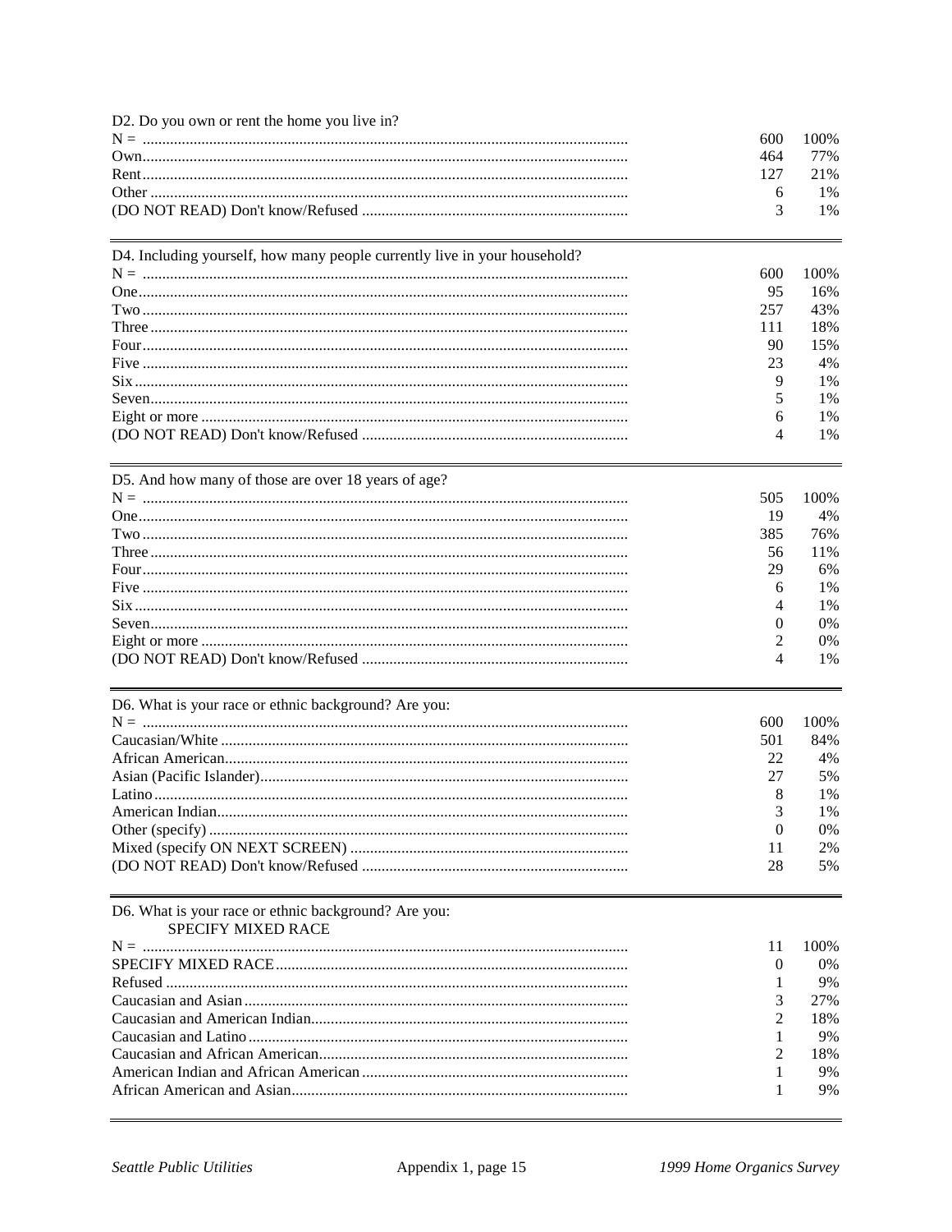D2. Do you own or rent the home you live in?

| | | |
|---|---|---|
| N = | 600 | 100% |
| Own | 464 | 77% |
| Rent | 127 | 21% |
| Other | 6 | 1% |
| (DO NOT READ) Don't know/Refused | 3 | 1% |

D4. Including yourself, how many people currently live in your household?

| | | |
|---|---|---|
| N = | 600 | 100% |
| One | 95 | 16% |
| Two | 257 | 43% |
| Three | 111 | 18% |
| Four | 90 | 15% |
| Five | 23 | 4% |
| Six | 9 | 1% |
| Seven | 5 | 1% |
| Eight or more | 6 | 1% |
| (DO NOT READ) Don't know/Refused | 4 | 1% |

D5. And how many of those are over 18 years of age?

| | | |
|---|---|---|
| N = | 505 | 100% |
| One | 19 | 4% |
| Two | 385 | 76% |
| Three | 56 | 11% |
| Four | 29 | 6% |
| Five | 6 | 1% |
| Six | 4 | 1% |
| Seven | 0 | 0% |
| Eight or more | 2 | 0% |
| (DO NOT READ) Don't know/Refused | 4 | 1% |

D6. What is your race or ethnic background? Are you:

| | | |
|---|---|---|
| N = | 600 | 100% |
| Caucasian/White | 501 | 84% |
| African American | 22 | 4% |
| Asian (Pacific Islander) | 27 | 5% |
| Latino | 8 | 1% |
| American Indian | 3 | 1% |
| Other (specify) | 0 | 0% |
| Mixed (specify ON NEXT SCREEN) | 11 | 2% |
| (DO NOT READ) Don't know/Refused | 28 | 5% |

D6. What is your race or ethnic background? Are you:
SPECIFY MIXED RACE

| | | |
|---|---|---|
| N = | 11 | 100% |
| SPECIFY MIXED RACE | 0 | 0% |
| Refused | 1 | 9% |
| Caucasian and Asian | 3 | 27% |
| Caucasian and American Indian | 2 | 18% |
| Caucasian and Latino | 1 | 9% |
| Caucasian and African American | 2 | 18% |
| American Indian and African American | 1 | 9% |
| African American and Asian | 1 | 9% |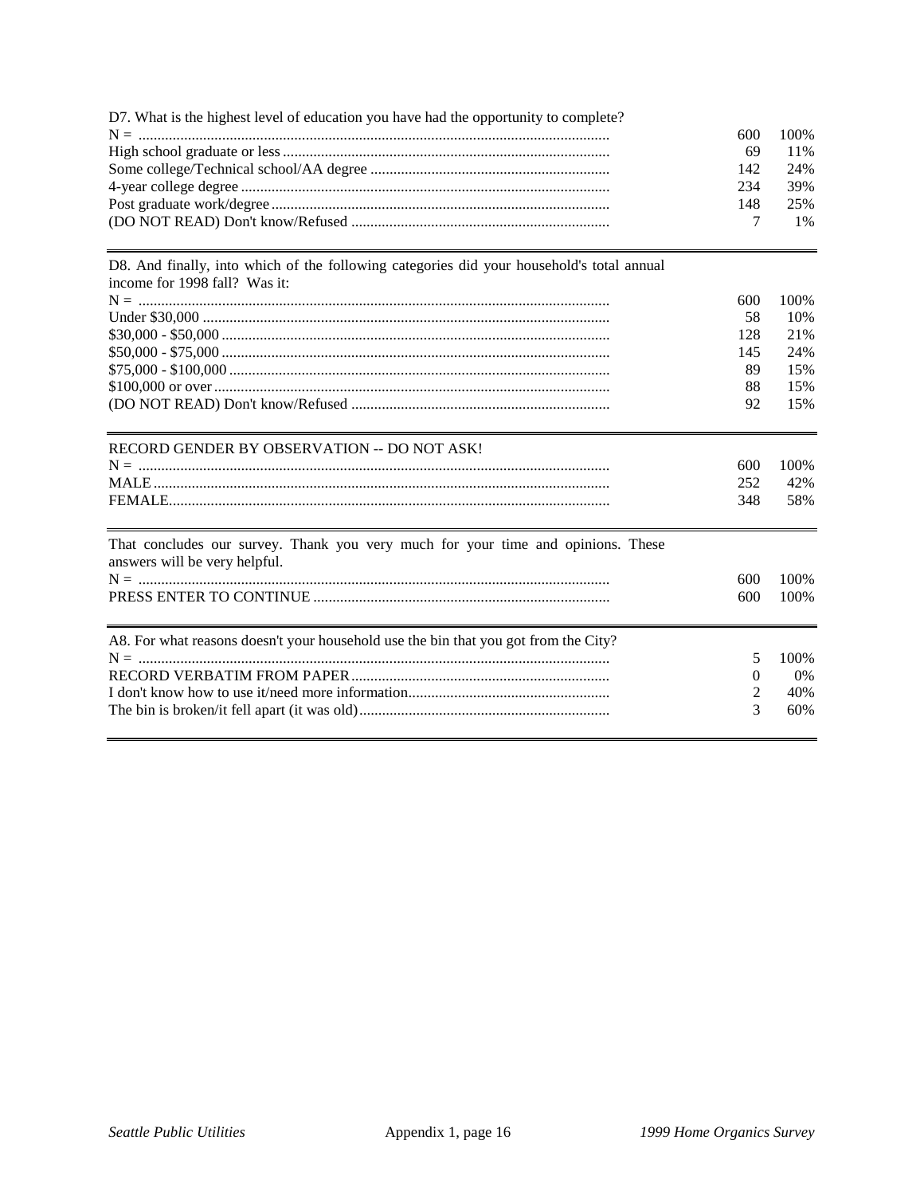D7. What is the highest level of education you have had the opportunity to complete?

| | | |
|---|---|---|
| N = | 600 | 100% |
| High school graduate or less | 69 | 11% |
| Some college/Technical school/AA degree | 142 | 24% |
| 4-year college degree | 234 | 39% |
| Post graduate work/degree | 148 | 25% |
| (DO NOT READ) Don't know/Refused | 7 | 1% |

D8. And finally, into which of the following categories did your household's total annual income for 1998 fall? Was it:

| | | |
|---|---|---|
| N = | 600 | 100% |
| Under $30,000 | 58 | 10% |
| $30,000 - $50,000 | 128 | 21% |
| $50,000 - $75,000 | 145 | 24% |
| $75,000 - $100,000 | 89 | 15% |
| $100,000 or over | 88 | 15% |
| (DO NOT READ) Don't know/Refused | 92 | 15% |

RECORD GENDER BY OBSERVATION -- DO NOT ASK!

| | | |
|---|---|---|
| N = | 600 | 100% |
| MALE | 252 | 42% |
| FEMALE | 348 | 58% |

That concludes our survey. Thank you very much for your time and opinions. These answers will be very helpful.

| | | |
|---|---|---|
| N = | 600 | 100% |
| PRESS ENTER TO CONTINUE | 600 | 100% |

A8. For what reasons doesn't your household use the bin that you got from the City?

| | | |
|---|---|---|
| N = | 5 | 100% |
| RECORD VERBATIM FROM PAPER | 0 | 0% |
| I don't know how to use it/need more information | 2 | 40% |
| The bin is broken/it fell apart (it was old) | 3 | 60% |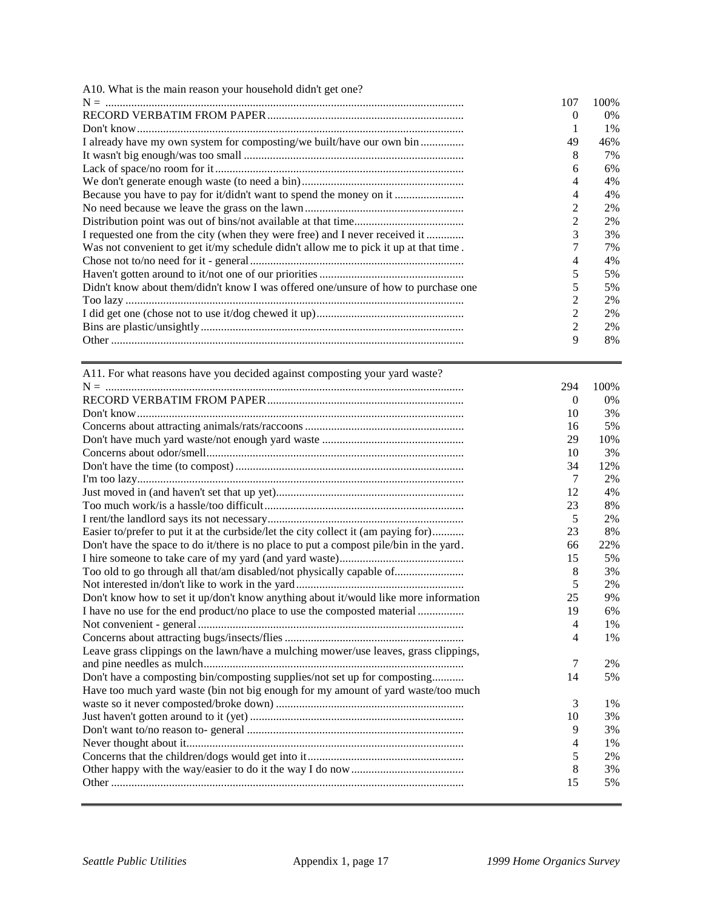A10. What is the main reason your household didn't get one?

| | | |
|---|---|---|
| N = | 107 | 100% |
| RECORD VERBATIM FROM PAPER | 0 | 0% |
| Don't know | 1 | 1% |
| I already have my own system for composting/we built/have our own bin | 49 | 46% |
| It wasn't big enough/was too small | 8 | 7% |
| Lack of space/no room for it | 6 | 6% |
| We don't generate enough waste (to need a bin) | 4 | 4% |
| Because you have to pay for it/didn't want to spend the money on it | 4 | 4% |
| No need because we leave the grass on the lawn | 2 | 2% |
| Distribution point was out of bins/not available at that time | 2 | 2% |
| I requested one from the city (when they were free) and I never received it | 3 | 3% |
| Was not convenient to get it/my schedule didn't allow me to pick it up at that time | 7 | 7% |
| Chose not to/no need for it - general | 4 | 4% |
| Haven't gotten around to it/not one of our priorities | 5 | 5% |
| Didn't know about them/didn't know I was offered one/unsure of how to purchase one | 5 | 5% |
| Too lazy | 2 | 2% |
| I did get one (chose not to use it/dog chewed it up) | 2 | 2% |
| Bins are plastic/unsightly | 2 | 2% |
| Other | 9 | 8% |

A11. For what reasons have you decided against composting your yard waste?

| | | |
|---|---|---|
| N = | 294 | 100% |
| RECORD VERBATIM FROM PAPER | 0 | 0% |
| Don't know | 10 | 3% |
| Concerns about attracting animals/rats/raccoons | 16 | 5% |
| Don't have much yard waste/not enough yard waste | 29 | 10% |
| Concerns about odor/smell | 10 | 3% |
| Don't have the time (to compost) | 34 | 12% |
| I'm too lazy | 7 | 2% |
| Just moved in (and haven't set that up yet) | 12 | 4% |
| Too much work/is a hassle/too difficult | 23 | 8% |
| I rent/the landlord says its not necessary | 5 | 2% |
| Easier to/prefer to put it at the curbside/let the city collect it (am paying for) | 23 | 8% |
| Don't have the space to do it/there is no place to put a compost pile/bin in the yard | 66 | 22% |
| I hire someone to take care of my yard (and yard waste) | 15 | 5% |
| Too old to go through all that/am disabled/not physically capable of | 8 | 3% |
| Not interested in/don't like to work in the yard | 5 | 2% |
| Don't know how to set it up/don't know anything about it/would like more information | 25 | 9% |
| I have no use for the end product/no place to use the composted material | 19 | 6% |
| Not convenient - general | 4 | 1% |
| Concerns about attracting bugs/insects/flies | 4 | 1% |
| Leave grass clippings on the lawn/have a mulching mower/use leaves, grass clippings, and pine needles as mulch | 7 | 2% |
| Don't have a composting bin/composting supplies/not set up for composting | 14 | 5% |
| Have too much yard waste (bin not big enough for my amount of yard waste/too much waste so it never composted/broke down) | 3 | 1% |
| Just haven't gotten around to it (yet) | 10 | 3% |
| Don't want to/no reason to- general | 9 | 3% |
| Never thought about it | 4 | 1% |
| Concerns that the children/dogs would get into it | 5 | 2% |
| Other happy with the way/easier to do it the way I do now | 8 | 3% |
| Other | 15 | 5% |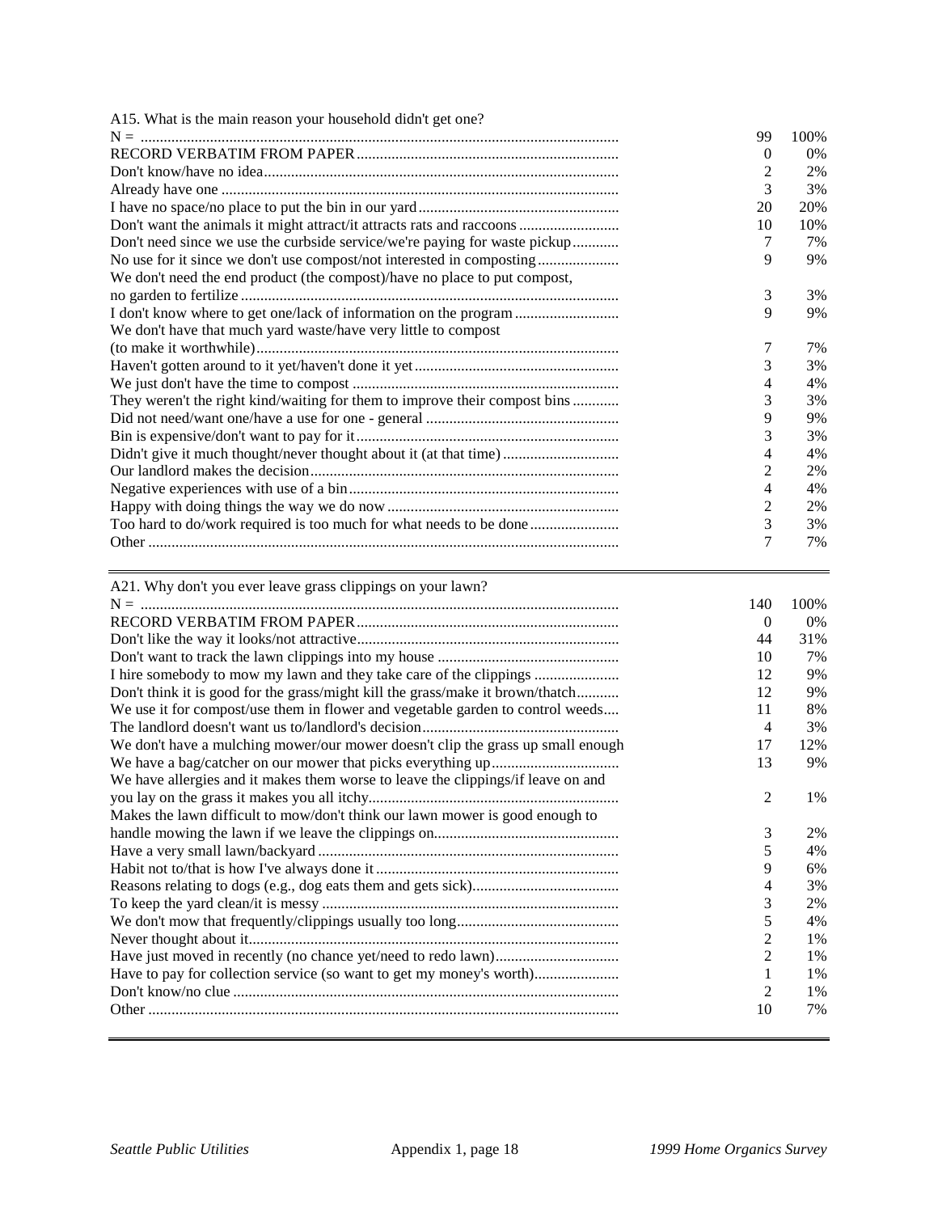A15. What is the main reason your household didn't get one?

| | | |
|---|---|---|
| N = | 99 | 100% |
| RECORD VERBATIM FROM PAPER | 0 | 0% |
| Don't know/have no idea | 2 | 2% |
| Already have one | 3 | 3% |
| I have no space/no place to put the bin in our yard | 20 | 20% |
| Don't want the animals it might attract/it attracts rats and raccoons | 10 | 10% |
| Don't need since we use the curbside service/we're paying for waste pickup | 7 | 7% |
| No use for it since we don't use compost/not interested in composting | 9 | 9% |
| We don't need the end product (the compost)/have no place to put compost, no garden to fertilize | 3 | 3% |
| I don't know where to get one/lack of information on the program | 9 | 9% |
| We don't have that much yard waste/have very little to compost (to make it worthwhile) | 7 | 7% |
| Haven't gotten around to it yet/haven't done it yet | 3 | 3% |
| We just don't have the time to compost | 4 | 4% |
| They weren't the right kind/waiting for them to improve their compost bins | 3 | 3% |
| Did not need/want one/have a use for one - general | 9 | 9% |
| Bin is expensive/don't want to pay for it | 3 | 3% |
| Didn't give it much thought/never thought about it (at that time) | 4 | 4% |
| Our landlord makes the decision | 2 | 2% |
| Negative experiences with use of a bin | 4 | 4% |
| Happy with doing things the way we do now | 2 | 2% |
| Too hard to do/work required is too much for what needs to be done | 3 | 3% |
| Other | 7 | 7% |

A21. Why don't you ever leave grass clippings on your lawn?

| | | |
|---|---|---|
| N = | 140 | 100% |
| RECORD VERBATIM FROM PAPER | 0 | 0% |
| Don't like the way it looks/not attractive | 44 | 31% |
| Don't want to track the lawn clippings into my house | 10 | 7% |
| I hire somebody to mow my lawn and they take care of the clippings | 12 | 9% |
| Don't think it is good for the grass/might kill the grass/make it brown/thatch | 12 | 9% |
| We use it for compost/use them in flower and vegetable garden to control weeds | 11 | 8% |
| The landlord doesn't want us to/landlord's decision | 4 | 3% |
| We don't have a mulching mower/our mower doesn't clip the grass up small enough | 17 | 12% |
| We have a bag/catcher on our mower that picks everything up | 13 | 9% |
| We have allergies and it makes them worse to leave the clippings/if leave on and you lay on the grass it makes you all itchy | 2 | 1% |
| Makes the lawn difficult to mow/don't think our lawn mower is good enough to handle mowing the lawn if we leave the clippings on | 3 | 2% |
| Have a very small lawn/backyard | 5 | 4% |
| Habit not to/that is how I've always done it | 9 | 6% |
| Reasons relating to dogs (e.g., dog eats them and gets sick) | 4 | 3% |
| To keep the yard clean/it is messy | 3 | 2% |
| We don't mow that frequently/clippings usually too long | 5 | 4% |
| Never thought about it | 2 | 1% |
| Have just moved in recently (no chance yet/need to redo lawn) | 2 | 1% |
| Have to pay for collection service (so want to get my money's worth) | 1 | 1% |
| Don't know/no clue | 2 | 1% |
| Other | 10 | 7% |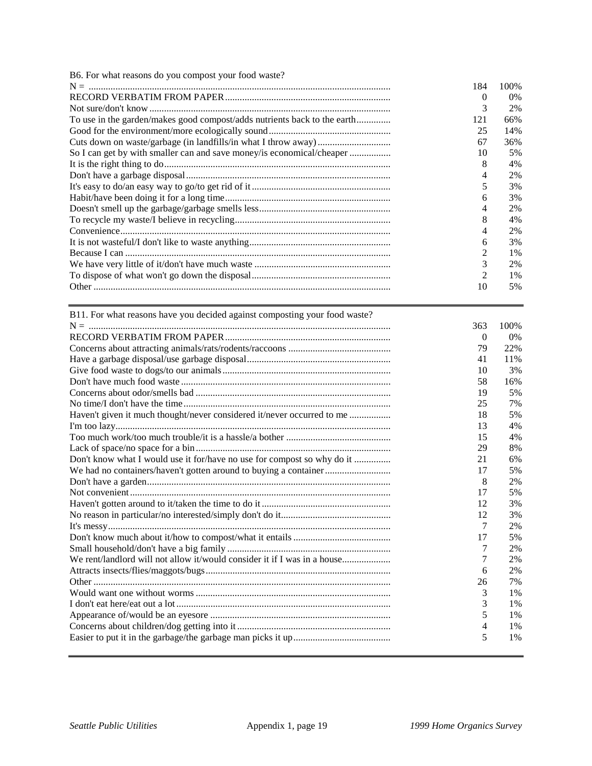B6. For what reasons do you compost your food waste?

| Response | Count | Percent |
|---|---|---|
| N = | 184 | 100% |
| RECORD VERBATIM FROM PAPER | 0 | 0% |
| Not sure/don't know | 3 | 2% |
| To use in the garden/makes good compost/adds nutrients back to the earth | 121 | 66% |
| Good for the environment/more ecologically sound | 25 | 14% |
| Cuts down on waste/garbage (in landfills/in what I throw away) | 67 | 36% |
| So I can get by with smaller can and save money/is economical/cheaper | 10 | 5% |
| It is the right thing to do | 8 | 4% |
| Don't have a garbage disposal | 4 | 2% |
| It's easy to do/an easy way to go/to get rid of it | 5 | 3% |
| Habit/have been doing it for a long time | 6 | 3% |
| Doesn't smell up the garbage/garbage smells less | 4 | 2% |
| To recycle my waste/I believe in recycling | 8 | 4% |
| Convenience | 4 | 2% |
| It is not wasteful/I don't like to waste anything | 6 | 3% |
| Because I can | 2 | 1% |
| We have very little of it/don't have much waste | 3 | 2% |
| To dispose of what won't go down the disposal | 2 | 1% |
| Other | 10 | 5% |

B11. For what reasons have you decided against composting your food waste?

| Response | Count | Percent |
|---|---|---|
| N = | 363 | 100% |
| RECORD VERBATIM FROM PAPER | 0 | 0% |
| Concerns about attracting animals/rats/rodents/raccoons | 79 | 22% |
| Have a garbage disposal/use garbage disposal | 41 | 11% |
| Give food waste to dogs/to our animals | 10 | 3% |
| Don't have much food waste | 58 | 16% |
| Concerns about odor/smells bad | 19 | 5% |
| No time/I don't have the time | 25 | 7% |
| Haven't given it much thought/never considered it/never occurred to me | 18 | 5% |
| I'm too lazy | 13 | 4% |
| Too much work/too much trouble/it is a hassle/a bother | 15 | 4% |
| Lack of space/no space for a bin | 29 | 8% |
| Don't know what I would use it for/have no use for compost so why do it | 21 | 6% |
| We had no containers/haven't gotten around to buying a container | 17 | 5% |
| Don't have a garden | 8 | 2% |
| Not convenient | 17 | 5% |
| Haven't gotten around to it/taken the time to do it | 12 | 3% |
| No reason in particular/no interested/simply don't do it | 12 | 3% |
| It's messy | 7 | 2% |
| Don't know much about it/how to compost/what it entails | 17 | 5% |
| Small household/don't have a big family | 7 | 2% |
| We rent/landlord will not allow it/would consider it if I was in a house | 7 | 2% |
| Attracts insects/flies/maggots/bugs | 6 | 2% |
| Other | 26 | 7% |
| Would want one without worms | 3 | 1% |
| I don't eat here/eat out a lot | 3 | 1% |
| Appearance of/would be an eyesore | 5 | 1% |
| Concerns about children/dog getting into it | 4 | 1% |
| Easier to put it in the garbage/the garbage man picks it up | 5 | 1% |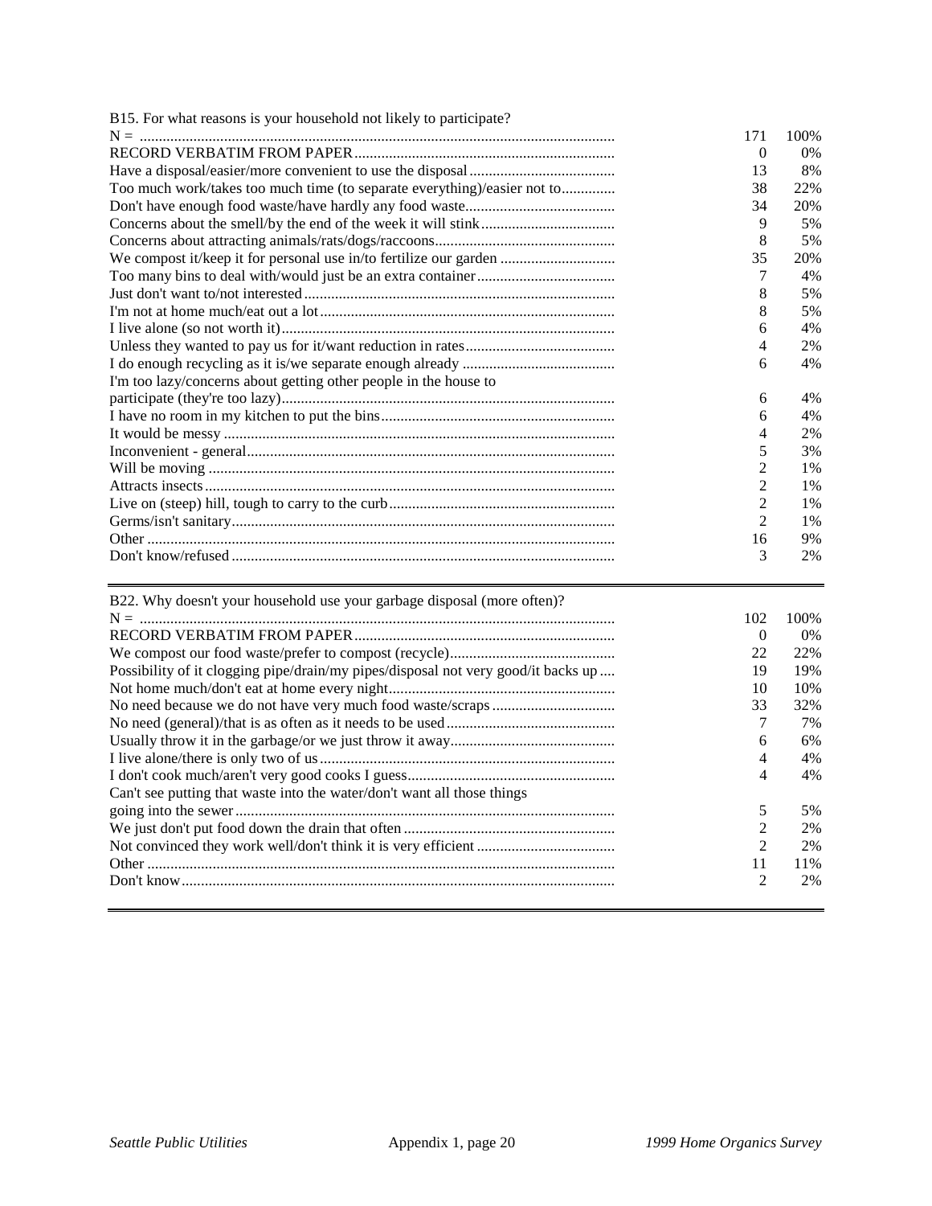B15. For what reasons is your household not likely to participate?

| Response | Count | Percent |
|---|---|---|
| N = | 171 | 100% |
| RECORD VERBATIM FROM PAPER | 0 | 0% |
| Have a disposal/easier/more convenient to use the disposal | 13 | 8% |
| Too much work/takes too much time (to separate everything)/easier not to | 38 | 22% |
| Don't have enough food waste/have hardly any food waste | 34 | 20% |
| Concerns about the smell/by the end of the week it will stink | 9 | 5% |
| Concerns about attracting animals/rats/dogs/raccoons | 8 | 5% |
| We compost it/keep it for personal use in/to fertilize our garden | 35 | 20% |
| Too many bins to deal with/would just be an extra container | 7 | 4% |
| Just don't want to/not interested | 8 | 5% |
| I'm not at home much/eat out a lot | 8 | 5% |
| I live alone (so not worth it) | 6 | 4% |
| Unless they wanted to pay us for it/want reduction in rates | 4 | 2% |
| I do enough recycling as it is/we separate enough already | 6 | 4% |
| I'm too lazy/concerns about getting other people in the house to participate (they're too lazy) | 6 | 4% |
| I have no room in my kitchen to put the bins | 6 | 4% |
| It would be messy | 4 | 2% |
| Inconvenient - general | 5 | 3% |
| Will be moving | 2 | 1% |
| Attracts insects | 2 | 1% |
| Live on (steep) hill, tough to carry to the curb | 2 | 1% |
| Germs/isn't sanitary | 2 | 1% |
| Other | 16 | 9% |
| Don't know/refused | 3 | 2% |

B22. Why doesn't your household use your garbage disposal (more often)?

| Response | Count | Percent |
|---|---|---|
| N = | 102 | 100% |
| RECORD VERBATIM FROM PAPER | 0 | 0% |
| We compost our food waste/prefer to compost (recycle) | 22 | 22% |
| Possibility of it clogging pipe/drain/my pipes/disposal not very good/it backs up | 19 | 19% |
| Not home much/don't eat at home every night | 10 | 10% |
| No need because we do not have very much food waste/scraps | 33 | 32% |
| No need (general)/that is as often as it needs to be used | 7 | 7% |
| Usually throw it in the garbage/or we just throw it away | 6 | 6% |
| I live alone/there is only two of us | 4 | 4% |
| I don't cook much/aren't very good cooks I guess | 4 | 4% |
| Can't see putting that waste into the water/don't want all those things going into the sewer | 5 | 5% |
| We just don't put food down the drain that often | 2 | 2% |
| Not convinced they work well/don't think it is very efficient | 2 | 2% |
| Other | 11 | 11% |
| Don't know | 2 | 2% |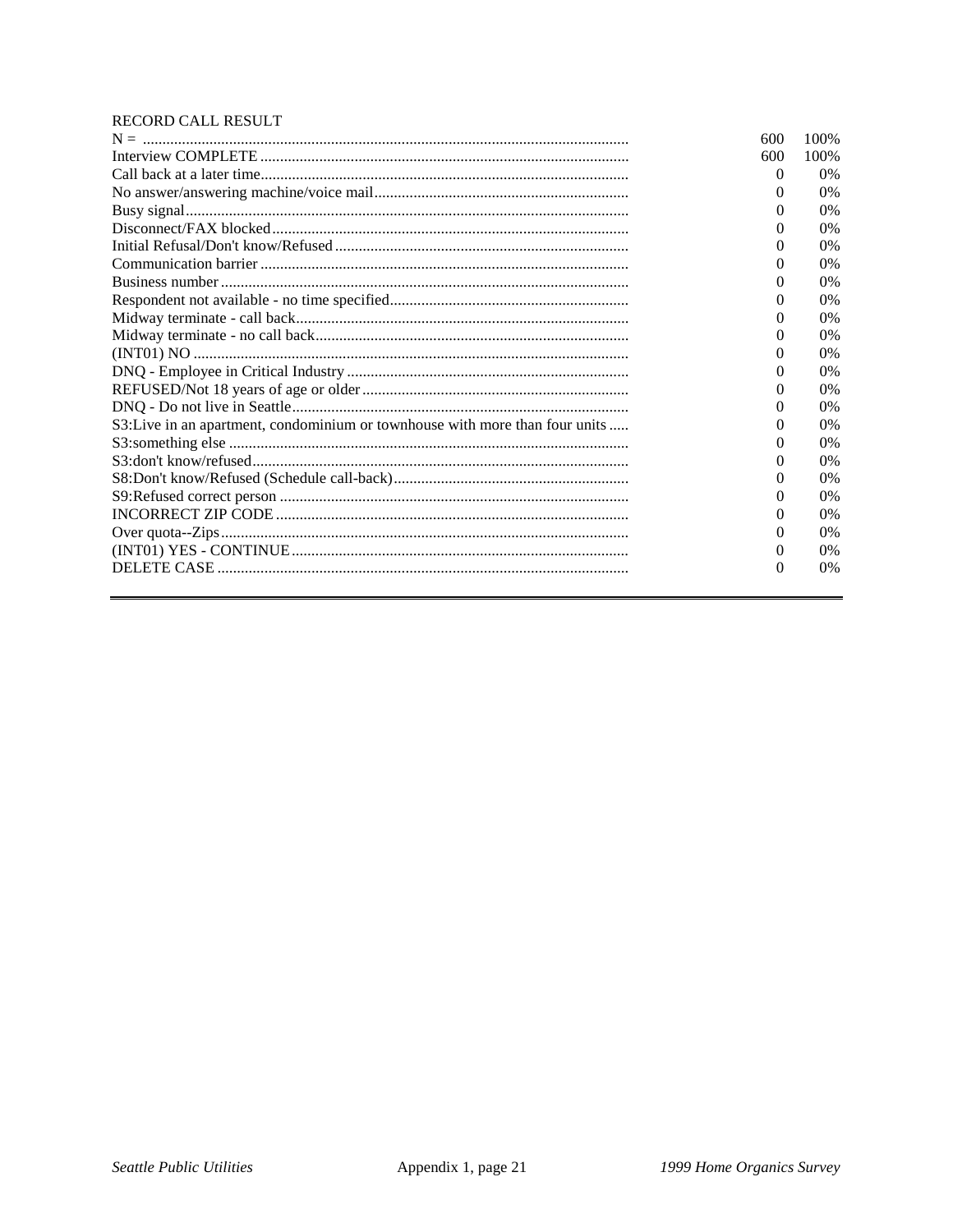RECORD CALL RESULT

| | | |
|---|---|---|
| N = | 600 | 100% |
| Interview COMPLETE | 600 | 100% |
| Call back at a later time | 0 | 0% |
| No answer/answering machine/voice mail | 0 | 0% |
| Busy signal | 0 | 0% |
| Disconnect/FAX blocked | 0 | 0% |
| Initial Refusal/Don't know/Refused | 0 | 0% |
| Communication barrier | 0 | 0% |
| Business number | 0 | 0% |
| Respondent not available - no time specified | 0 | 0% |
| Midway terminate - call back | 0 | 0% |
| Midway terminate - no call back | 0 | 0% |
| (INT01) NO | 0 | 0% |
| DNQ - Employee in Critical Industry | 0 | 0% |
| REFUSED/Not 18 years of age or older | 0 | 0% |
| DNQ - Do not live in Seattle | 0 | 0% |
| S3:Live in an apartment, condominium or townhouse with more than four units | 0 | 0% |
| S3:something else | 0 | 0% |
| S3:don't know/refused | 0 | 0% |
| S8:Don't know/Refused (Schedule call-back) | 0 | 0% |
| S9:Refused correct person | 0 | 0% |
| INCORRECT ZIP CODE | 0 | 0% |
| Over quota--Zips | 0 | 0% |
| (INT01) YES - CONTINUE | 0 | 0% |
| DELETE CASE | 0 | 0% |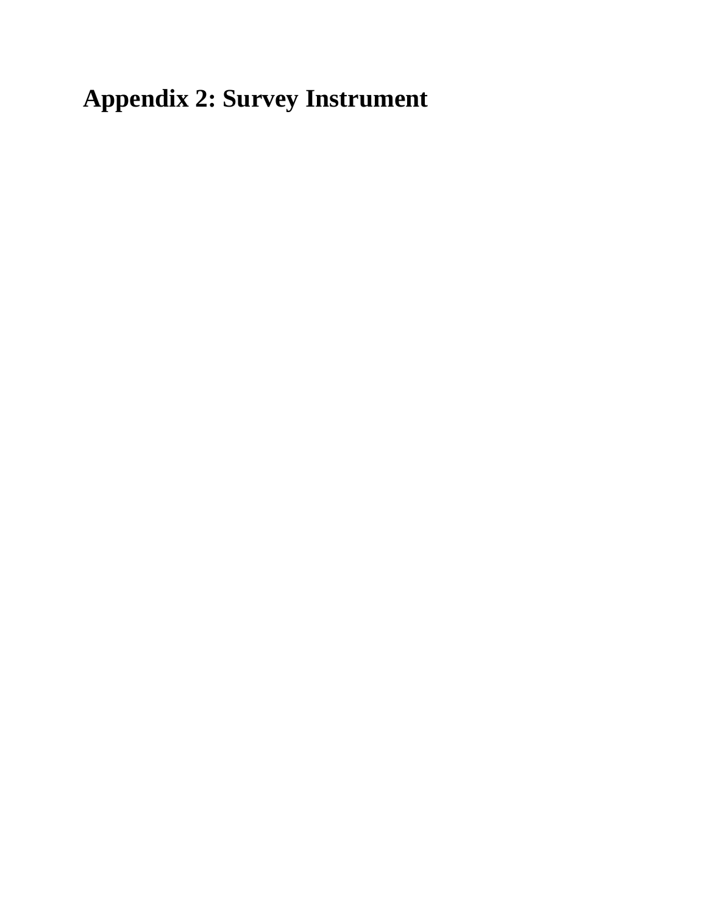# Appendix 2: Survey Instrument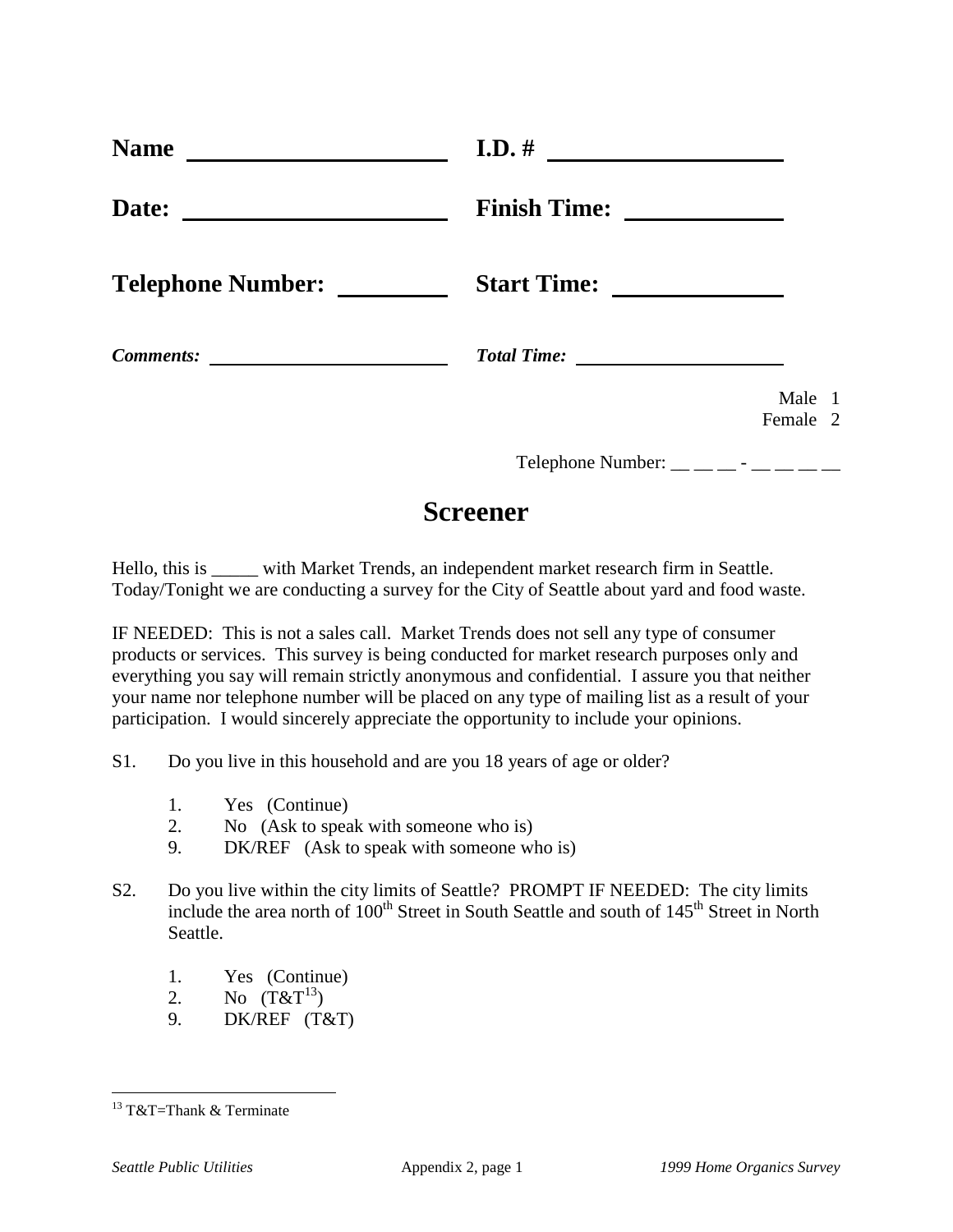| | |
|---|---|
| **Name** ____________________ | **I.D. #** ____________________ |
| **Date:** ____________________ | **Finish Time:** ____________ |
| **Telephone Number:** ________ | **Start Time:** ____________ |
| ***Comments:*** ____________________ | ***Total Time:*** ____________________ |

Male 1
Female 2

Telephone Number: __ __ __ - __ __ __ __

# Screener

Hello, this is _____ with Market Trends, an independent market research firm in Seattle. Today/Tonight we are conducting a survey for the City of Seattle about yard and food waste.

IF NEEDED: This is not a sales call. Market Trends does not sell any type of consumer products or services. This survey is being conducted for market research purposes only and everything you say will remain strictly anonymous and confidential. I assure you that neither your name nor telephone number will be placed on any type of mailing list as a result of your participation. I would sincerely appreciate the opportunity to include your opinions.

S1. Do you live in this household and are you 18 years of age or older?

1. Yes (Continue)
2. No (Ask to speak with someone who is)
9. DK/REF (Ask to speak with someone who is)

S2. Do you live within the city limits of Seattle? PROMPT IF NEEDED: The city limits include the area north of 100th Street in South Seattle and south of 145th Street in North Seattle.

1. Yes (Continue)
2. No (T&T[13])
9. DK/REF (T&T)

[13] T&T=Thank & Terminate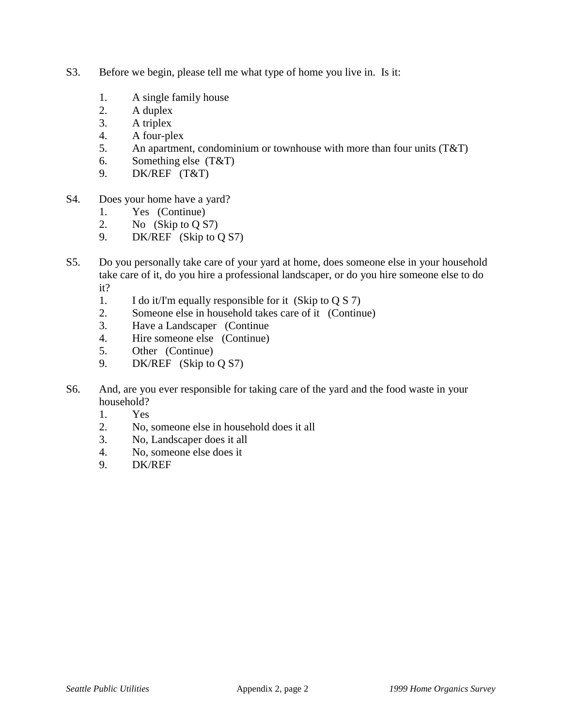S3. Before we begin, please tell me what type of home you live in. Is it:

1. A single family house
2. A duplex
3. A triplex
4. A four-plex
5. An apartment, condominium or townhouse with more than four units (T&T)
6. Something else (T&T)
9. DK/REF (T&T)

S4. Does your home have a yard?

1. Yes (Continue)
2. No (Skip to Q S7)
9. DK/REF (Skip to Q S7)

S5. Do you personally take care of your yard at home, does someone else in your household take care of it, do you hire a professional landscaper, or do you hire someone else to do it?

1. I do it/I'm equally responsible for it (Skip to Q S 7)
2. Someone else in household takes care of it (Continue)
3. Have a Landscaper (Continue
4. Hire someone else (Continue)
5. Other (Continue)
9. DK/REF (Skip to Q S7)

S6. And, are you ever responsible for taking care of the yard and the food waste in your household?

1. Yes
2. No, someone else in household does it all
3. No, Landscaper does it all
4. No, someone else does it
9. DK/REF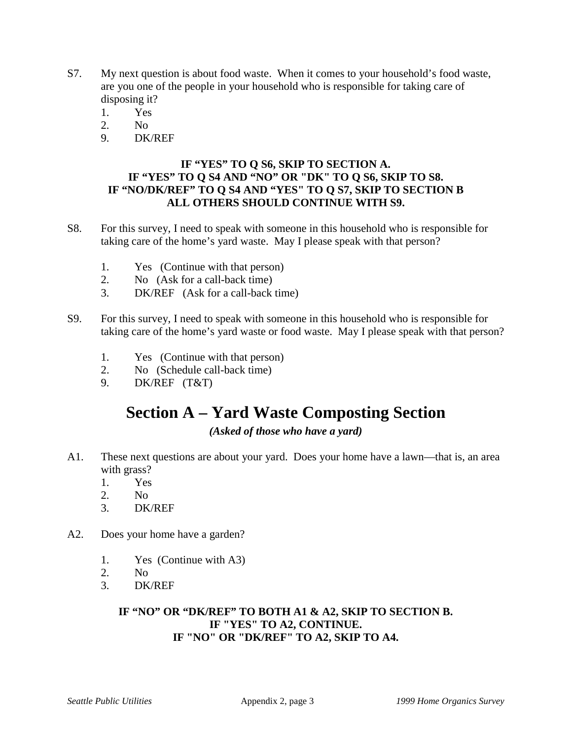S7. My next question is about food waste. When it comes to your household's food waste, are you one of the people in your household who is responsible for taking care of disposing it?

1. Yes
2. No
9. DK/REF

**IF "YES" TO Q S6, SKIP TO SECTION A.**
**IF "YES" TO Q S4 AND "NO" OR "DK" TO Q S6, SKIP TO S8.**
**IF "NO/DK/REF" TO Q S4 AND "YES" TO Q S7, SKIP TO SECTION B**
**ALL OTHERS SHOULD CONTINUE WITH S9.**

S8. For this survey, I need to speak with someone in this household who is responsible for taking care of the home's yard waste. May I please speak with that person?

1. Yes (Continue with that person)
2. No (Ask for a call-back time)
3. DK/REF (Ask for a call-back time)

S9. For this survey, I need to speak with someone in this household who is responsible for taking care of the home's yard waste or food waste. May I please speak with that person?

1. Yes (Continue with that person)
2. No (Schedule call-back time)
9. DK/REF (T&T)

# Section A – Yard Waste Composting Section

***(Asked of those who have a yard)***

A1. These next questions are about your yard. Does your home have a lawn—that is, an area with grass?

1. Yes
2. No
3. DK/REF

A2. Does your home have a garden?

1. Yes (Continue with A3)
2. No
3. DK/REF

**IF "NO" OR "DK/REF" TO BOTH A1 & A2, SKIP TO SECTION B.**
**IF "YES" TO A2, CONTINUE.**
**IF "NO" OR "DK/REF" TO A2, SKIP TO A4.**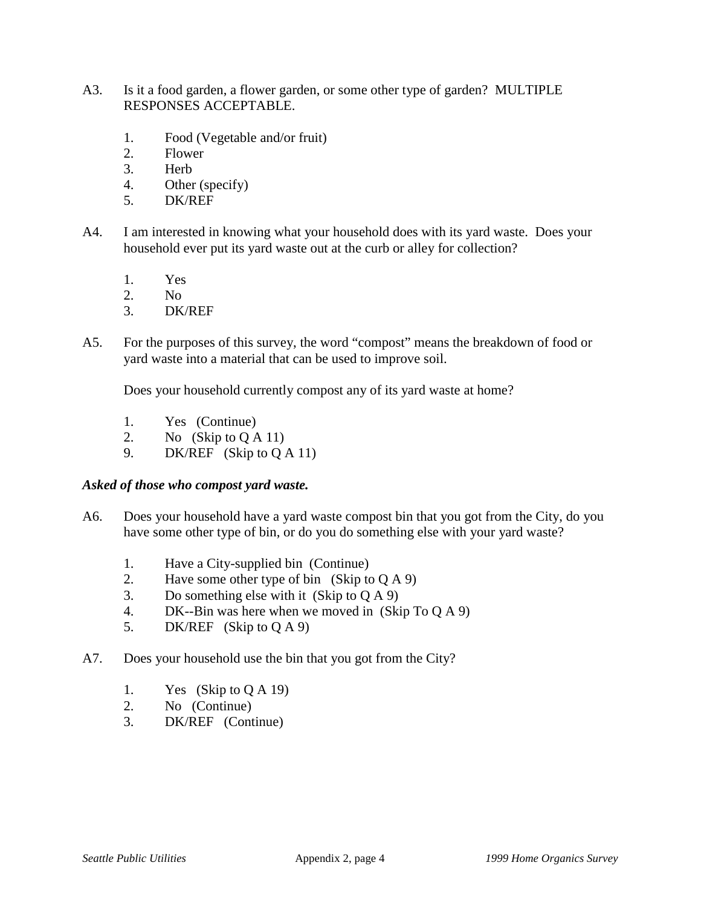A3. Is it a food garden, a flower garden, or some other type of garden? MULTIPLE RESPONSES ACCEPTABLE.

1. Food (Vegetable and/or fruit)
2. Flower
3. Herb
4. Other (specify)
5. DK/REF

A4. I am interested in knowing what your household does with its yard waste. Does your household ever put its yard waste out at the curb or alley for collection?

1. Yes
2. No
3. DK/REF

A5. For the purposes of this survey, the word "compost" means the breakdown of food or yard waste into a material that can be used to improve soil.

Does your household currently compost any of its yard waste at home?

1. Yes (Continue)
2. No (Skip to Q A 11)
9. DK/REF (Skip to Q A 11)

***Asked of those who compost yard waste.***

A6. Does your household have a yard waste compost bin that you got from the City, do you have some other type of bin, or do you do something else with your yard waste?

1. Have a City-supplied bin (Continue)
2. Have some other type of bin (Skip to Q A 9)
3. Do something else with it (Skip to Q A 9)
4. DK--Bin was here when we moved in (Skip To Q A 9)
5. DK/REF (Skip to Q A 9)

A7. Does your household use the bin that you got from the City?

1. Yes (Skip to Q A 19)
2. No (Continue)
3. DK/REF (Continue)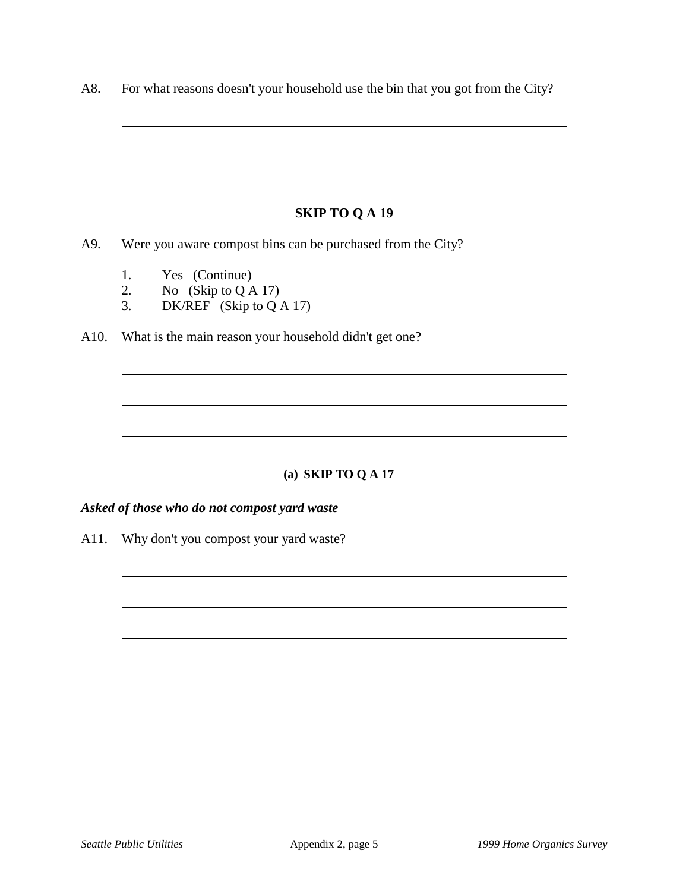A8. For what reasons doesn't your household use the bin that you got from the City?

______________________________________________________________

______________________________________________________________

______________________________________________________________

**SKIP TO Q A 19**

A9. Were you aware compost bins can be purchased from the City?

1. Yes (Continue)
2. No (Skip to Q A 17)
3. DK/REF (Skip to Q A 17)

A10. What is the main reason your household didn't get one?

______________________________________________________________

______________________________________________________________

______________________________________________________________

**(a) SKIP TO Q A 17**

***Asked of those who do not compost yard waste***

A11. Why don't you compost your yard waste?

______________________________________________________________

______________________________________________________________

______________________________________________________________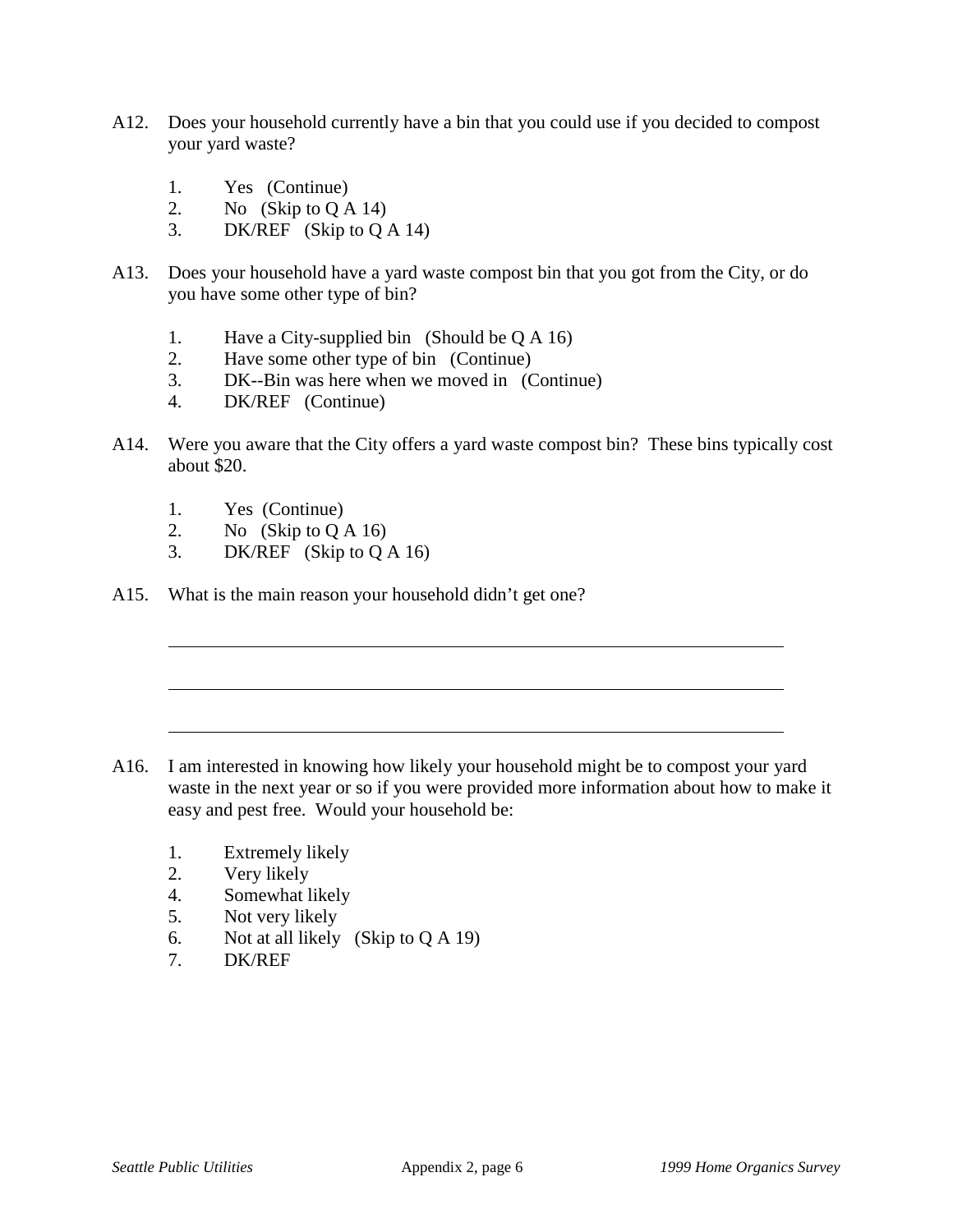A12. Does your household currently have a bin that you could use if you decided to compost your yard waste?

1. Yes (Continue)
2. No (Skip to Q A 14)
3. DK/REF (Skip to Q A 14)

A13. Does your household have a yard waste compost bin that you got from the City, or do you have some other type of bin?

1. Have a City-supplied bin (Should be Q A 16)
2. Have some other type of bin (Continue)
3. DK--Bin was here when we moved in (Continue)
4. DK/REF (Continue)

A14. Were you aware that the City offers a yard waste compost bin? These bins typically cost about $20.

1. Yes (Continue)
2. No (Skip to Q A 16)
3. DK/REF (Skip to Q A 16)

A15. What is the main reason your household didn't get one?

\_\_\_\_\_\_\_\_\_\_\_\_\_\_\_\_\_\_\_\_\_\_\_\_\_\_\_\_\_\_\_\_\_\_\_\_\_\_\_\_\_\_\_\_\_\_\_\_\_\_\_\_\_\_\_\_\_\_\_\_

\_\_\_\_\_\_\_\_\_\_\_\_\_\_\_\_\_\_\_\_\_\_\_\_\_\_\_\_\_\_\_\_\_\_\_\_\_\_\_\_\_\_\_\_\_\_\_\_\_\_\_\_\_\_\_\_\_\_\_\_

\_\_\_\_\_\_\_\_\_\_\_\_\_\_\_\_\_\_\_\_\_\_\_\_\_\_\_\_\_\_\_\_\_\_\_\_\_\_\_\_\_\_\_\_\_\_\_\_\_\_\_\_\_\_\_\_\_\_\_\_

A16. I am interested in knowing how likely your household might be to compost your yard waste in the next year or so if you were provided more information about how to make it easy and pest free. Would your household be:

1. Extremely likely
2. Very likely
4. Somewhat likely
5. Not very likely
6. Not at all likely (Skip to Q A 19)
7. DK/REF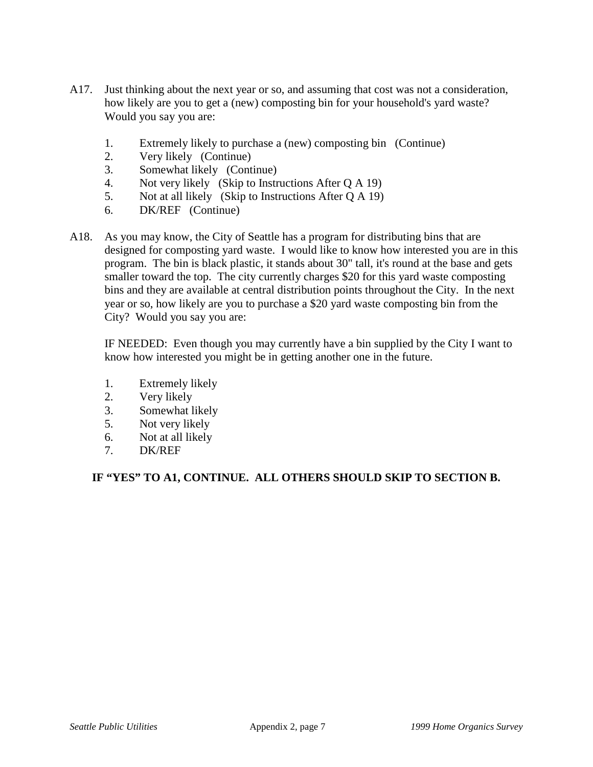A17. Just thinking about the next year or so, and assuming that cost was not a consideration, how likely are you to get a (new) composting bin for your household's yard waste? Would you say you are:

1. Extremely likely to purchase a (new) composting bin (Continue)
2. Very likely (Continue)
3. Somewhat likely (Continue)
4. Not very likely (Skip to Instructions After Q A 19)
5. Not at all likely (Skip to Instructions After Q A 19)
6. DK/REF (Continue)

A18. As you may know, the City of Seattle has a program for distributing bins that are designed for composting yard waste. I would like to know how interested you are in this program. The bin is black plastic, it stands about 30" tall, it's round at the base and gets smaller toward the top. The city currently charges $20 for this yard waste composting bins and they are available at central distribution points throughout the City. In the next year or so, how likely are you to purchase a $20 yard waste composting bin from the City? Would you say you are:

IF NEEDED: Even though you may currently have a bin supplied by the City I want to know how interested you might be in getting another one in the future.

1. Extremely likely
2. Very likely
3. Somewhat likely
5. Not very likely
6. Not at all likely
7. DK/REF

**IF "YES" TO A1, CONTINUE. ALL OTHERS SHOULD SKIP TO SECTION B.**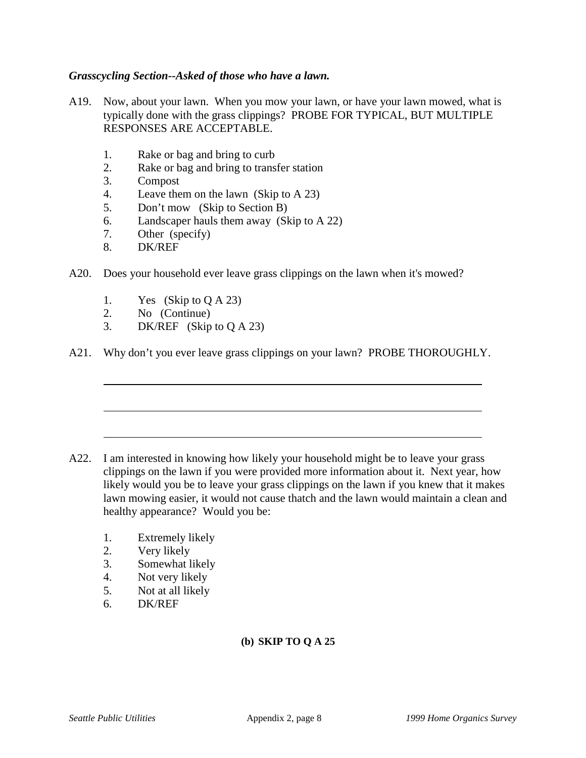***Grasscycling Section--Asked of those who have a lawn.***

A19. Now, about your lawn. When you mow your lawn, or have your lawn mowed, what is typically done with the grass clippings? PROBE FOR TYPICAL, BUT MULTIPLE RESPONSES ARE ACCEPTABLE.

1. Rake or bag and bring to curb
2. Rake or bag and bring to transfer station
3. Compost
4. Leave them on the lawn (Skip to A 23)
5. Don't mow (Skip to Section B)
6. Landscaper hauls them away (Skip to A 22)
7. Other (specify)
8. DK/REF

A20. Does your household ever leave grass clippings on the lawn when it's mowed?

1. Yes (Skip to Q A 23)
2. No (Continue)
3. DK/REF (Skip to Q A 23)

A21. Why don't you ever leave grass clippings on your lawn? PROBE THOROUGHLY.

\_\_\_\_\_\_\_\_\_\_\_\_\_\_\_\_\_\_\_\_\_\_\_\_\_\_\_\_\_\_\_\_\_\_\_\_\_\_\_\_\_\_\_\_\_\_\_\_\_\_\_\_\_\_\_\_\_\_\_\_

\_\_\_\_\_\_\_\_\_\_\_\_\_\_\_\_\_\_\_\_\_\_\_\_\_\_\_\_\_\_\_\_\_\_\_\_\_\_\_\_\_\_\_\_\_\_\_\_\_\_\_\_\_\_\_\_\_\_\_\_

\_\_\_\_\_\_\_\_\_\_\_\_\_\_\_\_\_\_\_\_\_\_\_\_\_\_\_\_\_\_\_\_\_\_\_\_\_\_\_\_\_\_\_\_\_\_\_\_\_\_\_\_\_\_\_\_\_\_\_\_

A22. I am interested in knowing how likely your household might be to leave your grass clippings on the lawn if you were provided more information about it. Next year, how likely would you be to leave your grass clippings on the lawn if you knew that it makes lawn mowing easier, it would not cause thatch and the lawn would maintain a clean and healthy appearance? Would you be:

1. Extremely likely
2. Very likely
3. Somewhat likely
4. Not very likely
5. Not at all likely
6. DK/REF

**(b) SKIP TO Q A 25**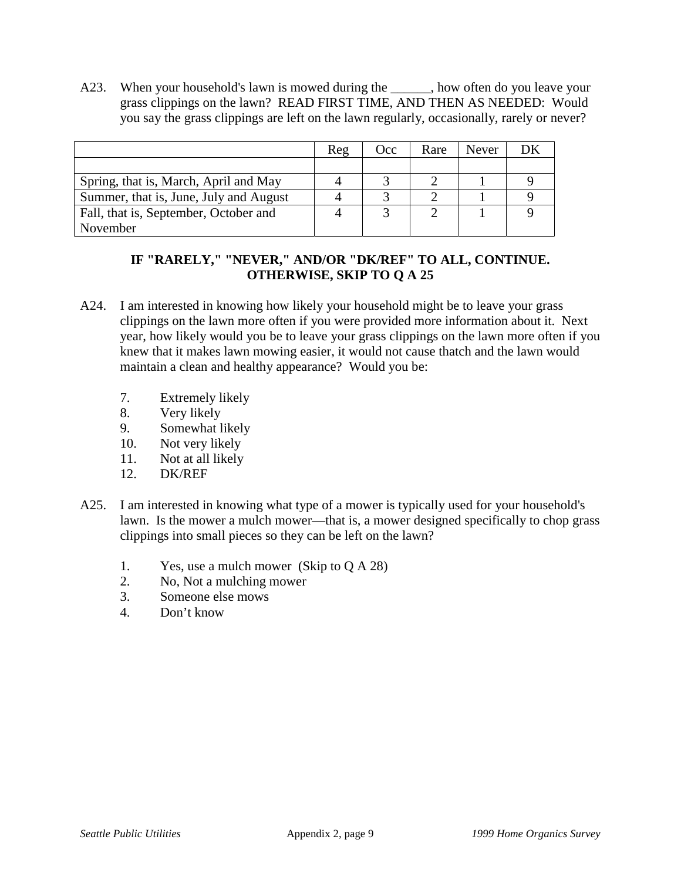A23. When your household's lawn is mowed during the ______, how often do you leave your grass clippings on the lawn? READ FIRST TIME, AND THEN AS NEEDED: Would you say the grass clippings are left on the lawn regularly, occasionally, rarely or never?

| | Reg | Occ | Rare | Never | DK |
|---|---|---|---|---|---|
| | | | | | |
| Spring, that is, March, April and May | 4 | 3 | 2 | 1 | 9 |
| Summer, that is, June, July and August | 4 | 3 | 2 | 1 | 9 |
| Fall, that is, September, October and November | 4 | 3 | 2 | 1 | 9 |

**IF "RARELY," "NEVER," AND/OR "DK/REF" TO ALL, CONTINUE. OTHERWISE, SKIP TO Q A 25**

A24. I am interested in knowing how likely your household might be to leave your grass clippings on the lawn more often if you were provided more information about it. Next year, how likely would you be to leave your grass clippings on the lawn more often if you knew that it makes lawn mowing easier, it would not cause thatch and the lawn would maintain a clean and healthy appearance? Would you be:

7. Extremely likely
8. Very likely
9. Somewhat likely
10. Not very likely
11. Not at all likely
12. DK/REF

A25. I am interested in knowing what type of a mower is typically used for your household's lawn. Is the mower a mulch mower—that is, a mower designed specifically to chop grass clippings into small pieces so they can be left on the lawn?

1. Yes, use a mulch mower (Skip to Q A 28)
2. No, Not a mulching mower
3. Someone else mows
4. Don't know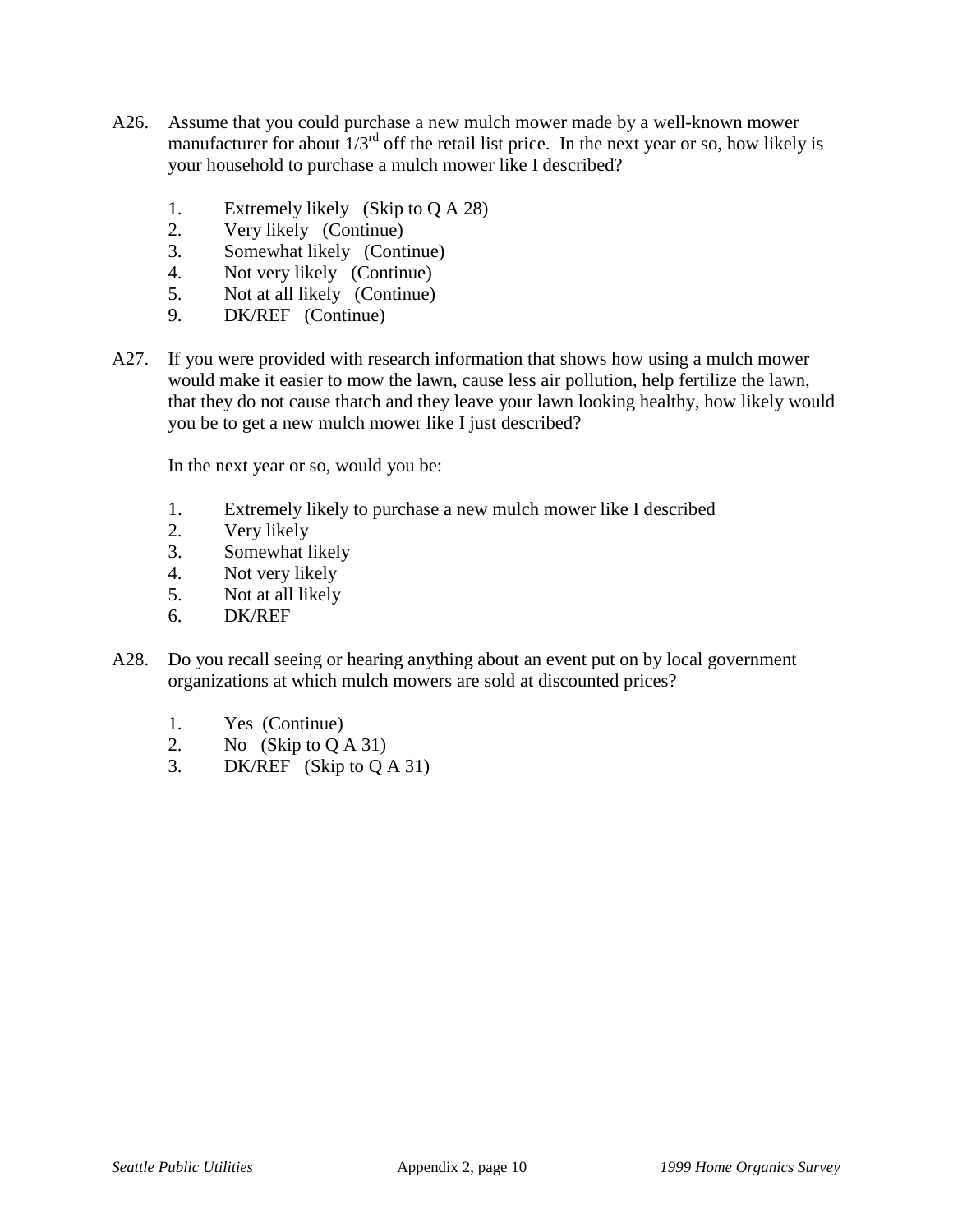A26. Assume that you could purchase a new mulch mower made by a well-known mower manufacturer for about 1/3rd off the retail list price. In the next year or so, how likely is your household to purchase a mulch mower like I described?

1. Extremely likely (Skip to Q A 28)
2. Very likely (Continue)
3. Somewhat likely (Continue)
4. Not very likely (Continue)
5. Not at all likely (Continue)
9. DK/REF (Continue)

A27. If you were provided with research information that shows how using a mulch mower would make it easier to mow the lawn, cause less air pollution, help fertilize the lawn, that they do not cause thatch and they leave your lawn looking healthy, how likely would you be to get a new mulch mower like I just described?

In the next year or so, would you be:

1. Extremely likely to purchase a new mulch mower like I described
2. Very likely
3. Somewhat likely
4. Not very likely
5. Not at all likely
6. DK/REF

A28. Do you recall seeing or hearing anything about an event put on by local government organizations at which mulch mowers are sold at discounted prices?

1. Yes (Continue)
2. No (Skip to Q A 31)
3. DK/REF (Skip to Q A 31)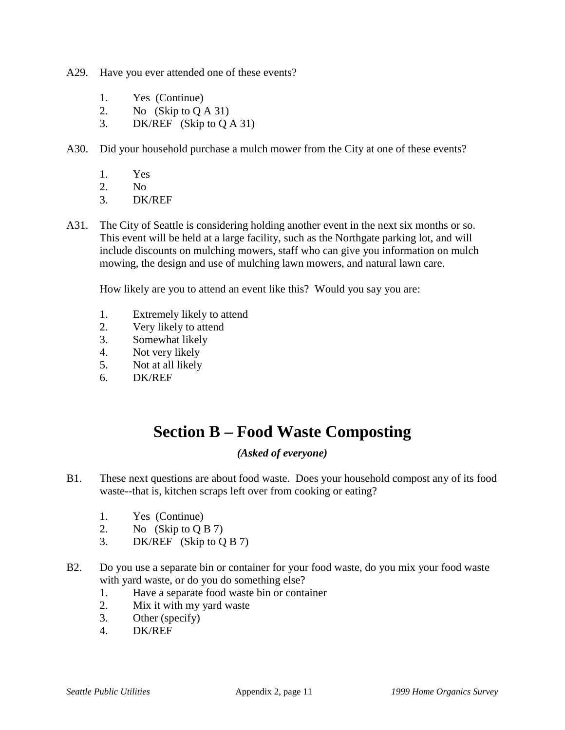A29. Have you ever attended one of these events?

1. Yes (Continue)
2. No (Skip to Q A 31)
3. DK/REF (Skip to Q A 31)

A30. Did your household purchase a mulch mower from the City at one of these events?

1. Yes
2. No
3. DK/REF

A31. The City of Seattle is considering holding another event in the next six months or so. This event will be held at a large facility, such as the Northgate parking lot, and will include discounts on mulching mowers, staff who can give you information on mulch mowing, the design and use of mulching lawn mowers, and natural lawn care.

How likely are you to attend an event like this? Would you say you are:

1. Extremely likely to attend
2. Very likely to attend
3. Somewhat likely
4. Not very likely
5. Not at all likely
6. DK/REF

# Section B – Food Waste Composting

***(Asked of everyone)***

B1. These next questions are about food waste. Does your household compost any of its food waste--that is, kitchen scraps left over from cooking or eating?

1. Yes (Continue)
2. No (Skip to Q B 7)
3. DK/REF (Skip to Q B 7)

B2. Do you use a separate bin or container for your food waste, do you mix your food waste with yard waste, or do you do something else?

1. Have a separate food waste bin or container
2. Mix it with my yard waste
3. Other (specify)
4. DK/REF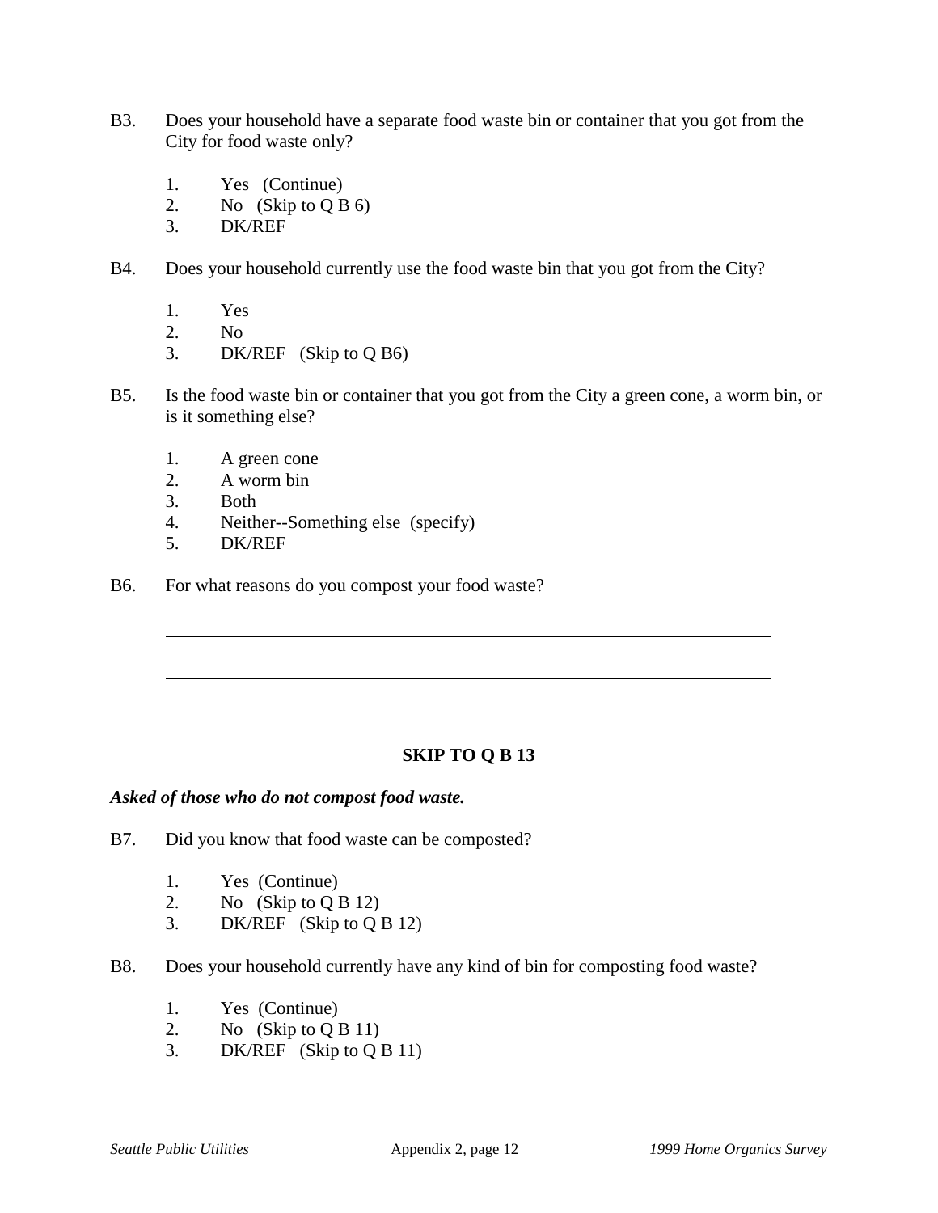B3. Does your household have a separate food waste bin or container that you got from the City for food waste only?

1. Yes (Continue)
2. No (Skip to Q B 6)
3. DK/REF

B4. Does your household currently use the food waste bin that you got from the City?

1. Yes
2. No
3. DK/REF (Skip to Q B6)

B5. Is the food waste bin or container that you got from the City a green cone, a worm bin, or is it something else?

1. A green cone
2. A worm bin
3. Both
4. Neither--Something else (specify)
5. DK/REF

B6. For what reasons do you compost your food waste?

\_\_\_\_\_\_\_\_\_\_\_\_\_\_\_\_\_\_\_\_\_\_\_\_\_\_\_\_\_\_\_\_\_\_\_\_\_\_\_\_\_\_\_\_\_\_\_\_\_\_\_\_\_\_\_\_\_\_\_\_

\_\_\_\_\_\_\_\_\_\_\_\_\_\_\_\_\_\_\_\_\_\_\_\_\_\_\_\_\_\_\_\_\_\_\_\_\_\_\_\_\_\_\_\_\_\_\_\_\_\_\_\_\_\_\_\_\_\_\_\_

\_\_\_\_\_\_\_\_\_\_\_\_\_\_\_\_\_\_\_\_\_\_\_\_\_\_\_\_\_\_\_\_\_\_\_\_\_\_\_\_\_\_\_\_\_\_\_\_\_\_\_\_\_\_\_\_\_\_\_\_

**SKIP TO Q B 13**

***Asked of those who do not compost food waste.***

B7. Did you know that food waste can be composted?

1. Yes (Continue)
2. No (Skip to Q B 12)
3. DK/REF (Skip to Q B 12)

B8. Does your household currently have any kind of bin for composting food waste?

1. Yes (Continue)
2. No (Skip to Q B 11)
3. DK/REF (Skip to Q B 11)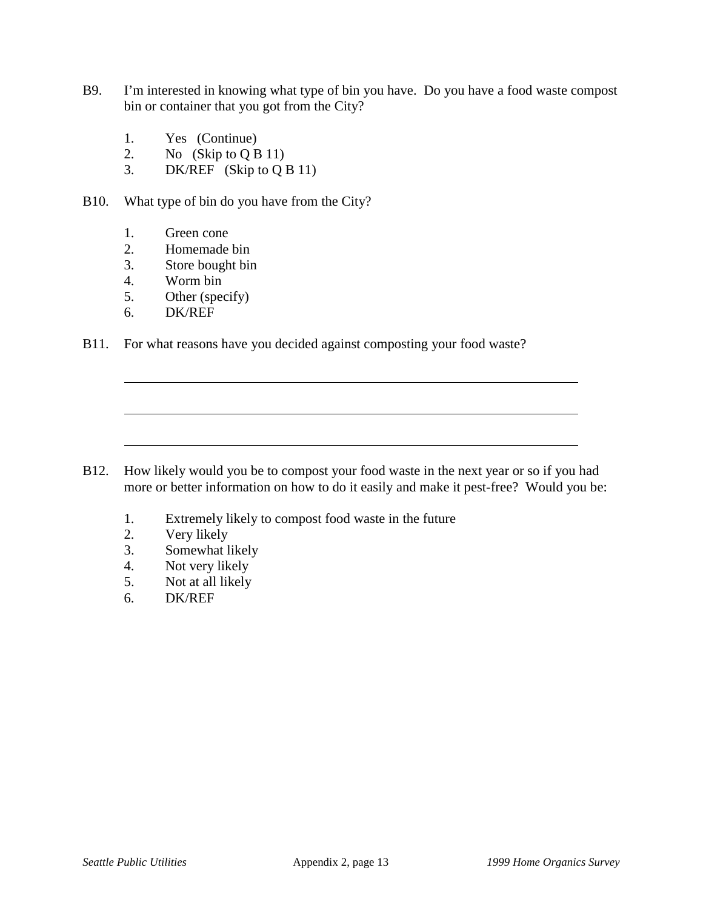B9. I'm interested in knowing what type of bin you have. Do you have a food waste compost bin or container that you got from the City?

1. Yes (Continue)
2. No (Skip to Q B 11)
3. DK/REF (Skip to Q B 11)

B10. What type of bin do you have from the City?

1. Green cone
2. Homemade bin
3. Store bought bin
4. Worm bin
5. Other (specify)
6. DK/REF

B11. For what reasons have you decided against composting your food waste?

\_\_\_\_\_\_\_\_\_\_\_\_\_\_\_\_\_\_\_\_\_\_\_\_\_\_\_\_\_\_\_\_\_\_\_\_\_\_\_\_\_\_\_\_\_\_\_\_\_\_\_\_\_\_\_\_\_\_\_\_

\_\_\_\_\_\_\_\_\_\_\_\_\_\_\_\_\_\_\_\_\_\_\_\_\_\_\_\_\_\_\_\_\_\_\_\_\_\_\_\_\_\_\_\_\_\_\_\_\_\_\_\_\_\_\_\_\_\_\_\_

\_\_\_\_\_\_\_\_\_\_\_\_\_\_\_\_\_\_\_\_\_\_\_\_\_\_\_\_\_\_\_\_\_\_\_\_\_\_\_\_\_\_\_\_\_\_\_\_\_\_\_\_\_\_\_\_\_\_\_\_

B12. How likely would you be to compost your food waste in the next year or so if you had more or better information on how to do it easily and make it pest-free? Would you be:

1. Extremely likely to compost food waste in the future
2. Very likely
3. Somewhat likely
4. Not very likely
5. Not at all likely
6. DK/REF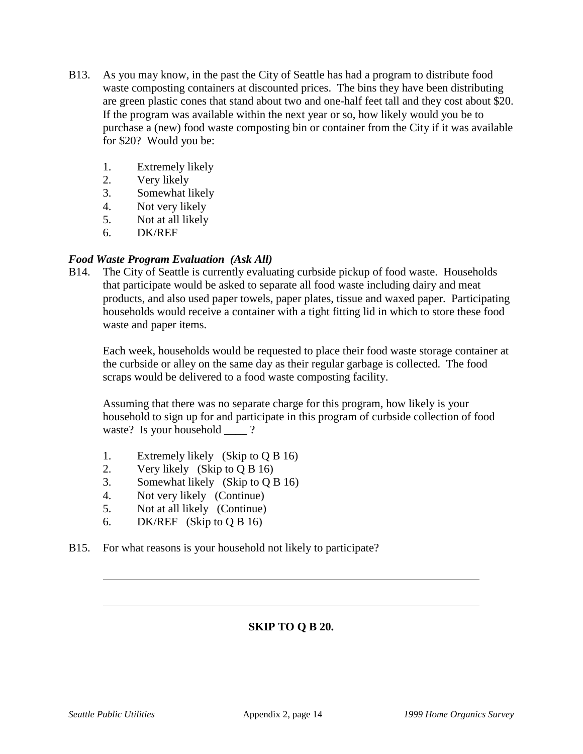B13. As you may know, in the past the City of Seattle has had a program to distribute food waste composting containers at discounted prices. The bins they have been distributing are green plastic cones that stand about two and one-half feet tall and they cost about $20. If the program was available within the next year or so, how likely would you be to purchase a (new) food waste composting bin or container from the City if it was available for $20? Would you be:

1. Extremely likely
2. Very likely
3. Somewhat likely
4. Not very likely
5. Not at all likely
6. DK/REF

***Food Waste Program Evaluation (Ask All)***

B14. The City of Seattle is currently evaluating curbside pickup of food waste. Households that participate would be asked to separate all food waste including dairy and meat products, and also used paper towels, paper plates, tissue and waxed paper. Participating households would receive a container with a tight fitting lid in which to store these food waste and paper items.

Each week, households would be requested to place their food waste storage container at the curbside or alley on the same day as their regular garbage is collected. The food scraps would be delivered to a food waste composting facility.

Assuming that there was no separate charge for this program, how likely is your household to sign up for and participate in this program of curbside collection of food waste? Is your household ____ ?

1. Extremely likely (Skip to Q B 16)
2. Very likely (Skip to Q B 16)
3. Somewhat likely (Skip to Q B 16)
4. Not very likely (Continue)
5. Not at all likely (Continue)
6. DK/REF (Skip to Q B 16)

B15. For what reasons is your household not likely to participate?

______________________________________________________________________

______________________________________________________________________

**SKIP TO Q B 20.**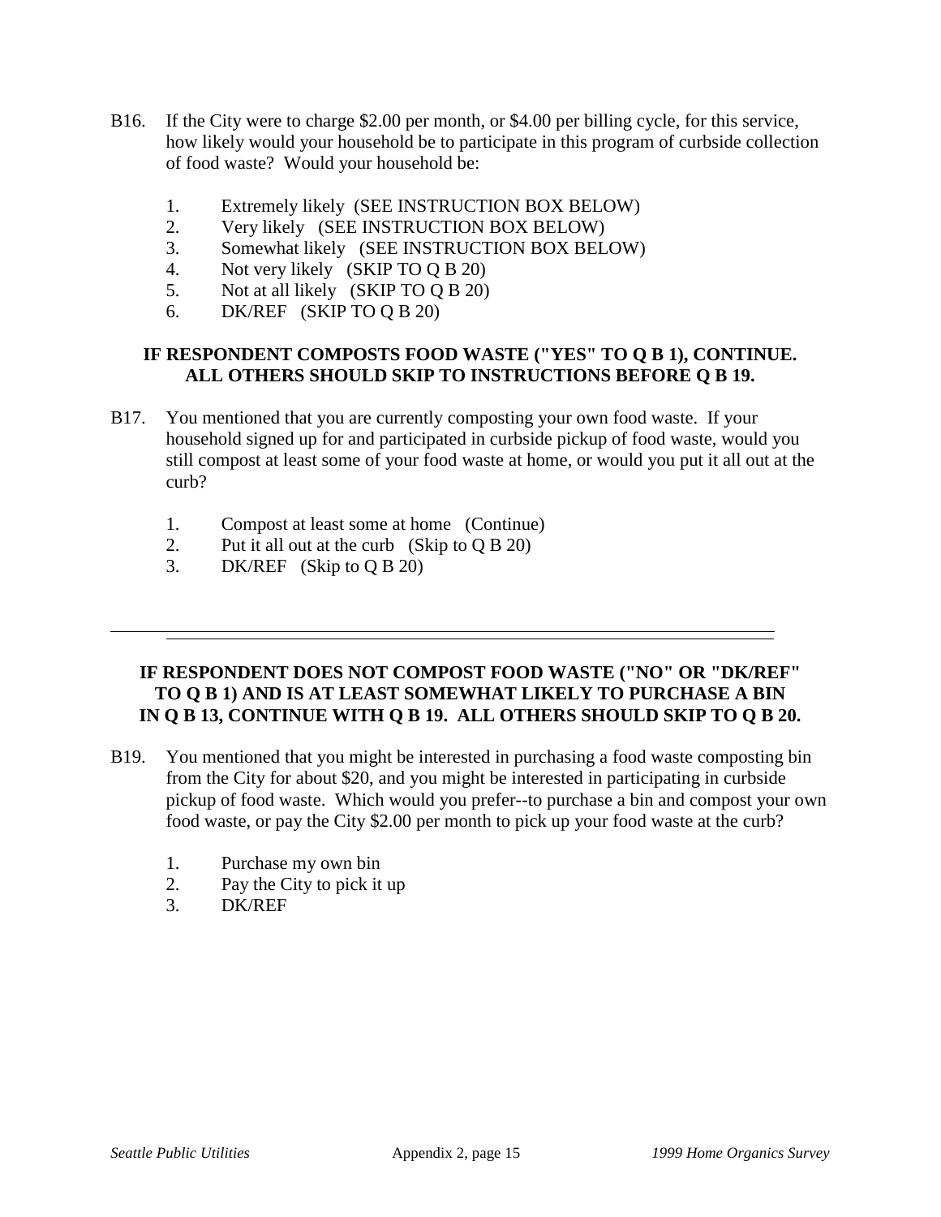B16. If the City were to charge \$2.00 per month, or \$4.00 per billing cycle, for this service, how likely would your household be to participate in this program of curbside collection of food waste? Would your household be:

1. Extremely likely (SEE INSTRUCTION BOX BELOW)
2. Very likely (SEE INSTRUCTION BOX BELOW)
3. Somewhat likely (SEE INSTRUCTION BOX BELOW)
4. Not very likely (SKIP TO Q B 20)
5. Not at all likely (SKIP TO Q B 20)
6. DK/REF (SKIP TO Q B 20)

**IF RESPONDENT COMPOSTS FOOD WASTE ("YES" TO Q B 1), CONTINUE. ALL OTHERS SHOULD SKIP TO INSTRUCTIONS BEFORE Q B 19.**

B17. You mentioned that you are currently composting your own food waste. If your household signed up for and participated in curbside pickup of food waste, would you still compost at least some of your food waste at home, or would you put it all out at the curb?

1. Compost at least some at home (Continue)
2. Put it all out at the curb (Skip to Q B 20)
3. DK/REF (Skip to Q B 20)

---

**IF RESPONDENT DOES NOT COMPOST FOOD WASTE ("NO" OR "DK/REF" TO Q B 1) AND IS AT LEAST SOMEWHAT LIKELY TO PURCHASE A BIN IN Q B 13, CONTINUE WITH Q B 19. ALL OTHERS SHOULD SKIP TO Q B 20.**

B19. You mentioned that you might be interested in purchasing a food waste composting bin from the City for about \$20, and you might be interested in participating in curbside pickup of food waste. Which would you prefer--to purchase a bin and compost your own food waste, or pay the City \$2.00 per month to pick up your food waste at the curb?

1. Purchase my own bin
2. Pay the City to pick it up
3. DK/REF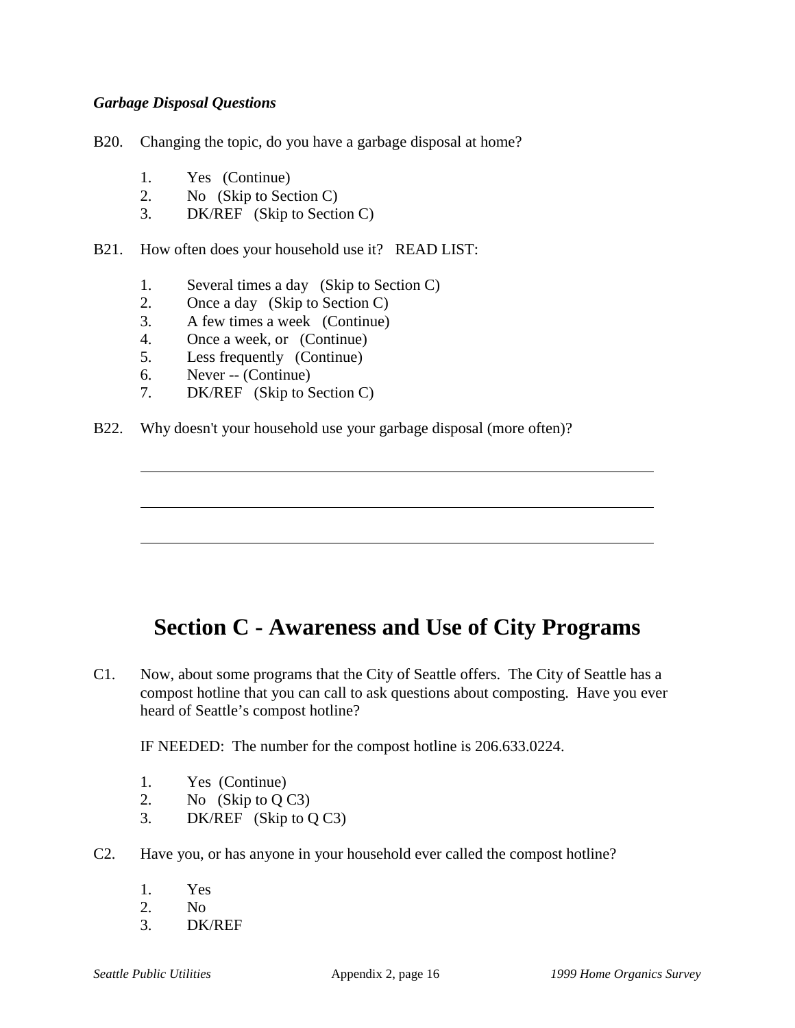***Garbage Disposal Questions***

B20. Changing the topic, do you have a garbage disposal at home?

1. Yes (Continue)
2. No (Skip to Section C)
3. DK/REF (Skip to Section C)

B21. How often does your household use it? READ LIST:

1. Several times a day (Skip to Section C)
2. Once a day (Skip to Section C)
3. A few times a week (Continue)
4. Once a week, or (Continue)
5. Less frequently (Continue)
6. Never -- (Continue)
7. DK/REF (Skip to Section C)

B22. Why doesn't your household use your garbage disposal (more often)?

\_\_\_\_\_\_\_\_\_\_\_\_\_\_\_\_\_\_\_\_\_\_\_\_\_\_\_\_\_\_\_\_\_\_\_\_\_\_\_\_\_\_\_\_\_\_\_\_\_\_\_\_\_\_\_\_\_\_\_\_

\_\_\_\_\_\_\_\_\_\_\_\_\_\_\_\_\_\_\_\_\_\_\_\_\_\_\_\_\_\_\_\_\_\_\_\_\_\_\_\_\_\_\_\_\_\_\_\_\_\_\_\_\_\_\_\_\_\_\_\_

\_\_\_\_\_\_\_\_\_\_\_\_\_\_\_\_\_\_\_\_\_\_\_\_\_\_\_\_\_\_\_\_\_\_\_\_\_\_\_\_\_\_\_\_\_\_\_\_\_\_\_\_\_\_\_\_\_\_\_\_

# Section C - Awareness and Use of City Programs

C1. Now, about some programs that the City of Seattle offers. The City of Seattle has a compost hotline that you can call to ask questions about composting. Have you ever heard of Seattle's compost hotline?

IF NEEDED: The number for the compost hotline is 206.633.0224.

1. Yes (Continue)
2. No (Skip to Q C3)
3. DK/REF (Skip to Q C3)

C2. Have you, or has anyone in your household ever called the compost hotline?

1. Yes
2. No
3. DK/REF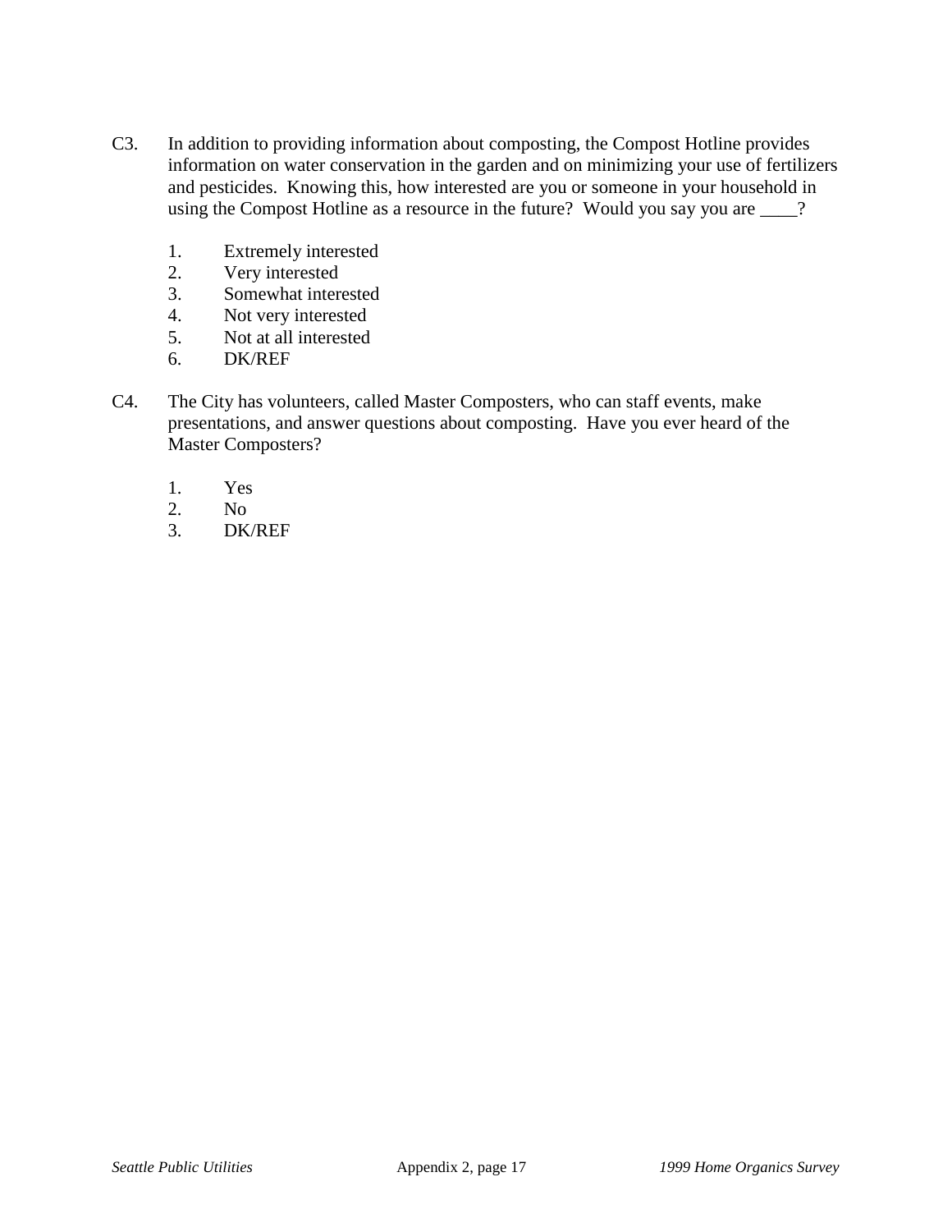C3. In addition to providing information about composting, the Compost Hotline provides information on water conservation in the garden and on minimizing your use of fertilizers and pesticides. Knowing this, how interested are you or someone in your household in using the Compost Hotline as a resource in the future? Would you say you are ____?

1. Extremely interested
2. Very interested
3. Somewhat interested
4. Not very interested
5. Not at all interested
6. DK/REF

C4. The City has volunteers, called Master Composters, who can staff events, make presentations, and answer questions about composting. Have you ever heard of the Master Composters?

1. Yes
2. No
3. DK/REF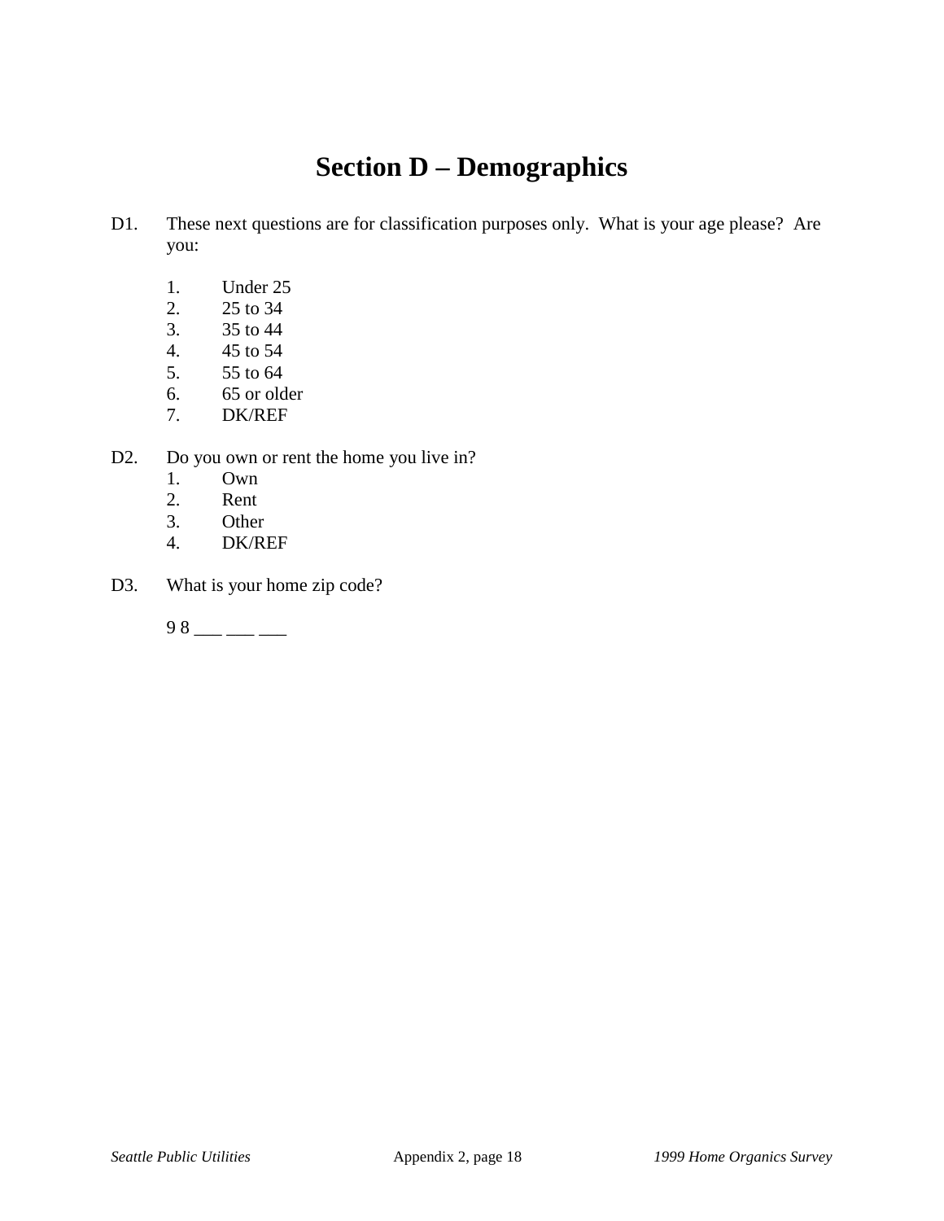# Section D – Demographics

D1. These next questions are for classification purposes only. What is your age please? Are you:

1. Under 25
2. 25 to 34
3. 35 to 44
4. 45 to 54
5. 55 to 64
6. 65 or older
7. DK/REF

D2. Do you own or rent the home you live in?

1. Own
2. Rent
3. Other
4. DK/REF

D3. What is your home zip code?

9 8 ___ ___ ___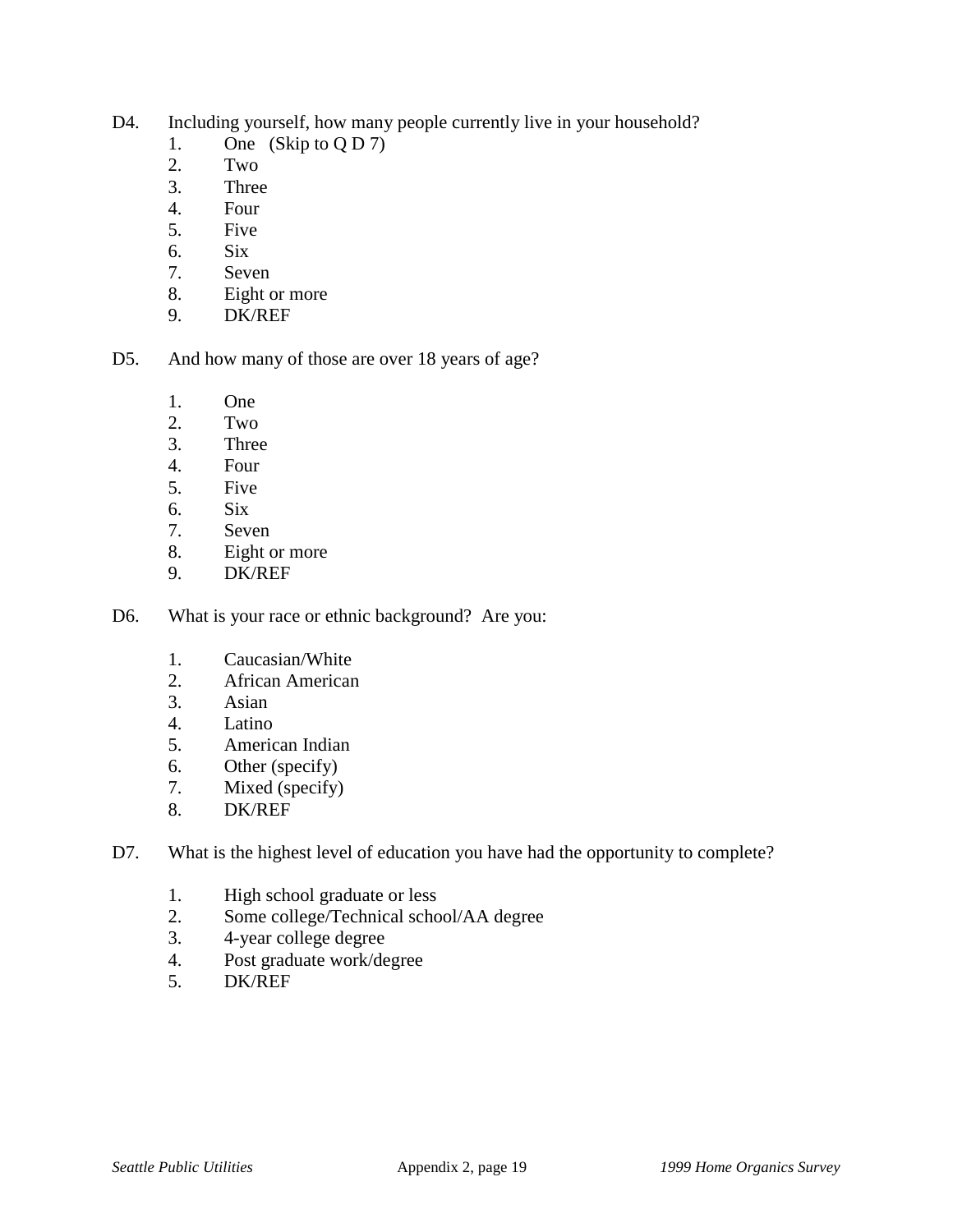D4. Including yourself, how many people currently live in your household?

1. One (Skip to Q D 7)
2. Two
3. Three
4. Four
5. Five
6. Six
7. Seven
8. Eight or more
9. DK/REF

D5. And how many of those are over 18 years of age?

1. One
2. Two
3. Three
4. Four
5. Five
6. Six
7. Seven
8. Eight or more
9. DK/REF

D6. What is your race or ethnic background? Are you:

1. Caucasian/White
2. African American
3. Asian
4. Latino
5. American Indian
6. Other (specify)
7. Mixed (specify)
8. DK/REF

D7. What is the highest level of education you have had the opportunity to complete?

1. High school graduate or less
2. Some college/Technical school/AA degree
3. 4-year college degree
4. Post graduate work/degree
5. DK/REF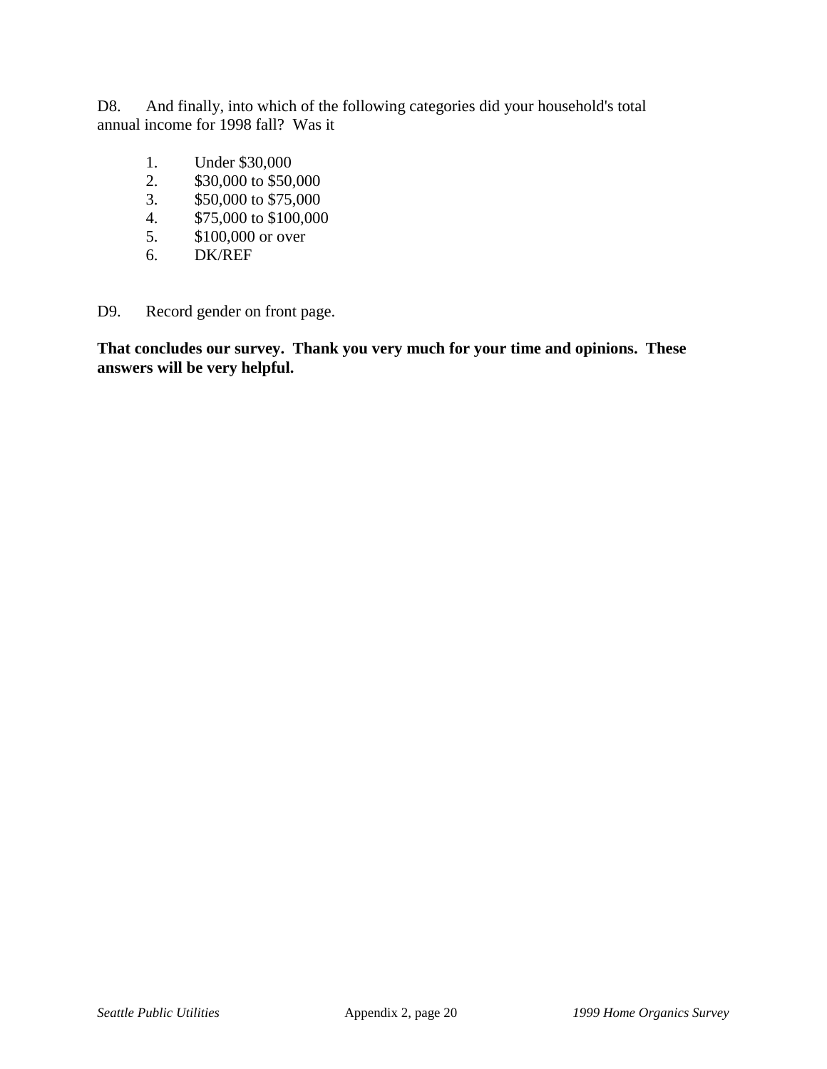D8. And finally, into which of the following categories did your household's total annual income for 1998 fall? Was it

1. Under $30,000
2. $30,000 to $50,000
3. $50,000 to $75,000
4. $75,000 to $100,000
5. $100,000 or over
6. DK/REF

D9. Record gender on front page.

**That concludes our survey. Thank you very much for your time and opinions. These answers will be very helpful.**